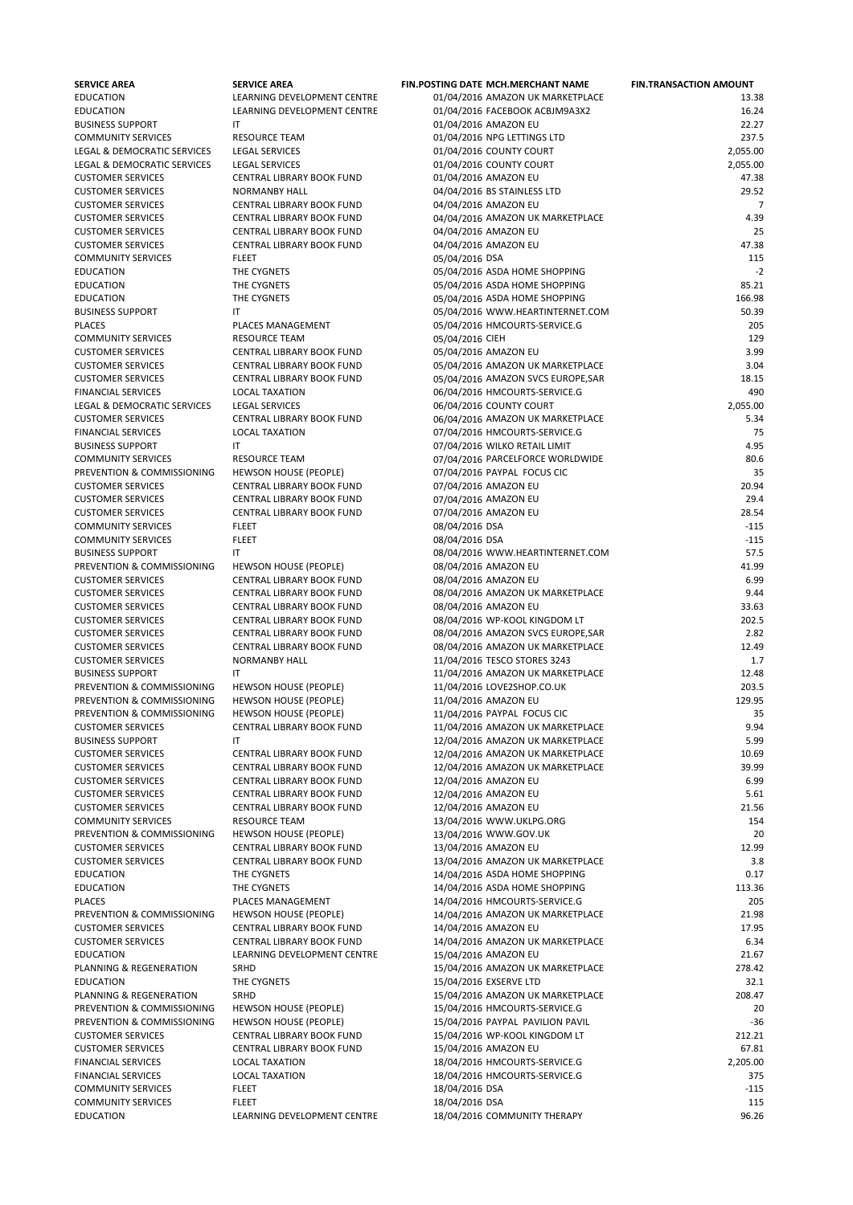| SERVICE AREA | SERVICE AREA | FIN.POSTING DATE | MCH.MERCHANT NAME | FIN.TRANSACTION AMOUNT |
|---|---|---|---|---|
| EDUCATION | LEARNING DEVELOPMENT CENTRE | 01/04/2016 | AMAZON UK MARKETPLACE | 13.38 |
| EDUCATION | LEARNING DEVELOPMENT CENTRE | 01/04/2016 | FACEBOOK ACBJM9A3X2 | 16.24 |
| BUSINESS SUPPORT | IT | 01/04/2016 | AMAZON EU | 22.27 |
| COMMUNITY SERVICES | RESOURCE TEAM | 01/04/2016 | NPG LETTINGS LTD | 237.5 |
| LEGAL & DEMOCRATIC SERVICES | LEGAL SERVICES | 01/04/2016 | COUNTY COURT | 2,055.00 |
| LEGAL & DEMOCRATIC SERVICES | LEGAL SERVICES | 01/04/2016 | COUNTY COURT | 2,055.00 |
| CUSTOMER SERVICES | CENTRAL LIBRARY BOOK FUND | 01/04/2016 | AMAZON EU | 47.38 |
| CUSTOMER SERVICES | NORMANBY HALL | 04/04/2016 | BS STAINLESS LTD | 29.52 |
| CUSTOMER SERVICES | CENTRAL LIBRARY BOOK FUND | 04/04/2016 | AMAZON EU | 7 |
| CUSTOMER SERVICES | CENTRAL LIBRARY BOOK FUND | 04/04/2016 | AMAZON UK MARKETPLACE | 4.39 |
| CUSTOMER SERVICES | CENTRAL LIBRARY BOOK FUND | 04/04/2016 | AMAZON EU | 25 |
| CUSTOMER SERVICES | CENTRAL LIBRARY BOOK FUND | 04/04/2016 | AMAZON EU | 47.38 |
| COMMUNITY SERVICES | FLEET | 05/04/2016 | DSA | 115 |
| EDUCATION | THE CYGNETS | 05/04/2016 | ASDA HOME SHOPPING | -2 |
| EDUCATION | THE CYGNETS | 05/04/2016 | ASDA HOME SHOPPING | 85.21 |
| EDUCATION | THE CYGNETS | 05/04/2016 | ASDA HOME SHOPPING | 166.98 |
| BUSINESS SUPPORT | IT | 05/04/2016 | WWW.HEARTINTERNET.COM | 50.39 |
| PLACES | PLACES MANAGEMENT | 05/04/2016 | HMCOURTS-SERVICE.G | 205 |
| COMMUNITY SERVICES | RESOURCE TEAM | 05/04/2016 | CIEH | 129 |
| CUSTOMER SERVICES | CENTRAL LIBRARY BOOK FUND | 05/04/2016 | AMAZON EU | 3.99 |
| CUSTOMER SERVICES | CENTRAL LIBRARY BOOK FUND | 05/04/2016 | AMAZON UK MARKETPLACE | 3.04 |
| CUSTOMER SERVICES | CENTRAL LIBRARY BOOK FUND | 05/04/2016 | AMAZON SVCS EUROPE,SAR | 18.15 |
| FINANCIAL SERVICES | LOCAL TAXATION | 06/04/2016 | HMCOURTS-SERVICE.G | 490 |
| LEGAL & DEMOCRATIC SERVICES | LEGAL SERVICES | 06/04/2016 | COUNTY COURT | 2,055.00 |
| CUSTOMER SERVICES | CENTRAL LIBRARY BOOK FUND | 06/04/2016 | AMAZON UK MARKETPLACE | 5.34 |
| FINANCIAL SERVICES | LOCAL TAXATION | 07/04/2016 | HMCOURTS-SERVICE.G | 75 |
| BUSINESS SUPPORT | IT | 07/04/2016 | WILKO RETAIL LIMIT | 4.95 |
| COMMUNITY SERVICES | RESOURCE TEAM | 07/04/2016 | PARCELFORCE WORLDWIDE | 80.6 |
| PREVENTION & COMMISSIONING | HEWSON HOUSE (PEOPLE) | 07/04/2016 | PAYPAL FOCUS CIC | 35 |
| CUSTOMER SERVICES | CENTRAL LIBRARY BOOK FUND | 07/04/2016 | AMAZON EU | 20.94 |
| CUSTOMER SERVICES | CENTRAL LIBRARY BOOK FUND | 07/04/2016 | AMAZON EU | 29.4 |
| CUSTOMER SERVICES | CENTRAL LIBRARY BOOK FUND | 07/04/2016 | AMAZON EU | 28.54 |
| COMMUNITY SERVICES | FLEET | 08/04/2016 | DSA | -115 |
| COMMUNITY SERVICES | FLEET | 08/04/2016 | DSA | -115 |
| BUSINESS SUPPORT | IT | 08/04/2016 | WWW.HEARTINTERNET.COM | 57.5 |
| PREVENTION & COMMISSIONING | HEWSON HOUSE (PEOPLE) | 08/04/2016 | AMAZON EU | 41.99 |
| CUSTOMER SERVICES | CENTRAL LIBRARY BOOK FUND | 08/04/2016 | AMAZON EU | 6.99 |
| CUSTOMER SERVICES | CENTRAL LIBRARY BOOK FUND | 08/04/2016 | AMAZON UK MARKETPLACE | 9.44 |
| CUSTOMER SERVICES | CENTRAL LIBRARY BOOK FUND | 08/04/2016 | AMAZON EU | 33.63 |
| CUSTOMER SERVICES | CENTRAL LIBRARY BOOK FUND | 08/04/2016 | WP-KOOL KINGDOM LT | 202.5 |
| CUSTOMER SERVICES | CENTRAL LIBRARY BOOK FUND | 08/04/2016 | AMAZON SVCS EUROPE,SAR | 2.82 |
| CUSTOMER SERVICES | CENTRAL LIBRARY BOOK FUND | 08/04/2016 | AMAZON UK MARKETPLACE | 12.49 |
| CUSTOMER SERVICES | NORMANBY HALL | 11/04/2016 | TESCO STORES 3243 | 1.7 |
| BUSINESS SUPPORT | IT | 11/04/2016 | AMAZON UK MARKETPLACE | 12.48 |
| PREVENTION & COMMISSIONING | HEWSON HOUSE (PEOPLE) | 11/04/2016 | LOVE2SHOP.CO.UK | 203.5 |
| PREVENTION & COMMISSIONING | HEWSON HOUSE (PEOPLE) | 11/04/2016 | AMAZON EU | 129.95 |
| PREVENTION & COMMISSIONING | HEWSON HOUSE (PEOPLE) | 11/04/2016 | PAYPAL FOCUS CIC | 35 |
| CUSTOMER SERVICES | CENTRAL LIBRARY BOOK FUND | 11/04/2016 | AMAZON UK MARKETPLACE | 9.94 |
| BUSINESS SUPPORT | IT | 12/04/2016 | AMAZON UK MARKETPLACE | 5.99 |
| CUSTOMER SERVICES | CENTRAL LIBRARY BOOK FUND | 12/04/2016 | AMAZON UK MARKETPLACE | 10.69 |
| CUSTOMER SERVICES | CENTRAL LIBRARY BOOK FUND | 12/04/2016 | AMAZON UK MARKETPLACE | 39.99 |
| CUSTOMER SERVICES | CENTRAL LIBRARY BOOK FUND | 12/04/2016 | AMAZON EU | 6.99 |
| CUSTOMER SERVICES | CENTRAL LIBRARY BOOK FUND | 12/04/2016 | AMAZON EU | 5.61 |
| CUSTOMER SERVICES | CENTRAL LIBRARY BOOK FUND | 12/04/2016 | AMAZON EU | 21.56 |
| COMMUNITY SERVICES | RESOURCE TEAM | 13/04/2016 | WWW.UKLPG.ORG | 154 |
| PREVENTION & COMMISSIONING | HEWSON HOUSE (PEOPLE) | 13/04/2016 | WWW.GOV.UK | 20 |
| CUSTOMER SERVICES | CENTRAL LIBRARY BOOK FUND | 13/04/2016 | AMAZON EU | 12.99 |
| CUSTOMER SERVICES | CENTRAL LIBRARY BOOK FUND | 13/04/2016 | AMAZON UK MARKETPLACE | 3.8 |
| EDUCATION | THE CYGNETS | 14/04/2016 | ASDA HOME SHOPPING | 0.17 |
| EDUCATION | THE CYGNETS | 14/04/2016 | ASDA HOME SHOPPING | 113.36 |
| PLACES | PLACES MANAGEMENT | 14/04/2016 | HMCOURTS-SERVICE.G | 205 |
| PREVENTION & COMMISSIONING | HEWSON HOUSE (PEOPLE) | 14/04/2016 | AMAZON UK MARKETPLACE | 21.98 |
| CUSTOMER SERVICES | CENTRAL LIBRARY BOOK FUND | 14/04/2016 | AMAZON EU | 17.95 |
| CUSTOMER SERVICES | CENTRAL LIBRARY BOOK FUND | 14/04/2016 | AMAZON UK MARKETPLACE | 6.34 |
| EDUCATION | LEARNING DEVELOPMENT CENTRE | 15/04/2016 | AMAZON EU | 21.67 |
| PLANNING & REGENERATION | SRHD | 15/04/2016 | AMAZON UK MARKETPLACE | 278.42 |
| EDUCATION | THE CYGNETS | 15/04/2016 | EXSERVE LTD | 32.1 |
| PLANNING & REGENERATION | SRHD | 15/04/2016 | AMAZON UK MARKETPLACE | 208.47 |
| PREVENTION & COMMISSIONING | HEWSON HOUSE (PEOPLE) | 15/04/2016 | HMCOURTS-SERVICE.G | 20 |
| PREVENTION & COMMISSIONING | HEWSON HOUSE (PEOPLE) | 15/04/2016 | PAYPAL PAVILION PAVIL | -36 |
| CUSTOMER SERVICES | CENTRAL LIBRARY BOOK FUND | 15/04/2016 | WP-KOOL KINGDOM LT | 212.21 |
| CUSTOMER SERVICES | CENTRAL LIBRARY BOOK FUND | 15/04/2016 | AMAZON EU | 67.81 |
| FINANCIAL SERVICES | LOCAL TAXATION | 18/04/2016 | HMCOURTS-SERVICE.G | 2,205.00 |
| FINANCIAL SERVICES | LOCAL TAXATION | 18/04/2016 | HMCOURTS-SERVICE.G | 375 |
| COMMUNITY SERVICES | FLEET | 18/04/2016 | DSA | -115 |
| COMMUNITY SERVICES | FLEET | 18/04/2016 | DSA | 115 |
| EDUCATION | LEARNING DEVELOPMENT CENTRE | 18/04/2016 | COMMUNITY THERAPY | 96.26 |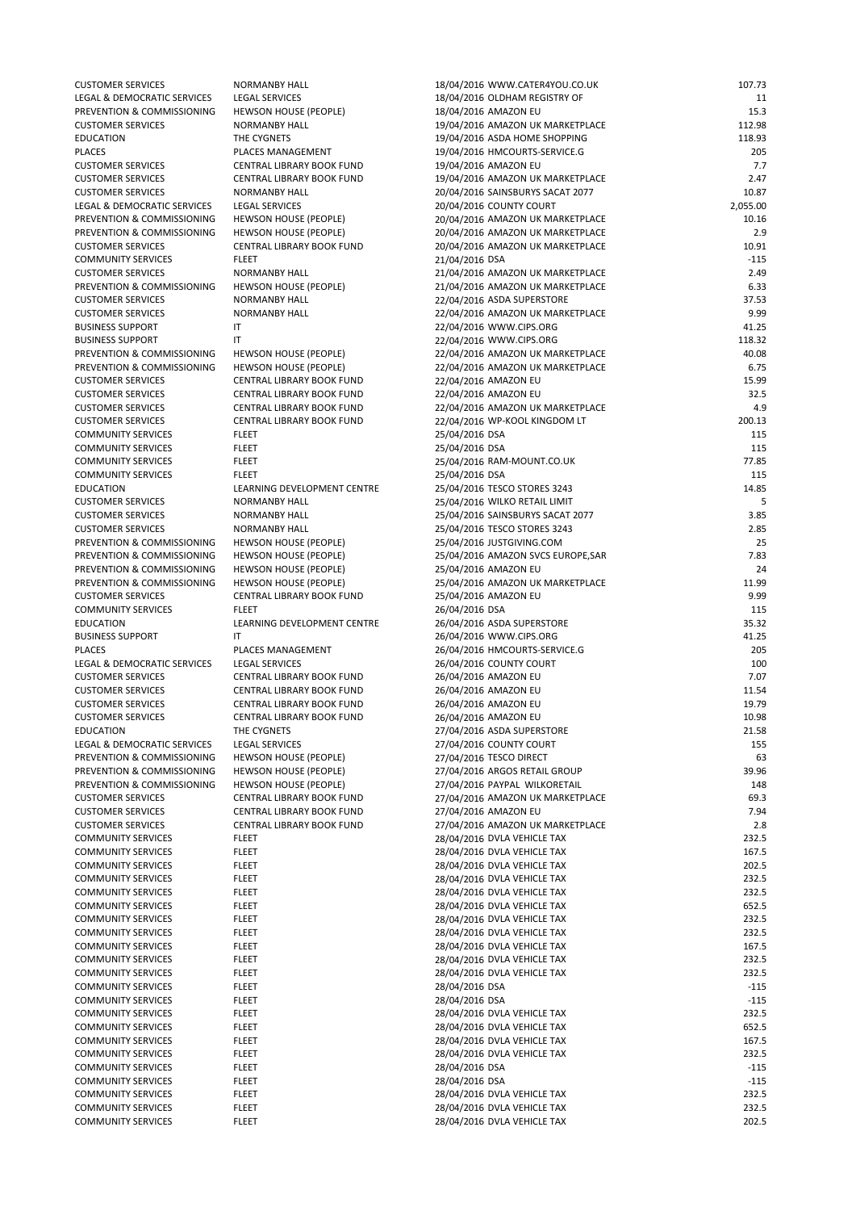| | | | | |
|---|---|---|---|---|
| CUSTOMER SERVICES | NORMANBY HALL | 18/04/2016 | WWW.CATER4YOU.CO.UK | 107.73 |
| LEGAL & DEMOCRATIC SERVICES | LEGAL SERVICES | 18/04/2016 | OLDHAM REGISTRY OF | 11 |
| PREVENTION & COMMISSIONING | HEWSON HOUSE (PEOPLE) | 18/04/2016 | AMAZON EU | 15.3 |
| CUSTOMER SERVICES | NORMANBY HALL | 19/04/2016 | AMAZON UK MARKETPLACE | 112.98 |
| EDUCATION | THE CYGNETS | 19/04/2016 | ASDA HOME SHOPPING | 118.93 |
| PLACES | PLACES MANAGEMENT | 19/04/2016 | HMCOURTS-SERVICE.G | 205 |
| CUSTOMER SERVICES | CENTRAL LIBRARY BOOK FUND | 19/04/2016 | AMAZON EU | 7.7 |
| CUSTOMER SERVICES | CENTRAL LIBRARY BOOK FUND | 19/04/2016 | AMAZON UK MARKETPLACE | 2.47 |
| CUSTOMER SERVICES | NORMANBY HALL | 20/04/2016 | SAINSBURYS SACAT 2077 | 10.87 |
| LEGAL & DEMOCRATIC SERVICES | LEGAL SERVICES | 20/04/2016 | COUNTY COURT | 2,055.00 |
| PREVENTION & COMMISSIONING | HEWSON HOUSE (PEOPLE) | 20/04/2016 | AMAZON UK MARKETPLACE | 10.16 |
| PREVENTION & COMMISSIONING | HEWSON HOUSE (PEOPLE) | 20/04/2016 | AMAZON UK MARKETPLACE | 2.9 |
| CUSTOMER SERVICES | CENTRAL LIBRARY BOOK FUND | 20/04/2016 | AMAZON UK MARKETPLACE | 10.91 |
| COMMUNITY SERVICES | FLEET | 21/04/2016 | DSA | -115 |
| CUSTOMER SERVICES | NORMANBY HALL | 21/04/2016 | AMAZON UK MARKETPLACE | 2.49 |
| PREVENTION & COMMISSIONING | HEWSON HOUSE (PEOPLE) | 21/04/2016 | AMAZON UK MARKETPLACE | 6.33 |
| CUSTOMER SERVICES | NORMANBY HALL | 22/04/2016 | ASDA SUPERSTORE | 37.53 |
| CUSTOMER SERVICES | NORMANBY HALL | 22/04/2016 | AMAZON UK MARKETPLACE | 9.99 |
| BUSINESS SUPPORT | IT | 22/04/2016 | WWW.CIPS.ORG | 41.25 |
| BUSINESS SUPPORT | IT | 22/04/2016 | WWW.CIPS.ORG | 118.32 |
| PREVENTION & COMMISSIONING | HEWSON HOUSE (PEOPLE) | 22/04/2016 | AMAZON UK MARKETPLACE | 40.08 |
| PREVENTION & COMMISSIONING | HEWSON HOUSE (PEOPLE) | 22/04/2016 | AMAZON UK MARKETPLACE | 6.75 |
| CUSTOMER SERVICES | CENTRAL LIBRARY BOOK FUND | 22/04/2016 | AMAZON EU | 15.99 |
| CUSTOMER SERVICES | CENTRAL LIBRARY BOOK FUND | 22/04/2016 | AMAZON EU | 32.5 |
| CUSTOMER SERVICES | CENTRAL LIBRARY BOOK FUND | 22/04/2016 | AMAZON UK MARKETPLACE | 4.9 |
| CUSTOMER SERVICES | CENTRAL LIBRARY BOOK FUND | 22/04/2016 | WP-KOOL KINGDOM LT | 200.13 |
| COMMUNITY SERVICES | FLEET | 25/04/2016 | DSA | 115 |
| COMMUNITY SERVICES | FLEET | 25/04/2016 | DSA | 115 |
| COMMUNITY SERVICES | FLEET | 25/04/2016 | RAM-MOUNT.CO.UK | 77.85 |
| COMMUNITY SERVICES | FLEET | 25/04/2016 | DSA | 115 |
| EDUCATION | LEARNING DEVELOPMENT CENTRE | 25/04/2016 | TESCO STORES 3243 | 14.85 |
| CUSTOMER SERVICES | NORMANBY HALL | 25/04/2016 | WILKO RETAIL LIMIT | 5 |
| CUSTOMER SERVICES | NORMANBY HALL | 25/04/2016 | SAINSBURYS SACAT 2077 | 3.85 |
| CUSTOMER SERVICES | NORMANBY HALL | 25/04/2016 | TESCO STORES 3243 | 2.85 |
| PREVENTION & COMMISSIONING | HEWSON HOUSE (PEOPLE) | 25/04/2016 | JUSTGIVING.COM | 25 |
| PREVENTION & COMMISSIONING | HEWSON HOUSE (PEOPLE) | 25/04/2016 | AMAZON SVCS EUROPE,SAR | 7.83 |
| PREVENTION & COMMISSIONING | HEWSON HOUSE (PEOPLE) | 25/04/2016 | AMAZON EU | 24 |
| PREVENTION & COMMISSIONING | HEWSON HOUSE (PEOPLE) | 25/04/2016 | AMAZON UK MARKETPLACE | 11.99 |
| CUSTOMER SERVICES | CENTRAL LIBRARY BOOK FUND | 25/04/2016 | AMAZON EU | 9.99 |
| COMMUNITY SERVICES | FLEET | 26/04/2016 | DSA | 115 |
| EDUCATION | LEARNING DEVELOPMENT CENTRE | 26/04/2016 | ASDA SUPERSTORE | 35.32 |
| BUSINESS SUPPORT | IT | 26/04/2016 | WWW.CIPS.ORG | 41.25 |
| PLACES | PLACES MANAGEMENT | 26/04/2016 | HMCOURTS-SERVICE.G | 205 |
| LEGAL & DEMOCRATIC SERVICES | LEGAL SERVICES | 26/04/2016 | COUNTY COURT | 100 |
| CUSTOMER SERVICES | CENTRAL LIBRARY BOOK FUND | 26/04/2016 | AMAZON EU | 7.07 |
| CUSTOMER SERVICES | CENTRAL LIBRARY BOOK FUND | 26/04/2016 | AMAZON EU | 11.54 |
| CUSTOMER SERVICES | CENTRAL LIBRARY BOOK FUND | 26/04/2016 | AMAZON EU | 19.79 |
| CUSTOMER SERVICES | CENTRAL LIBRARY BOOK FUND | 26/04/2016 | AMAZON EU | 10.98 |
| EDUCATION | THE CYGNETS | 27/04/2016 | ASDA SUPERSTORE | 21.58 |
| LEGAL & DEMOCRATIC SERVICES | LEGAL SERVICES | 27/04/2016 | COUNTY COURT | 155 |
| PREVENTION & COMMISSIONING | HEWSON HOUSE (PEOPLE) | 27/04/2016 | TESCO DIRECT | 63 |
| PREVENTION & COMMISSIONING | HEWSON HOUSE (PEOPLE) | 27/04/2016 | ARGOS RETAIL GROUP | 39.96 |
| PREVENTION & COMMISSIONING | HEWSON HOUSE (PEOPLE) | 27/04/2016 | PAYPAL WILKORETAIL | 148 |
| CUSTOMER SERVICES | CENTRAL LIBRARY BOOK FUND | 27/04/2016 | AMAZON UK MARKETPLACE | 69.3 |
| CUSTOMER SERVICES | CENTRAL LIBRARY BOOK FUND | 27/04/2016 | AMAZON EU | 7.94 |
| CUSTOMER SERVICES | CENTRAL LIBRARY BOOK FUND | 27/04/2016 | AMAZON UK MARKETPLACE | 2.8 |
| COMMUNITY SERVICES | FLEET | 28/04/2016 | DVLA VEHICLE TAX | 232.5 |
| COMMUNITY SERVICES | FLEET | 28/04/2016 | DVLA VEHICLE TAX | 167.5 |
| COMMUNITY SERVICES | FLEET | 28/04/2016 | DVLA VEHICLE TAX | 202.5 |
| COMMUNITY SERVICES | FLEET | 28/04/2016 | DVLA VEHICLE TAX | 232.5 |
| COMMUNITY SERVICES | FLEET | 28/04/2016 | DVLA VEHICLE TAX | 232.5 |
| COMMUNITY SERVICES | FLEET | 28/04/2016 | DVLA VEHICLE TAX | 652.5 |
| COMMUNITY SERVICES | FLEET | 28/04/2016 | DVLA VEHICLE TAX | 232.5 |
| COMMUNITY SERVICES | FLEET | 28/04/2016 | DVLA VEHICLE TAX | 232.5 |
| COMMUNITY SERVICES | FLEET | 28/04/2016 | DVLA VEHICLE TAX | 167.5 |
| COMMUNITY SERVICES | FLEET | 28/04/2016 | DVLA VEHICLE TAX | 232.5 |
| COMMUNITY SERVICES | FLEET | 28/04/2016 | DVLA VEHICLE TAX | 232.5 |
| COMMUNITY SERVICES | FLEET | 28/04/2016 | DSA | -115 |
| COMMUNITY SERVICES | FLEET | 28/04/2016 | DSA | -115 |
| COMMUNITY SERVICES | FLEET | 28/04/2016 | DVLA VEHICLE TAX | 232.5 |
| COMMUNITY SERVICES | FLEET | 28/04/2016 | DVLA VEHICLE TAX | 652.5 |
| COMMUNITY SERVICES | FLEET | 28/04/2016 | DVLA VEHICLE TAX | 167.5 |
| COMMUNITY SERVICES | FLEET | 28/04/2016 | DVLA VEHICLE TAX | 232.5 |
| COMMUNITY SERVICES | FLEET | 28/04/2016 | DSA | -115 |
| COMMUNITY SERVICES | FLEET | 28/04/2016 | DSA | -115 |
| COMMUNITY SERVICES | FLEET | 28/04/2016 | DVLA VEHICLE TAX | 232.5 |
| COMMUNITY SERVICES | FLEET | 28/04/2016 | DVLA VEHICLE TAX | 232.5 |
| COMMUNITY SERVICES | FLEET | 28/04/2016 | DVLA VEHICLE TAX | 202.5 |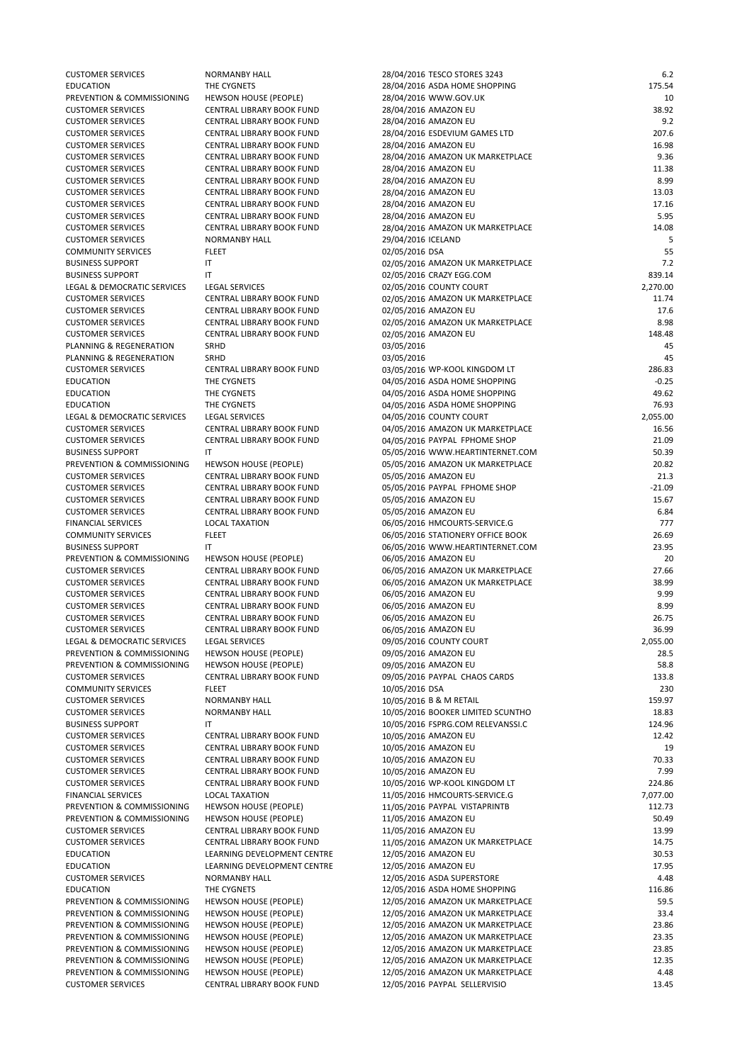| | | | | |
|---|---|---|---|---|
| CUSTOMER SERVICES | NORMANBY HALL | 28/04/2016 | TESCO STORES 3243 | 6.2 |
| EDUCATION | THE CYGNETS | 28/04/2016 | ASDA HOME SHOPPING | 175.54 |
| PREVENTION & COMMISSIONING | HEWSON HOUSE (PEOPLE) | 28/04/2016 | WWW.GOV.UK | 10 |
| CUSTOMER SERVICES | CENTRAL LIBRARY BOOK FUND | 28/04/2016 | AMAZON EU | 38.92 |
| CUSTOMER SERVICES | CENTRAL LIBRARY BOOK FUND | 28/04/2016 | AMAZON EU | 9.2 |
| CUSTOMER SERVICES | CENTRAL LIBRARY BOOK FUND | 28/04/2016 | ESDEVIUM GAMES LTD | 207.6 |
| CUSTOMER SERVICES | CENTRAL LIBRARY BOOK FUND | 28/04/2016 | AMAZON EU | 16.98 |
| CUSTOMER SERVICES | CENTRAL LIBRARY BOOK FUND | 28/04/2016 | AMAZON UK MARKETPLACE | 9.36 |
| CUSTOMER SERVICES | CENTRAL LIBRARY BOOK FUND | 28/04/2016 | AMAZON EU | 11.38 |
| CUSTOMER SERVICES | CENTRAL LIBRARY BOOK FUND | 28/04/2016 | AMAZON EU | 8.99 |
| CUSTOMER SERVICES | CENTRAL LIBRARY BOOK FUND | 28/04/2016 | AMAZON EU | 13.03 |
| CUSTOMER SERVICES | CENTRAL LIBRARY BOOK FUND | 28/04/2016 | AMAZON EU | 17.16 |
| CUSTOMER SERVICES | CENTRAL LIBRARY BOOK FUND | 28/04/2016 | AMAZON EU | 5.95 |
| CUSTOMER SERVICES | CENTRAL LIBRARY BOOK FUND | 28/04/2016 | AMAZON UK MARKETPLACE | 14.08 |
| CUSTOMER SERVICES | NORMANBY HALL | 29/04/2016 | ICELAND | 5 |
| COMMUNITY SERVICES | FLEET | 02/05/2016 | DSA | 55 |
| BUSINESS SUPPORT | IT | 02/05/2016 | AMAZON UK MARKETPLACE | 7.2 |
| BUSINESS SUPPORT | IT | 02/05/2016 | CRAZY EGG.COM | 839.14 |
| LEGAL & DEMOCRATIC SERVICES | LEGAL SERVICES | 02/05/2016 | COUNTY COURT | 2,270.00 |
| CUSTOMER SERVICES | CENTRAL LIBRARY BOOK FUND | 02/05/2016 | AMAZON UK MARKETPLACE | 11.74 |
| CUSTOMER SERVICES | CENTRAL LIBRARY BOOK FUND | 02/05/2016 | AMAZON EU | 17.6 |
| CUSTOMER SERVICES | CENTRAL LIBRARY BOOK FUND | 02/05/2016 | AMAZON UK MARKETPLACE | 8.98 |
| CUSTOMER SERVICES | CENTRAL LIBRARY BOOK FUND | 02/05/2016 | AMAZON EU | 148.48 |
| PLANNING & REGENERATION | SRHD | 03/05/2016 | | 45 |
| PLANNING & REGENERATION | SRHD | 03/05/2016 | | 45 |
| CUSTOMER SERVICES | CENTRAL LIBRARY BOOK FUND | 03/05/2016 | WP-KOOL KINGDOM LT | 286.83 |
| EDUCATION | THE CYGNETS | 04/05/2016 | ASDA HOME SHOPPING | -0.25 |
| EDUCATION | THE CYGNETS | 04/05/2016 | ASDA HOME SHOPPING | 49.62 |
| EDUCATION | THE CYGNETS | 04/05/2016 | ASDA HOME SHOPPING | 76.93 |
| LEGAL & DEMOCRATIC SERVICES | LEGAL SERVICES | 04/05/2016 | COUNTY COURT | 2,055.00 |
| CUSTOMER SERVICES | CENTRAL LIBRARY BOOK FUND | 04/05/2016 | AMAZON UK MARKETPLACE | 16.56 |
| CUSTOMER SERVICES | CENTRAL LIBRARY BOOK FUND | 04/05/2016 | PAYPAL FPHOME SHOP | 21.09 |
| BUSINESS SUPPORT | IT | 05/05/2016 | WWW.HEARTINTERNET.COM | 50.39 |
| PREVENTION & COMMISSIONING | HEWSON HOUSE (PEOPLE) | 05/05/2016 | AMAZON UK MARKETPLACE | 20.82 |
| CUSTOMER SERVICES | CENTRAL LIBRARY BOOK FUND | 05/05/2016 | AMAZON EU | 21.3 |
| CUSTOMER SERVICES | CENTRAL LIBRARY BOOK FUND | 05/05/2016 | PAYPAL FPHOME SHOP | -21.09 |
| CUSTOMER SERVICES | CENTRAL LIBRARY BOOK FUND | 05/05/2016 | AMAZON EU | 15.67 |
| CUSTOMER SERVICES | CENTRAL LIBRARY BOOK FUND | 05/05/2016 | AMAZON EU | 6.84 |
| FINANCIAL SERVICES | LOCAL TAXATION | 06/05/2016 | HMCOURTS-SERVICE.G | 777 |
| COMMUNITY SERVICES | FLEET | 06/05/2016 | STATIONERY OFFICE BOOK | 26.69 |
| BUSINESS SUPPORT | IT | 06/05/2016 | WWW.HEARTINTERNET.COM | 23.95 |
| PREVENTION & COMMISSIONING | HEWSON HOUSE (PEOPLE) | 06/05/2016 | AMAZON EU | 20 |
| CUSTOMER SERVICES | CENTRAL LIBRARY BOOK FUND | 06/05/2016 | AMAZON UK MARKETPLACE | 27.66 |
| CUSTOMER SERVICES | CENTRAL LIBRARY BOOK FUND | 06/05/2016 | AMAZON UK MARKETPLACE | 38.99 |
| CUSTOMER SERVICES | CENTRAL LIBRARY BOOK FUND | 06/05/2016 | AMAZON EU | 9.99 |
| CUSTOMER SERVICES | CENTRAL LIBRARY BOOK FUND | 06/05/2016 | AMAZON EU | 8.99 |
| CUSTOMER SERVICES | CENTRAL LIBRARY BOOK FUND | 06/05/2016 | AMAZON EU | 26.75 |
| CUSTOMER SERVICES | CENTRAL LIBRARY BOOK FUND | 06/05/2016 | AMAZON EU | 36.99 |
| LEGAL & DEMOCRATIC SERVICES | LEGAL SERVICES | 09/05/2016 | COUNTY COURT | 2,055.00 |
| PREVENTION & COMMISSIONING | HEWSON HOUSE (PEOPLE) | 09/05/2016 | AMAZON EU | 28.5 |
| PREVENTION & COMMISSIONING | HEWSON HOUSE (PEOPLE) | 09/05/2016 | AMAZON EU | 58.8 |
| CUSTOMER SERVICES | CENTRAL LIBRARY BOOK FUND | 09/05/2016 | PAYPAL CHAOS CARDS | 133.8 |
| COMMUNITY SERVICES | FLEET | 10/05/2016 | DSA | 230 |
| CUSTOMER SERVICES | NORMANBY HALL | 10/05/2016 | B & M RETAIL | 159.97 |
| CUSTOMER SERVICES | NORMANBY HALL | 10/05/2016 | BOOKER LIMITED SCUNTHO | 18.83 |
| BUSINESS SUPPORT | IT | 10/05/2016 | FSPRG.COM RELEVANSSI.C | 124.96 |
| CUSTOMER SERVICES | CENTRAL LIBRARY BOOK FUND | 10/05/2016 | AMAZON EU | 12.42 |
| CUSTOMER SERVICES | CENTRAL LIBRARY BOOK FUND | 10/05/2016 | AMAZON EU | 19 |
| CUSTOMER SERVICES | CENTRAL LIBRARY BOOK FUND | 10/05/2016 | AMAZON EU | 70.33 |
| CUSTOMER SERVICES | CENTRAL LIBRARY BOOK FUND | 10/05/2016 | AMAZON EU | 7.99 |
| CUSTOMER SERVICES | CENTRAL LIBRARY BOOK FUND | 10/05/2016 | WP-KOOL KINGDOM LT | 224.86 |
| FINANCIAL SERVICES | LOCAL TAXATION | 11/05/2016 | HMCOURTS-SERVICE.G | 7,077.00 |
| PREVENTION & COMMISSIONING | HEWSON HOUSE (PEOPLE) | 11/05/2016 | PAYPAL VISTAPRINTB | 112.73 |
| PREVENTION & COMMISSIONING | HEWSON HOUSE (PEOPLE) | 11/05/2016 | AMAZON EU | 50.49 |
| CUSTOMER SERVICES | CENTRAL LIBRARY BOOK FUND | 11/05/2016 | AMAZON EU | 13.99 |
| CUSTOMER SERVICES | CENTRAL LIBRARY BOOK FUND | 11/05/2016 | AMAZON UK MARKETPLACE | 14.75 |
| EDUCATION | LEARNING DEVELOPMENT CENTRE | 12/05/2016 | AMAZON EU | 30.53 |
| EDUCATION | LEARNING DEVELOPMENT CENTRE | 12/05/2016 | AMAZON EU | 17.95 |
| CUSTOMER SERVICES | NORMANBY HALL | 12/05/2016 | ASDA SUPERSTORE | 4.48 |
| EDUCATION | THE CYGNETS | 12/05/2016 | ASDA HOME SHOPPING | 116.86 |
| PREVENTION & COMMISSIONING | HEWSON HOUSE (PEOPLE) | 12/05/2016 | AMAZON UK MARKETPLACE | 59.5 |
| PREVENTION & COMMISSIONING | HEWSON HOUSE (PEOPLE) | 12/05/2016 | AMAZON UK MARKETPLACE | 33.4 |
| PREVENTION & COMMISSIONING | HEWSON HOUSE (PEOPLE) | 12/05/2016 | AMAZON UK MARKETPLACE | 23.86 |
| PREVENTION & COMMISSIONING | HEWSON HOUSE (PEOPLE) | 12/05/2016 | AMAZON UK MARKETPLACE | 23.35 |
| PREVENTION & COMMISSIONING | HEWSON HOUSE (PEOPLE) | 12/05/2016 | AMAZON UK MARKETPLACE | 23.85 |
| PREVENTION & COMMISSIONING | HEWSON HOUSE (PEOPLE) | 12/05/2016 | AMAZON UK MARKETPLACE | 12.35 |
| PREVENTION & COMMISSIONING | HEWSON HOUSE (PEOPLE) | 12/05/2016 | AMAZON UK MARKETPLACE | 4.48 |
| CUSTOMER SERVICES | CENTRAL LIBRARY BOOK FUND | 12/05/2016 | PAYPAL SELLERVISIO | 13.45 |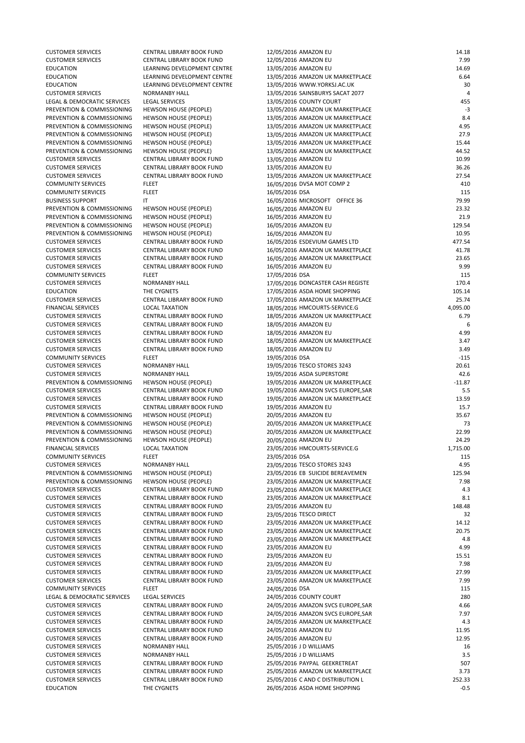| | | | | |
|---|---|---|---|---|
| CUSTOMER SERVICES | CENTRAL LIBRARY BOOK FUND | 12/05/2016 | AMAZON EU | 14.18 |
| CUSTOMER SERVICES | CENTRAL LIBRARY BOOK FUND | 12/05/2016 | AMAZON EU | 7.99 |
| EDUCATION | LEARNING DEVELOPMENT CENTRE | 13/05/2016 | AMAZON EU | 14.69 |
| EDUCATION | LEARNING DEVELOPMENT CENTRE | 13/05/2016 | AMAZON UK MARKETPLACE | 6.64 |
| EDUCATION | LEARNING DEVELOPMENT CENTRE | 13/05/2016 | WWW.YORKSJ.AC.UK | 30 |
| CUSTOMER SERVICES | NORMANBY HALL | 13/05/2016 | SAINSBURYS SACAT 2077 | 4 |
| LEGAL & DEMOCRATIC SERVICES | LEGAL SERVICES | 13/05/2016 | COUNTY COURT | 455 |
| PREVENTION & COMMISSIONING | HEWSON HOUSE (PEOPLE) | 13/05/2016 | AMAZON UK MARKETPLACE | -3 |
| PREVENTION & COMMISSIONING | HEWSON HOUSE (PEOPLE) | 13/05/2016 | AMAZON UK MARKETPLACE | 8.4 |
| PREVENTION & COMMISSIONING | HEWSON HOUSE (PEOPLE) | 13/05/2016 | AMAZON UK MARKETPLACE | 4.95 |
| PREVENTION & COMMISSIONING | HEWSON HOUSE (PEOPLE) | 13/05/2016 | AMAZON UK MARKETPLACE | 27.9 |
| PREVENTION & COMMISSIONING | HEWSON HOUSE (PEOPLE) | 13/05/2016 | AMAZON UK MARKETPLACE | 15.44 |
| PREVENTION & COMMISSIONING | HEWSON HOUSE (PEOPLE) | 13/05/2016 | AMAZON UK MARKETPLACE | 44.52 |
| CUSTOMER SERVICES | CENTRAL LIBRARY BOOK FUND | 13/05/2016 | AMAZON EU | 10.99 |
| CUSTOMER SERVICES | CENTRAL LIBRARY BOOK FUND | 13/05/2016 | AMAZON EU | 36.26 |
| CUSTOMER SERVICES | CENTRAL LIBRARY BOOK FUND | 13/05/2016 | AMAZON UK MARKETPLACE | 27.54 |
| COMMUNITY SERVICES | FLEET | 16/05/2016 | DVSA MOT COMP 2 | 410 |
| COMMUNITY SERVICES | FLEET | 16/05/2016 | DSA | 115 |
| BUSINESS SUPPORT | IT | 16/05/2016 | MICROSOFT OFFICE 36 | 79.99 |
| PREVENTION & COMMISSIONING | HEWSON HOUSE (PEOPLE) | 16/05/2016 | AMAZON EU | 23.32 |
| PREVENTION & COMMISSIONING | HEWSON HOUSE (PEOPLE) | 16/05/2016 | AMAZON EU | 21.9 |
| PREVENTION & COMMISSIONING | HEWSON HOUSE (PEOPLE) | 16/05/2016 | AMAZON EU | 129.54 |
| PREVENTION & COMMISSIONING | HEWSON HOUSE (PEOPLE) | 16/05/2016 | AMAZON EU | 10.95 |
| CUSTOMER SERVICES | CENTRAL LIBRARY BOOK FUND | 16/05/2016 | ESDEVIUM GAMES LTD | 477.54 |
| CUSTOMER SERVICES | CENTRAL LIBRARY BOOK FUND | 16/05/2016 | AMAZON UK MARKETPLACE | 41.78 |
| CUSTOMER SERVICES | CENTRAL LIBRARY BOOK FUND | 16/05/2016 | AMAZON UK MARKETPLACE | 23.65 |
| CUSTOMER SERVICES | CENTRAL LIBRARY BOOK FUND | 16/05/2016 | AMAZON EU | 9.99 |
| COMMUNITY SERVICES | FLEET | 17/05/2016 | DSA | 115 |
| CUSTOMER SERVICES | NORMANBY HALL | 17/05/2016 | DONCASTER CASH REGISTE | 170.4 |
| EDUCATION | THE CYGNETS | 17/05/2016 | ASDA HOME SHOPPING | 105.14 |
| CUSTOMER SERVICES | CENTRAL LIBRARY BOOK FUND | 17/05/2016 | AMAZON UK MARKETPLACE | 25.74 |
| FINANCIAL SERVICES | LOCAL TAXATION | 18/05/2016 | HMCOURTS-SERVICE.G | 4,095.00 |
| CUSTOMER SERVICES | CENTRAL LIBRARY BOOK FUND | 18/05/2016 | AMAZON UK MARKETPLACE | 6.79 |
| CUSTOMER SERVICES | CENTRAL LIBRARY BOOK FUND | 18/05/2016 | AMAZON EU | 6 |
| CUSTOMER SERVICES | CENTRAL LIBRARY BOOK FUND | 18/05/2016 | AMAZON EU | 4.99 |
| CUSTOMER SERVICES | CENTRAL LIBRARY BOOK FUND | 18/05/2016 | AMAZON UK MARKETPLACE | 3.47 |
| CUSTOMER SERVICES | CENTRAL LIBRARY BOOK FUND | 18/05/2016 | AMAZON EU | 3.49 |
| COMMUNITY SERVICES | FLEET | 19/05/2016 | DSA | -115 |
| CUSTOMER SERVICES | NORMANBY HALL | 19/05/2016 | TESCO STORES 3243 | 20.61 |
| CUSTOMER SERVICES | NORMANBY HALL | 19/05/2016 | ASDA SUPERSTORE | 42.6 |
| PREVENTION & COMMISSIONING | HEWSON HOUSE (PEOPLE) | 19/05/2016 | AMAZON UK MARKETPLACE | -11.87 |
| CUSTOMER SERVICES | CENTRAL LIBRARY BOOK FUND | 19/05/2016 | AMAZON SVCS EUROPE,SAR | 5.5 |
| CUSTOMER SERVICES | CENTRAL LIBRARY BOOK FUND | 19/05/2016 | AMAZON UK MARKETPLACE | 13.59 |
| CUSTOMER SERVICES | CENTRAL LIBRARY BOOK FUND | 19/05/2016 | AMAZON EU | 15.7 |
| PREVENTION & COMMISSIONING | HEWSON HOUSE (PEOPLE) | 20/05/2016 | AMAZON EU | 35.67 |
| PREVENTION & COMMISSIONING | HEWSON HOUSE (PEOPLE) | 20/05/2016 | AMAZON UK MARKETPLACE | 73 |
| PREVENTION & COMMISSIONING | HEWSON HOUSE (PEOPLE) | 20/05/2016 | AMAZON UK MARKETPLACE | 22.99 |
| PREVENTION & COMMISSIONING | HEWSON HOUSE (PEOPLE) | 20/05/2016 | AMAZON EU | 24.29 |
| FINANCIAL SERVICES | LOCAL TAXATION | 23/05/2016 | HMCOURTS-SERVICE.G | 1,715.00 |
| COMMUNITY SERVICES | FLEET | 23/05/2016 | DSA | 115 |
| CUSTOMER SERVICES | NORMANBY HALL | 23/05/2016 | TESCO STORES 3243 | 4.95 |
| PREVENTION & COMMISSIONING | HEWSON HOUSE (PEOPLE) | 23/05/2016 | EB SUICIDE BEREAVEMEN | 125.94 |
| PREVENTION & COMMISSIONING | HEWSON HOUSE (PEOPLE) | 23/05/2016 | AMAZON UK MARKETPLACE | 7.98 |
| CUSTOMER SERVICES | CENTRAL LIBRARY BOOK FUND | 23/05/2016 | AMAZON UK MARKETPLACE | 4.3 |
| CUSTOMER SERVICES | CENTRAL LIBRARY BOOK FUND | 23/05/2016 | AMAZON UK MARKETPLACE | 8.1 |
| CUSTOMER SERVICES | CENTRAL LIBRARY BOOK FUND | 23/05/2016 | AMAZON EU | 148.48 |
| CUSTOMER SERVICES | CENTRAL LIBRARY BOOK FUND | 23/05/2016 | TESCO DIRECT | 32 |
| CUSTOMER SERVICES | CENTRAL LIBRARY BOOK FUND | 23/05/2016 | AMAZON UK MARKETPLACE | 14.12 |
| CUSTOMER SERVICES | CENTRAL LIBRARY BOOK FUND | 23/05/2016 | AMAZON UK MARKETPLACE | 20.75 |
| CUSTOMER SERVICES | CENTRAL LIBRARY BOOK FUND | 23/05/2016 | AMAZON UK MARKETPLACE | 4.8 |
| CUSTOMER SERVICES | CENTRAL LIBRARY BOOK FUND | 23/05/2016 | AMAZON EU | 4.99 |
| CUSTOMER SERVICES | CENTRAL LIBRARY BOOK FUND | 23/05/2016 | AMAZON EU | 15.51 |
| CUSTOMER SERVICES | CENTRAL LIBRARY BOOK FUND | 23/05/2016 | AMAZON EU | 7.98 |
| CUSTOMER SERVICES | CENTRAL LIBRARY BOOK FUND | 23/05/2016 | AMAZON UK MARKETPLACE | 27.99 |
| CUSTOMER SERVICES | CENTRAL LIBRARY BOOK FUND | 23/05/2016 | AMAZON UK MARKETPLACE | 7.99 |
| COMMUNITY SERVICES | FLEET | 24/05/2016 | DSA | 115 |
| LEGAL & DEMOCRATIC SERVICES | LEGAL SERVICES | 24/05/2016 | COUNTY COURT | 280 |
| CUSTOMER SERVICES | CENTRAL LIBRARY BOOK FUND | 24/05/2016 | AMAZON SVCS EUROPE,SAR | 4.66 |
| CUSTOMER SERVICES | CENTRAL LIBRARY BOOK FUND | 24/05/2016 | AMAZON SVCS EUROPE,SAR | 7.97 |
| CUSTOMER SERVICES | CENTRAL LIBRARY BOOK FUND | 24/05/2016 | AMAZON UK MARKETPLACE | 4.3 |
| CUSTOMER SERVICES | CENTRAL LIBRARY BOOK FUND | 24/05/2016 | AMAZON EU | 11.95 |
| CUSTOMER SERVICES | CENTRAL LIBRARY BOOK FUND | 24/05/2016 | AMAZON EU | 12.95 |
| CUSTOMER SERVICES | NORMANBY HALL | 25/05/2016 | J D WILLIAMS | 16 |
| CUSTOMER SERVICES | NORMANBY HALL | 25/05/2016 | J D WILLIAMS | 3.5 |
| CUSTOMER SERVICES | CENTRAL LIBRARY BOOK FUND | 25/05/2016 | PAYPAL GEEKRETREAT | 507 |
| CUSTOMER SERVICES | CENTRAL LIBRARY BOOK FUND | 25/05/2016 | AMAZON UK MARKETPLACE | 3.73 |
| CUSTOMER SERVICES | CENTRAL LIBRARY BOOK FUND | 25/05/2016 | C AND C DISTRIBUTION L | 252.33 |
| EDUCATION | THE CYGNETS | 26/05/2016 | ASDA HOME SHOPPING | -0.5 |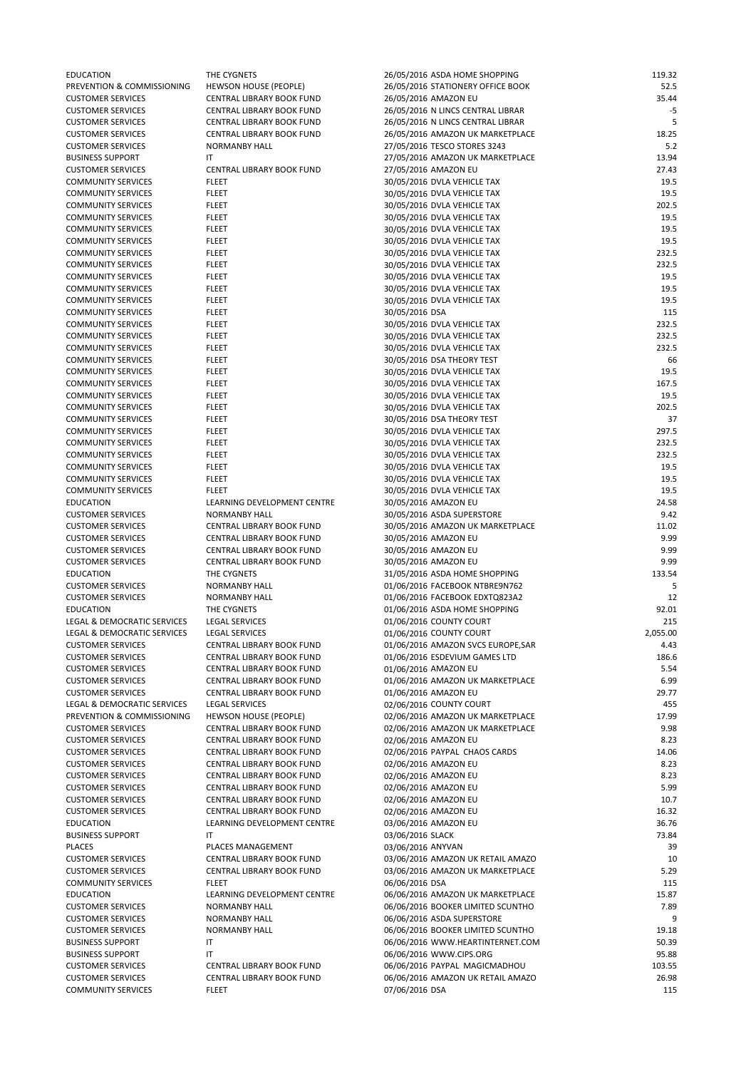| | | | | |
|---|---|---|---|---|
| EDUCATION | THE CYGNETS | 26/05/2016 | ASDA HOME SHOPPING | 119.32 |
| PREVENTION & COMMISSIONING | HEWSON HOUSE (PEOPLE) | 26/05/2016 | STATIONERY OFFICE BOOK | 52.5 |
| CUSTOMER SERVICES | CENTRAL LIBRARY BOOK FUND | 26/05/2016 | AMAZON EU | 35.44 |
| CUSTOMER SERVICES | CENTRAL LIBRARY BOOK FUND | 26/05/2016 | N LINCS CENTRAL LIBRAR | -5 |
| CUSTOMER SERVICES | CENTRAL LIBRARY BOOK FUND | 26/05/2016 | N LINCS CENTRAL LIBRAR | 5 |
| CUSTOMER SERVICES | CENTRAL LIBRARY BOOK FUND | 26/05/2016 | AMAZON UK MARKETPLACE | 18.25 |
| CUSTOMER SERVICES | NORMANBY HALL | 27/05/2016 | TESCO STORES 3243 | 5.2 |
| BUSINESS SUPPORT | IT | 27/05/2016 | AMAZON UK MARKETPLACE | 13.94 |
| CUSTOMER SERVICES | CENTRAL LIBRARY BOOK FUND | 27/05/2016 | AMAZON EU | 27.43 |
| COMMUNITY SERVICES | FLEET | 30/05/2016 | DVLA VEHICLE TAX | 19.5 |
| COMMUNITY SERVICES | FLEET | 30/05/2016 | DVLA VEHICLE TAX | 19.5 |
| COMMUNITY SERVICES | FLEET | 30/05/2016 | DVLA VEHICLE TAX | 202.5 |
| COMMUNITY SERVICES | FLEET | 30/05/2016 | DVLA VEHICLE TAX | 19.5 |
| COMMUNITY SERVICES | FLEET | 30/05/2016 | DVLA VEHICLE TAX | 19.5 |
| COMMUNITY SERVICES | FLEET | 30/05/2016 | DVLA VEHICLE TAX | 19.5 |
| COMMUNITY SERVICES | FLEET | 30/05/2016 | DVLA VEHICLE TAX | 232.5 |
| COMMUNITY SERVICES | FLEET | 30/05/2016 | DVLA VEHICLE TAX | 232.5 |
| COMMUNITY SERVICES | FLEET | 30/05/2016 | DVLA VEHICLE TAX | 19.5 |
| COMMUNITY SERVICES | FLEET | 30/05/2016 | DVLA VEHICLE TAX | 19.5 |
| COMMUNITY SERVICES | FLEET | 30/05/2016 | DVLA VEHICLE TAX | 19.5 |
| COMMUNITY SERVICES | FLEET | 30/05/2016 | DSA | 115 |
| COMMUNITY SERVICES | FLEET | 30/05/2016 | DVLA VEHICLE TAX | 232.5 |
| COMMUNITY SERVICES | FLEET | 30/05/2016 | DVLA VEHICLE TAX | 232.5 |
| COMMUNITY SERVICES | FLEET | 30/05/2016 | DVLA VEHICLE TAX | 232.5 |
| COMMUNITY SERVICES | FLEET | 30/05/2016 | DSA THEORY TEST | 66 |
| COMMUNITY SERVICES | FLEET | 30/05/2016 | DVLA VEHICLE TAX | 19.5 |
| COMMUNITY SERVICES | FLEET | 30/05/2016 | DVLA VEHICLE TAX | 167.5 |
| COMMUNITY SERVICES | FLEET | 30/05/2016 | DVLA VEHICLE TAX | 19.5 |
| COMMUNITY SERVICES | FLEET | 30/05/2016 | DVLA VEHICLE TAX | 202.5 |
| COMMUNITY SERVICES | FLEET | 30/05/2016 | DSA THEORY TEST | 37 |
| COMMUNITY SERVICES | FLEET | 30/05/2016 | DVLA VEHICLE TAX | 297.5 |
| COMMUNITY SERVICES | FLEET | 30/05/2016 | DVLA VEHICLE TAX | 232.5 |
| COMMUNITY SERVICES | FLEET | 30/05/2016 | DVLA VEHICLE TAX | 232.5 |
| COMMUNITY SERVICES | FLEET | 30/05/2016 | DVLA VEHICLE TAX | 19.5 |
| COMMUNITY SERVICES | FLEET | 30/05/2016 | DVLA VEHICLE TAX | 19.5 |
| COMMUNITY SERVICES | FLEET | 30/05/2016 | DVLA VEHICLE TAX | 19.5 |
| EDUCATION | LEARNING DEVELOPMENT CENTRE | 30/05/2016 | AMAZON EU | 24.58 |
| CUSTOMER SERVICES | NORMANBY HALL | 30/05/2016 | ASDA SUPERSTORE | 9.42 |
| CUSTOMER SERVICES | CENTRAL LIBRARY BOOK FUND | 30/05/2016 | AMAZON UK MARKETPLACE | 11.02 |
| CUSTOMER SERVICES | CENTRAL LIBRARY BOOK FUND | 30/05/2016 | AMAZON EU | 9.99 |
| CUSTOMER SERVICES | CENTRAL LIBRARY BOOK FUND | 30/05/2016 | AMAZON EU | 9.99 |
| CUSTOMER SERVICES | CENTRAL LIBRARY BOOK FUND | 30/05/2016 | AMAZON EU | 9.99 |
| EDUCATION | THE CYGNETS | 31/05/2016 | ASDA HOME SHOPPING | 133.54 |
| CUSTOMER SERVICES | NORMANBY HALL | 01/06/2016 | FACEBOOK NTBRE9N762 | 5 |
| CUSTOMER SERVICES | NORMANBY HALL | 01/06/2016 | FACEBOOK EDXTQ823A2 | 12 |
| EDUCATION | THE CYGNETS | 01/06/2016 | ASDA HOME SHOPPING | 92.01 |
| LEGAL & DEMOCRATIC SERVICES | LEGAL SERVICES | 01/06/2016 | COUNTY COURT | 215 |
| LEGAL & DEMOCRATIC SERVICES | LEGAL SERVICES | 01/06/2016 | COUNTY COURT | 2,055.00 |
| CUSTOMER SERVICES | CENTRAL LIBRARY BOOK FUND | 01/06/2016 | AMAZON SVCS EUROPE,SAR | 4.43 |
| CUSTOMER SERVICES | CENTRAL LIBRARY BOOK FUND | 01/06/2016 | ESDEVIUM GAMES LTD | 186.6 |
| CUSTOMER SERVICES | CENTRAL LIBRARY BOOK FUND | 01/06/2016 | AMAZON EU | 5.54 |
| CUSTOMER SERVICES | CENTRAL LIBRARY BOOK FUND | 01/06/2016 | AMAZON UK MARKETPLACE | 6.99 |
| CUSTOMER SERVICES | CENTRAL LIBRARY BOOK FUND | 01/06/2016 | AMAZON EU | 29.77 |
| LEGAL & DEMOCRATIC SERVICES | LEGAL SERVICES | 02/06/2016 | COUNTY COURT | 455 |
| PREVENTION & COMMISSIONING | HEWSON HOUSE (PEOPLE) | 02/06/2016 | AMAZON UK MARKETPLACE | 17.99 |
| CUSTOMER SERVICES | CENTRAL LIBRARY BOOK FUND | 02/06/2016 | AMAZON UK MARKETPLACE | 9.98 |
| CUSTOMER SERVICES | CENTRAL LIBRARY BOOK FUND | 02/06/2016 | AMAZON EU | 8.23 |
| CUSTOMER SERVICES | CENTRAL LIBRARY BOOK FUND | 02/06/2016 | PAYPAL CHAOS CARDS | 14.06 |
| CUSTOMER SERVICES | CENTRAL LIBRARY BOOK FUND | 02/06/2016 | AMAZON EU | 8.23 |
| CUSTOMER SERVICES | CENTRAL LIBRARY BOOK FUND | 02/06/2016 | AMAZON EU | 8.23 |
| CUSTOMER SERVICES | CENTRAL LIBRARY BOOK FUND | 02/06/2016 | AMAZON EU | 5.99 |
| CUSTOMER SERVICES | CENTRAL LIBRARY BOOK FUND | 02/06/2016 | AMAZON EU | 10.7 |
| CUSTOMER SERVICES | CENTRAL LIBRARY BOOK FUND | 02/06/2016 | AMAZON EU | 16.32 |
| EDUCATION | LEARNING DEVELOPMENT CENTRE | 03/06/2016 | AMAZON EU | 36.76 |
| BUSINESS SUPPORT | IT | 03/06/2016 | SLACK | 73.84 |
| PLACES | PLACES MANAGEMENT | 03/06/2016 | ANYVAN | 39 |
| CUSTOMER SERVICES | CENTRAL LIBRARY BOOK FUND | 03/06/2016 | AMAZON UK RETAIL AMAZO | 10 |
| CUSTOMER SERVICES | CENTRAL LIBRARY BOOK FUND | 03/06/2016 | AMAZON UK MARKETPLACE | 5.29 |
| COMMUNITY SERVICES | FLEET | 06/06/2016 | DSA | 115 |
| EDUCATION | LEARNING DEVELOPMENT CENTRE | 06/06/2016 | AMAZON UK MARKETPLACE | 15.87 |
| CUSTOMER SERVICES | NORMANBY HALL | 06/06/2016 | BOOKER LIMITED SCUNTHO | 7.89 |
| CUSTOMER SERVICES | NORMANBY HALL | 06/06/2016 | ASDA SUPERSTORE | 9 |
| CUSTOMER SERVICES | NORMANBY HALL | 06/06/2016 | BOOKER LIMITED SCUNTHO | 19.18 |
| BUSINESS SUPPORT | IT | 06/06/2016 | WWW.HEARTINTERNET.COM | 50.39 |
| BUSINESS SUPPORT | IT | 06/06/2016 | WWW.CIPS.ORG | 95.88 |
| CUSTOMER SERVICES | CENTRAL LIBRARY BOOK FUND | 06/06/2016 | PAYPAL MAGICMADHOU | 103.55 |
| CUSTOMER SERVICES | CENTRAL LIBRARY BOOK FUND | 06/06/2016 | AMAZON UK RETAIL AMAZO | 26.98 |
| COMMUNITY SERVICES | FLEET | 07/06/2016 | DSA | 115 |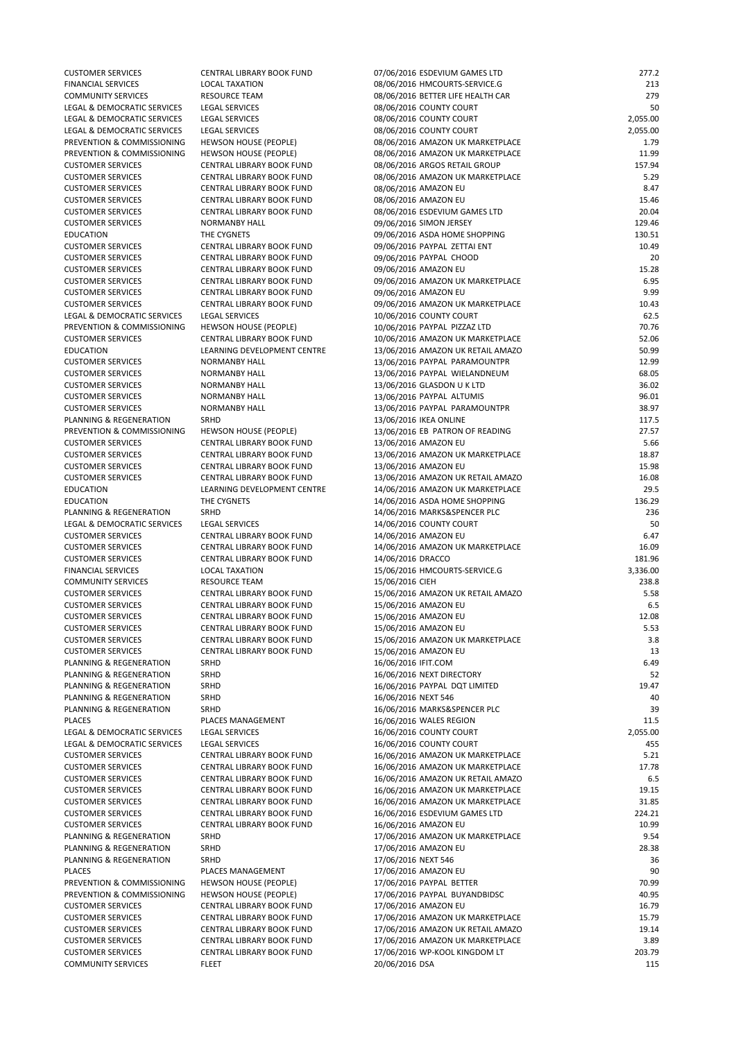| | | | | |
|---|---|---|---|---|
| CUSTOMER SERVICES | CENTRAL LIBRARY BOOK FUND | 07/06/2016 | ESDEVIUM GAMES LTD | 277.2 |
| FINANCIAL SERVICES | LOCAL TAXATION | 08/06/2016 | HMCOURTS-SERVICE.G | 213 |
| COMMUNITY SERVICES | RESOURCE TEAM | 08/06/2016 | BETTER LIFE HEALTH CAR | 279 |
| LEGAL & DEMOCRATIC SERVICES | LEGAL SERVICES | 08/06/2016 | COUNTY COURT | 50 |
| LEGAL & DEMOCRATIC SERVICES | LEGAL SERVICES | 08/06/2016 | COUNTY COURT | 2,055.00 |
| LEGAL & DEMOCRATIC SERVICES | LEGAL SERVICES | 08/06/2016 | COUNTY COURT | 2,055.00 |
| PREVENTION & COMMISSIONING | HEWSON HOUSE (PEOPLE) | 08/06/2016 | AMAZON UK MARKETPLACE | 1.79 |
| PREVENTION & COMMISSIONING | HEWSON HOUSE (PEOPLE) | 08/06/2016 | AMAZON UK MARKETPLACE | 11.99 |
| CUSTOMER SERVICES | CENTRAL LIBRARY BOOK FUND | 08/06/2016 | ARGOS RETAIL GROUP | 157.94 |
| CUSTOMER SERVICES | CENTRAL LIBRARY BOOK FUND | 08/06/2016 | AMAZON UK MARKETPLACE | 5.29 |
| CUSTOMER SERVICES | CENTRAL LIBRARY BOOK FUND | 08/06/2016 | AMAZON EU | 8.47 |
| CUSTOMER SERVICES | CENTRAL LIBRARY BOOK FUND | 08/06/2016 | AMAZON EU | 15.46 |
| CUSTOMER SERVICES | CENTRAL LIBRARY BOOK FUND | 08/06/2016 | ESDEVIUM GAMES LTD | 20.04 |
| CUSTOMER SERVICES | NORMANBY HALL | 09/06/2016 | SIMON JERSEY | 129.46 |
| EDUCATION | THE CYGNETS | 09/06/2016 | ASDA HOME SHOPPING | 130.51 |
| CUSTOMER SERVICES | CENTRAL LIBRARY BOOK FUND | 09/06/2016 | PAYPAL ZETTAI ENT | 10.49 |
| CUSTOMER SERVICES | CENTRAL LIBRARY BOOK FUND | 09/06/2016 | PAYPAL CHOOD | 20 |
| CUSTOMER SERVICES | CENTRAL LIBRARY BOOK FUND | 09/06/2016 | AMAZON EU | 15.28 |
| CUSTOMER SERVICES | CENTRAL LIBRARY BOOK FUND | 09/06/2016 | AMAZON UK MARKETPLACE | 6.95 |
| CUSTOMER SERVICES | CENTRAL LIBRARY BOOK FUND | 09/06/2016 | AMAZON EU | 9.99 |
| CUSTOMER SERVICES | CENTRAL LIBRARY BOOK FUND | 09/06/2016 | AMAZON UK MARKETPLACE | 10.43 |
| LEGAL & DEMOCRATIC SERVICES | LEGAL SERVICES | 10/06/2016 | COUNTY COURT | 62.5 |
| PREVENTION & COMMISSIONING | HEWSON HOUSE (PEOPLE) | 10/06/2016 | PAYPAL PIZZAZ LTD | 70.76 |
| CUSTOMER SERVICES | CENTRAL LIBRARY BOOK FUND | 10/06/2016 | AMAZON UK MARKETPLACE | 52.06 |
| EDUCATION | LEARNING DEVELOPMENT CENTRE | 13/06/2016 | AMAZON UK RETAIL AMAZO | 50.99 |
| CUSTOMER SERVICES | NORMANBY HALL | 13/06/2016 | PAYPAL PARAMOUNTPR | 12.99 |
| CUSTOMER SERVICES | NORMANBY HALL | 13/06/2016 | PAYPAL WIELANDNEUM | 68.05 |
| CUSTOMER SERVICES | NORMANBY HALL | 13/06/2016 | GLASDON U K LTD | 36.02 |
| CUSTOMER SERVICES | NORMANBY HALL | 13/06/2016 | PAYPAL ALTUMIS | 96.01 |
| CUSTOMER SERVICES | NORMANBY HALL | 13/06/2016 | PAYPAL PARAMOUNTPR | 38.97 |
| PLANNING & REGENERATION | SRHD | 13/06/2016 | IKEA ONLINE | 117.5 |
| PREVENTION & COMMISSIONING | HEWSON HOUSE (PEOPLE) | 13/06/2016 | EB PATRON OF READING | 27.57 |
| CUSTOMER SERVICES | CENTRAL LIBRARY BOOK FUND | 13/06/2016 | AMAZON EU | 5.66 |
| CUSTOMER SERVICES | CENTRAL LIBRARY BOOK FUND | 13/06/2016 | AMAZON UK MARKETPLACE | 18.87 |
| CUSTOMER SERVICES | CENTRAL LIBRARY BOOK FUND | 13/06/2016 | AMAZON EU | 15.98 |
| CUSTOMER SERVICES | CENTRAL LIBRARY BOOK FUND | 13/06/2016 | AMAZON UK RETAIL AMAZO | 16.08 |
| EDUCATION | LEARNING DEVELOPMENT CENTRE | 14/06/2016 | AMAZON UK MARKETPLACE | 29.5 |
| EDUCATION | THE CYGNETS | 14/06/2016 | ASDA HOME SHOPPING | 136.29 |
| PLANNING & REGENERATION | SRHD | 14/06/2016 | MARKS&SPENCER PLC | 236 |
| LEGAL & DEMOCRATIC SERVICES | LEGAL SERVICES | 14/06/2016 | COUNTY COURT | 50 |
| CUSTOMER SERVICES | CENTRAL LIBRARY BOOK FUND | 14/06/2016 | AMAZON EU | 6.47 |
| CUSTOMER SERVICES | CENTRAL LIBRARY BOOK FUND | 14/06/2016 | AMAZON UK MARKETPLACE | 16.09 |
| CUSTOMER SERVICES | CENTRAL LIBRARY BOOK FUND | 14/06/2016 | DRACCO | 181.96 |
| FINANCIAL SERVICES | LOCAL TAXATION | 15/06/2016 | HMCOURTS-SERVICE.G | 3,336.00 |
| COMMUNITY SERVICES | RESOURCE TEAM | 15/06/2016 | CIEH | 238.8 |
| CUSTOMER SERVICES | CENTRAL LIBRARY BOOK FUND | 15/06/2016 | AMAZON UK RETAIL AMAZO | 5.58 |
| CUSTOMER SERVICES | CENTRAL LIBRARY BOOK FUND | 15/06/2016 | AMAZON EU | 6.5 |
| CUSTOMER SERVICES | CENTRAL LIBRARY BOOK FUND | 15/06/2016 | AMAZON EU | 12.08 |
| CUSTOMER SERVICES | CENTRAL LIBRARY BOOK FUND | 15/06/2016 | AMAZON EU | 5.53 |
| CUSTOMER SERVICES | CENTRAL LIBRARY BOOK FUND | 15/06/2016 | AMAZON UK MARKETPLACE | 3.8 |
| CUSTOMER SERVICES | CENTRAL LIBRARY BOOK FUND | 15/06/2016 | AMAZON EU | 13 |
| PLANNING & REGENERATION | SRHD | 16/06/2016 | IFIT.COM | 6.49 |
| PLANNING & REGENERATION | SRHD | 16/06/2016 | NEXT DIRECTORY | 52 |
| PLANNING & REGENERATION | SRHD | 16/06/2016 | PAYPAL DQT LIMITED | 19.47 |
| PLANNING & REGENERATION | SRHD | 16/06/2016 | NEXT 546 | 40 |
| PLANNING & REGENERATION | SRHD | 16/06/2016 | MARKS&SPENCER PLC | 39 |
| PLACES | PLACES MANAGEMENT | 16/06/2016 | WALES REGION | 11.5 |
| LEGAL & DEMOCRATIC SERVICES | LEGAL SERVICES | 16/06/2016 | COUNTY COURT | 2,055.00 |
| LEGAL & DEMOCRATIC SERVICES | LEGAL SERVICES | 16/06/2016 | COUNTY COURT | 455 |
| CUSTOMER SERVICES | CENTRAL LIBRARY BOOK FUND | 16/06/2016 | AMAZON UK MARKETPLACE | 5.21 |
| CUSTOMER SERVICES | CENTRAL LIBRARY BOOK FUND | 16/06/2016 | AMAZON UK MARKETPLACE | 17.78 |
| CUSTOMER SERVICES | CENTRAL LIBRARY BOOK FUND | 16/06/2016 | AMAZON UK RETAIL AMAZO | 6.5 |
| CUSTOMER SERVICES | CENTRAL LIBRARY BOOK FUND | 16/06/2016 | AMAZON UK MARKETPLACE | 19.15 |
| CUSTOMER SERVICES | CENTRAL LIBRARY BOOK FUND | 16/06/2016 | AMAZON UK MARKETPLACE | 31.85 |
| CUSTOMER SERVICES | CENTRAL LIBRARY BOOK FUND | 16/06/2016 | ESDEVIUM GAMES LTD | 224.21 |
| CUSTOMER SERVICES | CENTRAL LIBRARY BOOK FUND | 16/06/2016 | AMAZON EU | 10.99 |
| PLANNING & REGENERATION | SRHD | 17/06/2016 | AMAZON UK MARKETPLACE | 9.54 |
| PLANNING & REGENERATION | SRHD | 17/06/2016 | AMAZON EU | 28.38 |
| PLANNING & REGENERATION | SRHD | 17/06/2016 | NEXT 546 | 36 |
| PLACES | PLACES MANAGEMENT | 17/06/2016 | AMAZON EU | 90 |
| PREVENTION & COMMISSIONING | HEWSON HOUSE (PEOPLE) | 17/06/2016 | PAYPAL BETTER | 70.99 |
| PREVENTION & COMMISSIONING | HEWSON HOUSE (PEOPLE) | 17/06/2016 | PAYPAL BUYANDBIDSC | 40.95 |
| CUSTOMER SERVICES | CENTRAL LIBRARY BOOK FUND | 17/06/2016 | AMAZON EU | 16.79 |
| CUSTOMER SERVICES | CENTRAL LIBRARY BOOK FUND | 17/06/2016 | AMAZON UK MARKETPLACE | 15.79 |
| CUSTOMER SERVICES | CENTRAL LIBRARY BOOK FUND | 17/06/2016 | AMAZON UK RETAIL AMAZO | 19.14 |
| CUSTOMER SERVICES | CENTRAL LIBRARY BOOK FUND | 17/06/2016 | AMAZON UK MARKETPLACE | 3.89 |
| CUSTOMER SERVICES | CENTRAL LIBRARY BOOK FUND | 17/06/2016 | WP-KOOL KINGDOM LT | 203.79 |
| COMMUNITY SERVICES | FLEET | 20/06/2016 | DSA | 115 |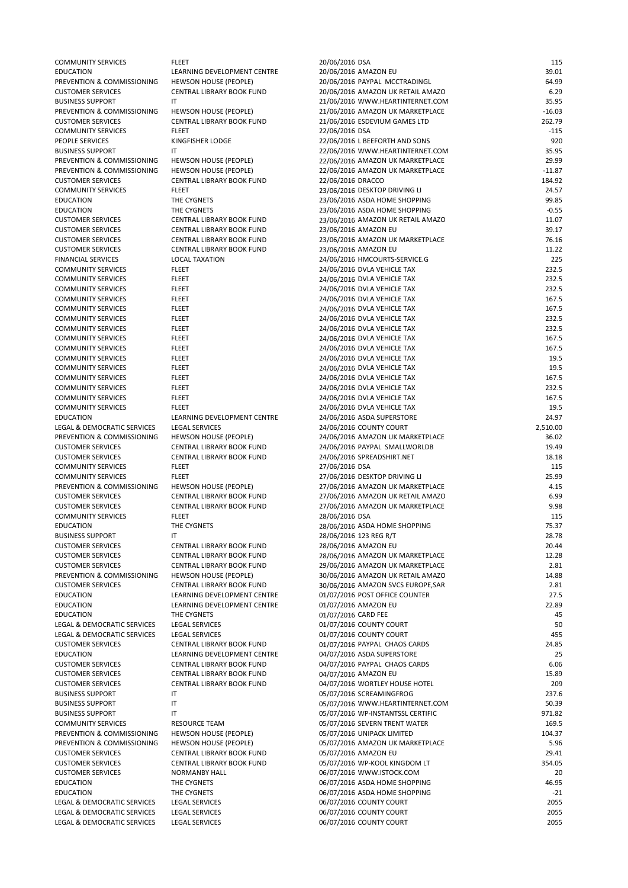| | | | | |
|---|---|---|---|---|
| COMMUNITY SERVICES | FLEET | 20/06/2016 | DSA | 115 |
| EDUCATION | LEARNING DEVELOPMENT CENTRE | 20/06/2016 | AMAZON EU | 39.01 |
| PREVENTION & COMMISSIONING | HEWSON HOUSE (PEOPLE) | 20/06/2016 | PAYPAL MCCTRADINGL | 64.99 |
| CUSTOMER SERVICES | CENTRAL LIBRARY BOOK FUND | 20/06/2016 | AMAZON UK RETAIL AMAZO | 6.29 |
| BUSINESS SUPPORT | IT | 21/06/2016 | WWW.HEARTINTERNET.COM | 35.95 |
| PREVENTION & COMMISSIONING | HEWSON HOUSE (PEOPLE) | 21/06/2016 | AMAZON UK MARKETPLACE | -16.03 |
| CUSTOMER SERVICES | CENTRAL LIBRARY BOOK FUND | 21/06/2016 | ESDEVIUM GAMES LTD | 262.79 |
| COMMUNITY SERVICES | FLEET | 22/06/2016 | DSA | -115 |
| PEOPLE SERVICES | KINGFISHER LODGE | 22/06/2016 | L BEEFORTH AND SONS | 920 |
| BUSINESS SUPPORT | IT | 22/06/2016 | WWW.HEARTINTERNET.COM | 35.95 |
| PREVENTION & COMMISSIONING | HEWSON HOUSE (PEOPLE) | 22/06/2016 | AMAZON UK MARKETPLACE | 29.99 |
| PREVENTION & COMMISSIONING | HEWSON HOUSE (PEOPLE) | 22/06/2016 | AMAZON UK MARKETPLACE | -11.87 |
| CUSTOMER SERVICES | CENTRAL LIBRARY BOOK FUND | 22/06/2016 | DRACCO | 184.92 |
| COMMUNITY SERVICES | FLEET | 23/06/2016 | DESKTOP DRIVING LI | 24.57 |
| EDUCATION | THE CYGNETS | 23/06/2016 | ASDA HOME SHOPPING | 99.85 |
| EDUCATION | THE CYGNETS | 23/06/2016 | ASDA HOME SHOPPING | -0.55 |
| CUSTOMER SERVICES | CENTRAL LIBRARY BOOK FUND | 23/06/2016 | AMAZON UK RETAIL AMAZO | 11.07 |
| CUSTOMER SERVICES | CENTRAL LIBRARY BOOK FUND | 23/06/2016 | AMAZON EU | 39.17 |
| CUSTOMER SERVICES | CENTRAL LIBRARY BOOK FUND | 23/06/2016 | AMAZON UK MARKETPLACE | 76.16 |
| CUSTOMER SERVICES | CENTRAL LIBRARY BOOK FUND | 23/06/2016 | AMAZON EU | 11.22 |
| FINANCIAL SERVICES | LOCAL TAXATION | 24/06/2016 | HMCOURTS-SERVICE.G | 225 |
| COMMUNITY SERVICES | FLEET | 24/06/2016 | DVLA VEHICLE TAX | 232.5 |
| COMMUNITY SERVICES | FLEET | 24/06/2016 | DVLA VEHICLE TAX | 232.5 |
| COMMUNITY SERVICES | FLEET | 24/06/2016 | DVLA VEHICLE TAX | 232.5 |
| COMMUNITY SERVICES | FLEET | 24/06/2016 | DVLA VEHICLE TAX | 167.5 |
| COMMUNITY SERVICES | FLEET | 24/06/2016 | DVLA VEHICLE TAX | 167.5 |
| COMMUNITY SERVICES | FLEET | 24/06/2016 | DVLA VEHICLE TAX | 232.5 |
| COMMUNITY SERVICES | FLEET | 24/06/2016 | DVLA VEHICLE TAX | 232.5 |
| COMMUNITY SERVICES | FLEET | 24/06/2016 | DVLA VEHICLE TAX | 167.5 |
| COMMUNITY SERVICES | FLEET | 24/06/2016 | DVLA VEHICLE TAX | 167.5 |
| COMMUNITY SERVICES | FLEET | 24/06/2016 | DVLA VEHICLE TAX | 19.5 |
| COMMUNITY SERVICES | FLEET | 24/06/2016 | DVLA VEHICLE TAX | 19.5 |
| COMMUNITY SERVICES | FLEET | 24/06/2016 | DVLA VEHICLE TAX | 167.5 |
| COMMUNITY SERVICES | FLEET | 24/06/2016 | DVLA VEHICLE TAX | 232.5 |
| COMMUNITY SERVICES | FLEET | 24/06/2016 | DVLA VEHICLE TAX | 167.5 |
| COMMUNITY SERVICES | FLEET | 24/06/2016 | DVLA VEHICLE TAX | 19.5 |
| EDUCATION | LEARNING DEVELOPMENT CENTRE | 24/06/2016 | ASDA SUPERSTORE | 24.97 |
| LEGAL & DEMOCRATIC SERVICES | LEGAL SERVICES | 24/06/2016 | COUNTY COURT | 2,510.00 |
| PREVENTION & COMMISSIONING | HEWSON HOUSE (PEOPLE) | 24/06/2016 | AMAZON UK MARKETPLACE | 36.02 |
| CUSTOMER SERVICES | CENTRAL LIBRARY BOOK FUND | 24/06/2016 | PAYPAL SMALLWORLDB | 19.49 |
| CUSTOMER SERVICES | CENTRAL LIBRARY BOOK FUND | 24/06/2016 | SPREADSHIRT.NET | 18.18 |
| COMMUNITY SERVICES | FLEET | 27/06/2016 | DSA | 115 |
| COMMUNITY SERVICES | FLEET | 27/06/2016 | DESKTOP DRIVING LI | 25.99 |
| PREVENTION & COMMISSIONING | HEWSON HOUSE (PEOPLE) | 27/06/2016 | AMAZON UK MARKETPLACE | 4.15 |
| CUSTOMER SERVICES | CENTRAL LIBRARY BOOK FUND | 27/06/2016 | AMAZON UK RETAIL AMAZO | 6.99 |
| CUSTOMER SERVICES | CENTRAL LIBRARY BOOK FUND | 27/06/2016 | AMAZON UK MARKETPLACE | 9.98 |
| COMMUNITY SERVICES | FLEET | 28/06/2016 | DSA | 115 |
| EDUCATION | THE CYGNETS | 28/06/2016 | ASDA HOME SHOPPING | 75.37 |
| BUSINESS SUPPORT | IT | 28/06/2016 | 123 REG R/T | 28.78 |
| CUSTOMER SERVICES | CENTRAL LIBRARY BOOK FUND | 28/06/2016 | AMAZON EU | 20.44 |
| CUSTOMER SERVICES | CENTRAL LIBRARY BOOK FUND | 28/06/2016 | AMAZON UK MARKETPLACE | 12.28 |
| CUSTOMER SERVICES | CENTRAL LIBRARY BOOK FUND | 29/06/2016 | AMAZON UK MARKETPLACE | 2.81 |
| PREVENTION & COMMISSIONING | HEWSON HOUSE (PEOPLE) | 30/06/2016 | AMAZON UK RETAIL AMAZO | 14.88 |
| CUSTOMER SERVICES | CENTRAL LIBRARY BOOK FUND | 30/06/2016 | AMAZON SVCS EUROPE,SAR | 2.81 |
| EDUCATION | LEARNING DEVELOPMENT CENTRE | 01/07/2016 | POST OFFICE COUNTER | 27.5 |
| EDUCATION | LEARNING DEVELOPMENT CENTRE | 01/07/2016 | AMAZON EU | 22.89 |
| EDUCATION | THE CYGNETS | 01/07/2016 | CARD FEE | 45 |
| LEGAL & DEMOCRATIC SERVICES | LEGAL SERVICES | 01/07/2016 | COUNTY COURT | 50 |
| LEGAL & DEMOCRATIC SERVICES | LEGAL SERVICES | 01/07/2016 | COUNTY COURT | 455 |
| CUSTOMER SERVICES | CENTRAL LIBRARY BOOK FUND | 01/07/2016 | PAYPAL CHAOS CARDS | 24.85 |
| EDUCATION | LEARNING DEVELOPMENT CENTRE | 04/07/2016 | ASDA SUPERSTORE | 25 |
| CUSTOMER SERVICES | CENTRAL LIBRARY BOOK FUND | 04/07/2016 | PAYPAL CHAOS CARDS | 6.06 |
| CUSTOMER SERVICES | CENTRAL LIBRARY BOOK FUND | 04/07/2016 | AMAZON EU | 15.89 |
| CUSTOMER SERVICES | CENTRAL LIBRARY BOOK FUND | 04/07/2016 | WORTLEY HOUSE HOTEL | 209 |
| BUSINESS SUPPORT | IT | 05/07/2016 | SCREAMINGFROG | 237.6 |
| BUSINESS SUPPORT | IT | 05/07/2016 | WWW.HEARTINTERNET.COM | 50.39 |
| BUSINESS SUPPORT | IT | 05/07/2016 | WP-INSTANTSSL CERTIFIC | 971.82 |
| COMMUNITY SERVICES | RESOURCE TEAM | 05/07/2016 | SEVERN TRENT WATER | 169.5 |
| PREVENTION & COMMISSIONING | HEWSON HOUSE (PEOPLE) | 05/07/2016 | UNIPACK LIMITED | 104.37 |
| PREVENTION & COMMISSIONING | HEWSON HOUSE (PEOPLE) | 05/07/2016 | AMAZON UK MARKETPLACE | 5.96 |
| CUSTOMER SERVICES | CENTRAL LIBRARY BOOK FUND | 05/07/2016 | AMAZON EU | 29.41 |
| CUSTOMER SERVICES | CENTRAL LIBRARY BOOK FUND | 05/07/2016 | WP-KOOL KINGDOM LT | 354.05 |
| CUSTOMER SERVICES | NORMANBY HALL | 06/07/2016 | WWW.ISTOCK.COM | 20 |
| EDUCATION | THE CYGNETS | 06/07/2016 | ASDA HOME SHOPPING | 46.95 |
| EDUCATION | THE CYGNETS | 06/07/2016 | ASDA HOME SHOPPING | -21 |
| LEGAL & DEMOCRATIC SERVICES | LEGAL SERVICES | 06/07/2016 | COUNTY COURT | 2055 |
| LEGAL & DEMOCRATIC SERVICES | LEGAL SERVICES | 06/07/2016 | COUNTY COURT | 2055 |
| LEGAL & DEMOCRATIC SERVICES | LEGAL SERVICES | 06/07/2016 | COUNTY COURT | 2055 |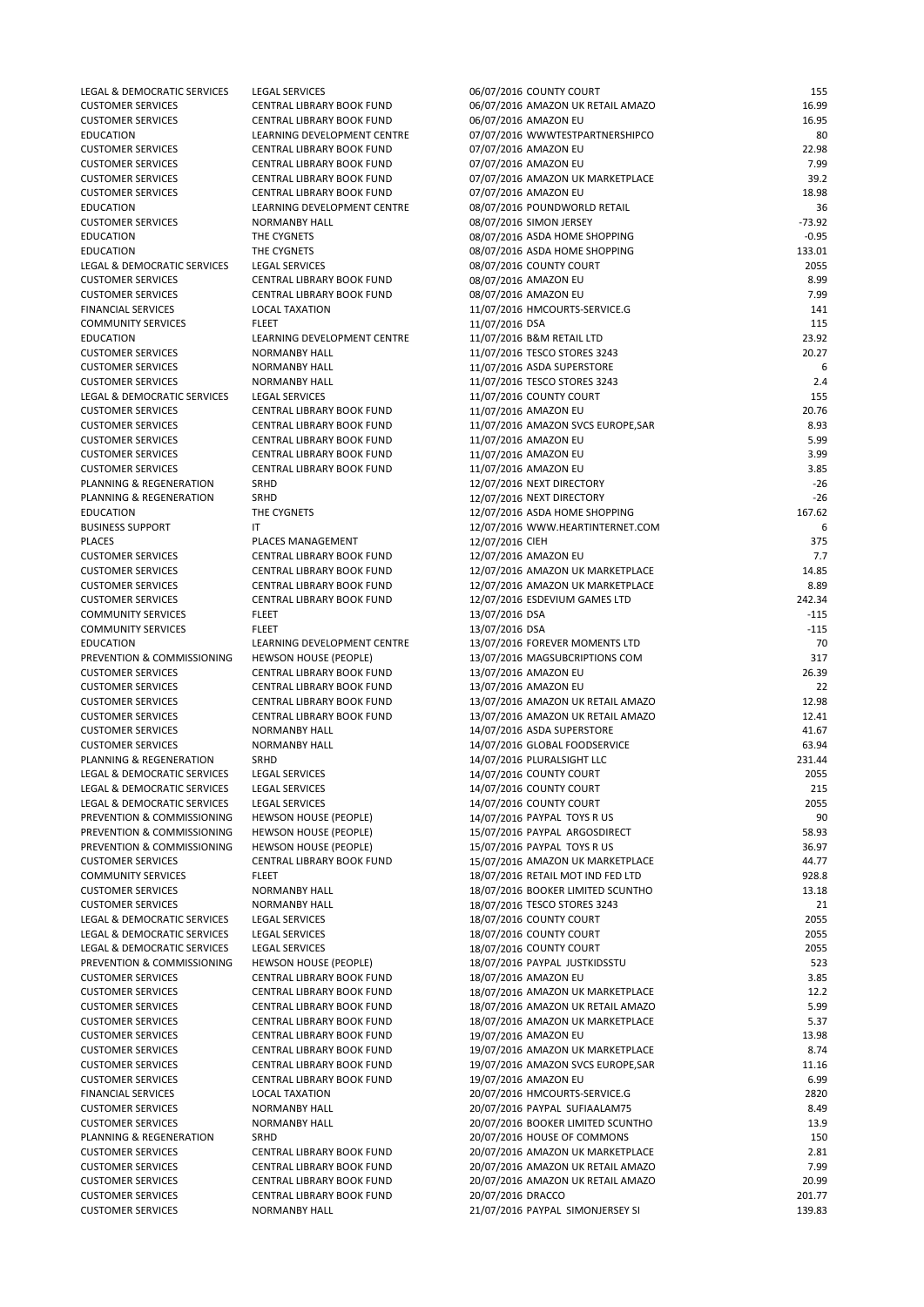| | | | | |
|---|---|---|---|---|
| LEGAL & DEMOCRATIC SERVICES | LEGAL SERVICES | 06/07/2016 | COUNTY COURT | 155 |
| CUSTOMER SERVICES | CENTRAL LIBRARY BOOK FUND | 06/07/2016 | AMAZON UK RETAIL AMAZO | 16.99 |
| CUSTOMER SERVICES | CENTRAL LIBRARY BOOK FUND | 06/07/2016 | AMAZON EU | 16.95 |
| EDUCATION | LEARNING DEVELOPMENT CENTRE | 07/07/2016 | WWWTESTPARTNERSHIPCO | 80 |
| CUSTOMER SERVICES | CENTRAL LIBRARY BOOK FUND | 07/07/2016 | AMAZON EU | 22.98 |
| CUSTOMER SERVICES | CENTRAL LIBRARY BOOK FUND | 07/07/2016 | AMAZON EU | 7.99 |
| CUSTOMER SERVICES | CENTRAL LIBRARY BOOK FUND | 07/07/2016 | AMAZON UK MARKETPLACE | 39.2 |
| CUSTOMER SERVICES | CENTRAL LIBRARY BOOK FUND | 07/07/2016 | AMAZON EU | 18.98 |
| EDUCATION | LEARNING DEVELOPMENT CENTRE | 08/07/2016 | POUNDWORLD RETAIL | 36 |
| CUSTOMER SERVICES | NORMANBY HALL | 08/07/2016 | SIMON JERSEY | -73.92 |
| EDUCATION | THE CYGNETS | 08/07/2016 | ASDA HOME SHOPPING | -0.95 |
| EDUCATION | THE CYGNETS | 08/07/2016 | ASDA HOME SHOPPING | 133.01 |
| LEGAL & DEMOCRATIC SERVICES | LEGAL SERVICES | 08/07/2016 | COUNTY COURT | 2055 |
| CUSTOMER SERVICES | CENTRAL LIBRARY BOOK FUND | 08/07/2016 | AMAZON EU | 8.99 |
| CUSTOMER SERVICES | CENTRAL LIBRARY BOOK FUND | 08/07/2016 | AMAZON EU | 7.99 |
| FINANCIAL SERVICES | LOCAL TAXATION | 11/07/2016 | HMCOURTS-SERVICE.G | 141 |
| COMMUNITY SERVICES | FLEET | 11/07/2016 | DSA | 115 |
| EDUCATION | LEARNING DEVELOPMENT CENTRE | 11/07/2016 | B&M RETAIL LTD | 23.92 |
| CUSTOMER SERVICES | NORMANBY HALL | 11/07/2016 | TESCO STORES 3243 | 20.27 |
| CUSTOMER SERVICES | NORMANBY HALL | 11/07/2016 | ASDA SUPERSTORE | 6 |
| CUSTOMER SERVICES | NORMANBY HALL | 11/07/2016 | TESCO STORES 3243 | 2.4 |
| LEGAL & DEMOCRATIC SERVICES | LEGAL SERVICES | 11/07/2016 | COUNTY COURT | 155 |
| CUSTOMER SERVICES | CENTRAL LIBRARY BOOK FUND | 11/07/2016 | AMAZON EU | 20.76 |
| CUSTOMER SERVICES | CENTRAL LIBRARY BOOK FUND | 11/07/2016 | AMAZON SVCS EUROPE,SAR | 8.93 |
| CUSTOMER SERVICES | CENTRAL LIBRARY BOOK FUND | 11/07/2016 | AMAZON EU | 5.99 |
| CUSTOMER SERVICES | CENTRAL LIBRARY BOOK FUND | 11/07/2016 | AMAZON EU | 3.99 |
| CUSTOMER SERVICES | CENTRAL LIBRARY BOOK FUND | 11/07/2016 | AMAZON EU | 3.85 |
| PLANNING & REGENERATION | SRHD | 12/07/2016 | NEXT DIRECTORY | -26 |
| PLANNING & REGENERATION | SRHD | 12/07/2016 | NEXT DIRECTORY | -26 |
| EDUCATION | THE CYGNETS | 12/07/2016 | ASDA HOME SHOPPING | 167.62 |
| BUSINESS SUPPORT | IT | 12/07/2016 | WWW.HEARTINTERNET.COM | 6 |
| PLACES | PLACES MANAGEMENT | 12/07/2016 | CIEH | 375 |
| CUSTOMER SERVICES | CENTRAL LIBRARY BOOK FUND | 12/07/2016 | AMAZON EU | 7.7 |
| CUSTOMER SERVICES | CENTRAL LIBRARY BOOK FUND | 12/07/2016 | AMAZON UK MARKETPLACE | 14.85 |
| CUSTOMER SERVICES | CENTRAL LIBRARY BOOK FUND | 12/07/2016 | AMAZON UK MARKETPLACE | 8.89 |
| CUSTOMER SERVICES | CENTRAL LIBRARY BOOK FUND | 12/07/2016 | ESDEVIUM GAMES LTD | 242.34 |
| COMMUNITY SERVICES | FLEET | 13/07/2016 | DSA | -115 |
| COMMUNITY SERVICES | FLEET | 13/07/2016 | DSA | -115 |
| EDUCATION | LEARNING DEVELOPMENT CENTRE | 13/07/2016 | FOREVER MOMENTS LTD | 70 |
| PREVENTION & COMMISSIONING | HEWSON HOUSE (PEOPLE) | 13/07/2016 | MAGSUBCRIPTIONS COM | 317 |
| CUSTOMER SERVICES | CENTRAL LIBRARY BOOK FUND | 13/07/2016 | AMAZON EU | 26.39 |
| CUSTOMER SERVICES | CENTRAL LIBRARY BOOK FUND | 13/07/2016 | AMAZON EU | 22 |
| CUSTOMER SERVICES | CENTRAL LIBRARY BOOK FUND | 13/07/2016 | AMAZON UK RETAIL AMAZO | 12.98 |
| CUSTOMER SERVICES | CENTRAL LIBRARY BOOK FUND | 13/07/2016 | AMAZON UK RETAIL AMAZO | 12.41 |
| CUSTOMER SERVICES | NORMANBY HALL | 14/07/2016 | ASDA SUPERSTORE | 41.67 |
| CUSTOMER SERVICES | NORMANBY HALL | 14/07/2016 | GLOBAL FOODSERVICE | 63.94 |
| PLANNING & REGENERATION | SRHD | 14/07/2016 | PLURALSIGHT LLC | 231.44 |
| LEGAL & DEMOCRATIC SERVICES | LEGAL SERVICES | 14/07/2016 | COUNTY COURT | 2055 |
| LEGAL & DEMOCRATIC SERVICES | LEGAL SERVICES | 14/07/2016 | COUNTY COURT | 215 |
| LEGAL & DEMOCRATIC SERVICES | LEGAL SERVICES | 14/07/2016 | COUNTY COURT | 2055 |
| PREVENTION & COMMISSIONING | HEWSON HOUSE (PEOPLE) | 14/07/2016 | PAYPAL TOYS R US | 90 |
| PREVENTION & COMMISSIONING | HEWSON HOUSE (PEOPLE) | 15/07/2016 | PAYPAL ARGOSDIRECT | 58.93 |
| PREVENTION & COMMISSIONING | HEWSON HOUSE (PEOPLE) | 15/07/2016 | PAYPAL TOYS R US | 36.97 |
| CUSTOMER SERVICES | CENTRAL LIBRARY BOOK FUND | 15/07/2016 | AMAZON UK MARKETPLACE | 44.77 |
| COMMUNITY SERVICES | FLEET | 18/07/2016 | RETAIL MOT IND FED LTD | 928.8 |
| CUSTOMER SERVICES | NORMANBY HALL | 18/07/2016 | BOOKER LIMITED SCUNTHO | 13.18 |
| CUSTOMER SERVICES | NORMANBY HALL | 18/07/2016 | TESCO STORES 3243 | 21 |
| LEGAL & DEMOCRATIC SERVICES | LEGAL SERVICES | 18/07/2016 | COUNTY COURT | 2055 |
| LEGAL & DEMOCRATIC SERVICES | LEGAL SERVICES | 18/07/2016 | COUNTY COURT | 2055 |
| LEGAL & DEMOCRATIC SERVICES | LEGAL SERVICES | 18/07/2016 | COUNTY COURT | 2055 |
| PREVENTION & COMMISSIONING | HEWSON HOUSE (PEOPLE) | 18/07/2016 | PAYPAL JUSTKIDSSTU | 523 |
| CUSTOMER SERVICES | CENTRAL LIBRARY BOOK FUND | 18/07/2016 | AMAZON EU | 3.85 |
| CUSTOMER SERVICES | CENTRAL LIBRARY BOOK FUND | 18/07/2016 | AMAZON UK MARKETPLACE | 12.2 |
| CUSTOMER SERVICES | CENTRAL LIBRARY BOOK FUND | 18/07/2016 | AMAZON UK RETAIL AMAZO | 5.99 |
| CUSTOMER SERVICES | CENTRAL LIBRARY BOOK FUND | 18/07/2016 | AMAZON UK MARKETPLACE | 5.37 |
| CUSTOMER SERVICES | CENTRAL LIBRARY BOOK FUND | 19/07/2016 | AMAZON EU | 13.98 |
| CUSTOMER SERVICES | CENTRAL LIBRARY BOOK FUND | 19/07/2016 | AMAZON UK MARKETPLACE | 8.74 |
| CUSTOMER SERVICES | CENTRAL LIBRARY BOOK FUND | 19/07/2016 | AMAZON SVCS EUROPE,SAR | 11.16 |
| CUSTOMER SERVICES | CENTRAL LIBRARY BOOK FUND | 19/07/2016 | AMAZON EU | 6.99 |
| FINANCIAL SERVICES | LOCAL TAXATION | 20/07/2016 | HMCOURTS-SERVICE.G | 2820 |
| CUSTOMER SERVICES | NORMANBY HALL | 20/07/2016 | PAYPAL SUFIAALAM75 | 8.49 |
| CUSTOMER SERVICES | NORMANBY HALL | 20/07/2016 | BOOKER LIMITED SCUNTHO | 13.9 |
| PLANNING & REGENERATION | SRHD | 20/07/2016 | HOUSE OF COMMONS | 150 |
| CUSTOMER SERVICES | CENTRAL LIBRARY BOOK FUND | 20/07/2016 | AMAZON UK MARKETPLACE | 2.81 |
| CUSTOMER SERVICES | CENTRAL LIBRARY BOOK FUND | 20/07/2016 | AMAZON UK RETAIL AMAZO | 7.99 |
| CUSTOMER SERVICES | CENTRAL LIBRARY BOOK FUND | 20/07/2016 | AMAZON UK RETAIL AMAZO | 20.99 |
| CUSTOMER SERVICES | CENTRAL LIBRARY BOOK FUND | 20/07/2016 | DRACCO | 201.77 |
| CUSTOMER SERVICES | NORMANBY HALL | 21/07/2016 | PAYPAL SIMONJERSEY SI | 139.83 |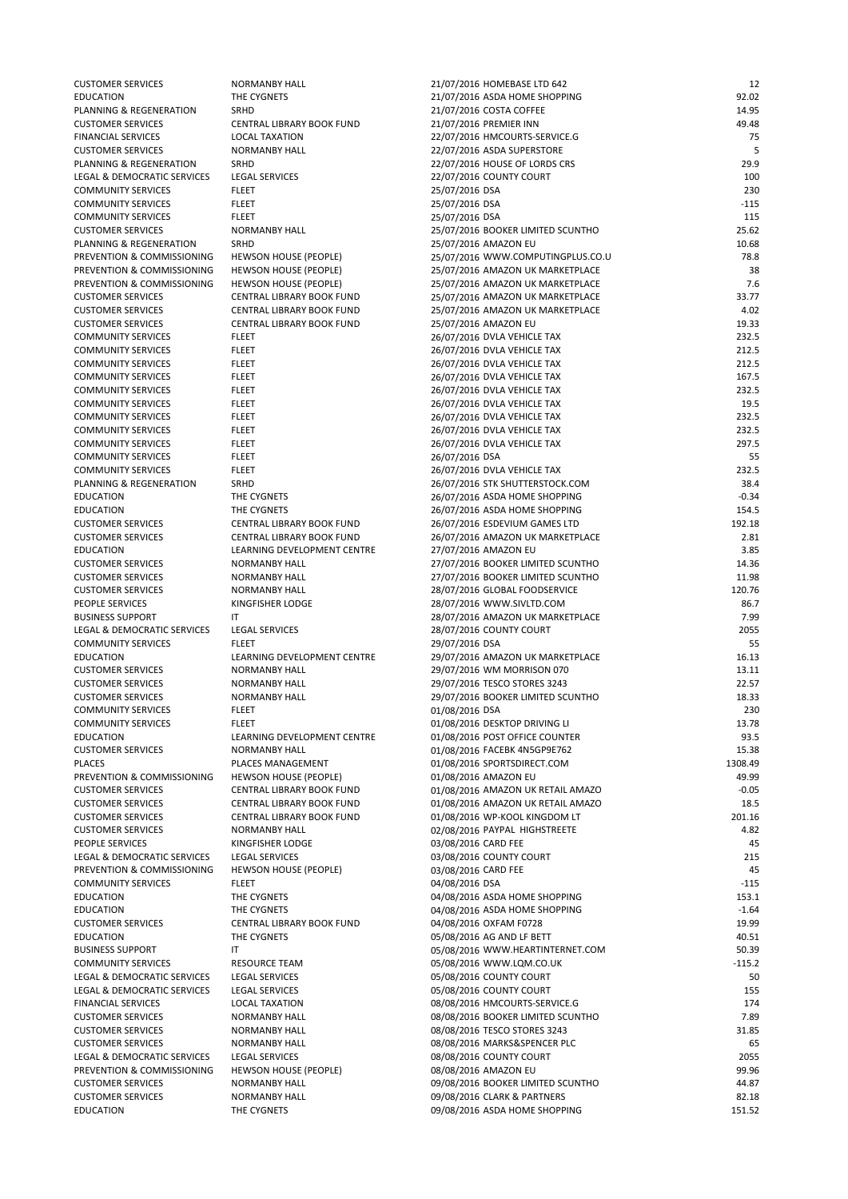| | | | | |
|---|---|---|---|---|
| CUSTOMER SERVICES | NORMANBY HALL | 21/07/2016 | HOMEBASE LTD 642 | 12 |
| EDUCATION | THE CYGNETS | 21/07/2016 | ASDA HOME SHOPPING | 92.02 |
| PLANNING & REGENERATION | SRHD | 21/07/2016 | COSTA COFFEE | 14.95 |
| CUSTOMER SERVICES | CENTRAL LIBRARY BOOK FUND | 21/07/2016 | PREMIER INN | 49.48 |
| FINANCIAL SERVICES | LOCAL TAXATION | 22/07/2016 | HMCOURTS-SERVICE.G | 75 |
| CUSTOMER SERVICES | NORMANBY HALL | 22/07/2016 | ASDA SUPERSTORE | 5 |
| PLANNING & REGENERATION | SRHD | 22/07/2016 | HOUSE OF LORDS CRS | 29.9 |
| LEGAL & DEMOCRATIC SERVICES | LEGAL SERVICES | 22/07/2016 | COUNTY COURT | 100 |
| COMMUNITY SERVICES | FLEET | 25/07/2016 | DSA | 230 |
| COMMUNITY SERVICES | FLEET | 25/07/2016 | DSA | -115 |
| COMMUNITY SERVICES | FLEET | 25/07/2016 | DSA | 115 |
| CUSTOMER SERVICES | NORMANBY HALL | 25/07/2016 | BOOKER LIMITED SCUNTHO | 25.62 |
| PLANNING & REGENERATION | SRHD | 25/07/2016 | AMAZON EU | 10.68 |
| PREVENTION & COMMISSIONING | HEWSON HOUSE (PEOPLE) | 25/07/2016 | WWW.COMPUTINGPLUS.CO.U | 78.8 |
| PREVENTION & COMMISSIONING | HEWSON HOUSE (PEOPLE) | 25/07/2016 | AMAZON UK MARKETPLACE | 38 |
| PREVENTION & COMMISSIONING | HEWSON HOUSE (PEOPLE) | 25/07/2016 | AMAZON UK MARKETPLACE | 7.6 |
| CUSTOMER SERVICES | CENTRAL LIBRARY BOOK FUND | 25/07/2016 | AMAZON UK MARKETPLACE | 33.77 |
| CUSTOMER SERVICES | CENTRAL LIBRARY BOOK FUND | 25/07/2016 | AMAZON UK MARKETPLACE | 4.02 |
| CUSTOMER SERVICES | CENTRAL LIBRARY BOOK FUND | 25/07/2016 | AMAZON EU | 19.33 |
| COMMUNITY SERVICES | FLEET | 26/07/2016 | DVLA VEHICLE TAX | 232.5 |
| COMMUNITY SERVICES | FLEET | 26/07/2016 | DVLA VEHICLE TAX | 212.5 |
| COMMUNITY SERVICES | FLEET | 26/07/2016 | DVLA VEHICLE TAX | 212.5 |
| COMMUNITY SERVICES | FLEET | 26/07/2016 | DVLA VEHICLE TAX | 167.5 |
| COMMUNITY SERVICES | FLEET | 26/07/2016 | DVLA VEHICLE TAX | 232.5 |
| COMMUNITY SERVICES | FLEET | 26/07/2016 | DVLA VEHICLE TAX | 19.5 |
| COMMUNITY SERVICES | FLEET | 26/07/2016 | DVLA VEHICLE TAX | 232.5 |
| COMMUNITY SERVICES | FLEET | 26/07/2016 | DVLA VEHICLE TAX | 232.5 |
| COMMUNITY SERVICES | FLEET | 26/07/2016 | DVLA VEHICLE TAX | 297.5 |
| COMMUNITY SERVICES | FLEET | 26/07/2016 | DSA | 55 |
| COMMUNITY SERVICES | FLEET | 26/07/2016 | DVLA VEHICLE TAX | 232.5 |
| PLANNING & REGENERATION | SRHD | 26/07/2016 | STK SHUTTERSTOCK.COM | 38.4 |
| EDUCATION | THE CYGNETS | 26/07/2016 | ASDA HOME SHOPPING | -0.34 |
| EDUCATION | THE CYGNETS | 26/07/2016 | ASDA HOME SHOPPING | 154.5 |
| CUSTOMER SERVICES | CENTRAL LIBRARY BOOK FUND | 26/07/2016 | ESDEVIUM GAMES LTD | 192.18 |
| CUSTOMER SERVICES | CENTRAL LIBRARY BOOK FUND | 26/07/2016 | AMAZON UK MARKETPLACE | 2.81 |
| EDUCATION | LEARNING DEVELOPMENT CENTRE | 27/07/2016 | AMAZON EU | 3.85 |
| CUSTOMER SERVICES | NORMANBY HALL | 27/07/2016 | BOOKER LIMITED SCUNTHO | 14.36 |
| CUSTOMER SERVICES | NORMANBY HALL | 27/07/2016 | BOOKER LIMITED SCUNTHO | 11.98 |
| CUSTOMER SERVICES | NORMANBY HALL | 28/07/2016 | GLOBAL FOODSERVICE | 120.76 |
| PEOPLE SERVICES | KINGFISHER LODGE | 28/07/2016 | WWW.SIVLTD.COM | 86.7 |
| BUSINESS SUPPORT | IT | 28/07/2016 | AMAZON UK MARKETPLACE | 7.99 |
| LEGAL & DEMOCRATIC SERVICES | LEGAL SERVICES | 28/07/2016 | COUNTY COURT | 2055 |
| COMMUNITY SERVICES | FLEET | 29/07/2016 | DSA | 55 |
| EDUCATION | LEARNING DEVELOPMENT CENTRE | 29/07/2016 | AMAZON UK MARKETPLACE | 16.13 |
| CUSTOMER SERVICES | NORMANBY HALL | 29/07/2016 | WM MORRISON 070 | 13.11 |
| CUSTOMER SERVICES | NORMANBY HALL | 29/07/2016 | TESCO STORES 3243 | 22.57 |
| CUSTOMER SERVICES | NORMANBY HALL | 29/07/2016 | BOOKER LIMITED SCUNTHO | 18.33 |
| COMMUNITY SERVICES | FLEET | 01/08/2016 | DSA | 230 |
| COMMUNITY SERVICES | FLEET | 01/08/2016 | DESKTOP DRIVING LI | 13.78 |
| EDUCATION | LEARNING DEVELOPMENT CENTRE | 01/08/2016 | POST OFFICE COUNTER | 93.5 |
| CUSTOMER SERVICES | NORMANBY HALL | 01/08/2016 | FACEBK 4N5GP9E762 | 15.38 |
| PLACES | PLACES MANAGEMENT | 01/08/2016 | SPORTSDIRECT.COM | 1308.49 |
| PREVENTION & COMMISSIONING | HEWSON HOUSE (PEOPLE) | 01/08/2016 | AMAZON EU | 49.99 |
| CUSTOMER SERVICES | CENTRAL LIBRARY BOOK FUND | 01/08/2016 | AMAZON UK RETAIL AMAZO | -0.05 |
| CUSTOMER SERVICES | CENTRAL LIBRARY BOOK FUND | 01/08/2016 | AMAZON UK RETAIL AMAZO | 18.5 |
| CUSTOMER SERVICES | CENTRAL LIBRARY BOOK FUND | 01/08/2016 | WP-KOOL KINGDOM LT | 201.16 |
| CUSTOMER SERVICES | NORMANBY HALL | 02/08/2016 | PAYPAL HIGHSTREETE | 4.82 |
| PEOPLE SERVICES | KINGFISHER LODGE | 03/08/2016 | CARD FEE | 45 |
| LEGAL & DEMOCRATIC SERVICES | LEGAL SERVICES | 03/08/2016 | COUNTY COURT | 215 |
| PREVENTION & COMMISSIONING | HEWSON HOUSE (PEOPLE) | 03/08/2016 | CARD FEE | 45 |
| COMMUNITY SERVICES | FLEET | 04/08/2016 | DSA | -115 |
| EDUCATION | THE CYGNETS | 04/08/2016 | ASDA HOME SHOPPING | 153.1 |
| EDUCATION | THE CYGNETS | 04/08/2016 | ASDA HOME SHOPPING | -1.64 |
| CUSTOMER SERVICES | CENTRAL LIBRARY BOOK FUND | 04/08/2016 | OXFAM F0728 | 19.99 |
| EDUCATION | THE CYGNETS | 05/08/2016 | AG AND LF BETT | 40.51 |
| BUSINESS SUPPORT | IT | 05/08/2016 | WWW.HEARTINTERNET.COM | 50.39 |
| COMMUNITY SERVICES | RESOURCE TEAM | 05/08/2016 | WWW.LQM.CO.UK | -115.2 |
| LEGAL & DEMOCRATIC SERVICES | LEGAL SERVICES | 05/08/2016 | COUNTY COURT | 50 |
| LEGAL & DEMOCRATIC SERVICES | LEGAL SERVICES | 05/08/2016 | COUNTY COURT | 155 |
| FINANCIAL SERVICES | LOCAL TAXATION | 08/08/2016 | HMCOURTS-SERVICE.G | 174 |
| CUSTOMER SERVICES | NORMANBY HALL | 08/08/2016 | BOOKER LIMITED SCUNTHO | 7.89 |
| CUSTOMER SERVICES | NORMANBY HALL | 08/08/2016 | TESCO STORES 3243 | 31.85 |
| CUSTOMER SERVICES | NORMANBY HALL | 08/08/2016 | MARKS&SPENCER PLC | 65 |
| LEGAL & DEMOCRATIC SERVICES | LEGAL SERVICES | 08/08/2016 | COUNTY COURT | 2055 |
| PREVENTION & COMMISSIONING | HEWSON HOUSE (PEOPLE) | 08/08/2016 | AMAZON EU | 99.96 |
| CUSTOMER SERVICES | NORMANBY HALL | 09/08/2016 | BOOKER LIMITED SCUNTHO | 44.87 |
| CUSTOMER SERVICES | NORMANBY HALL | 09/08/2016 | CLARK & PARTNERS | 82.18 |
| EDUCATION | THE CYGNETS | 09/08/2016 | ASDA HOME SHOPPING | 151.52 |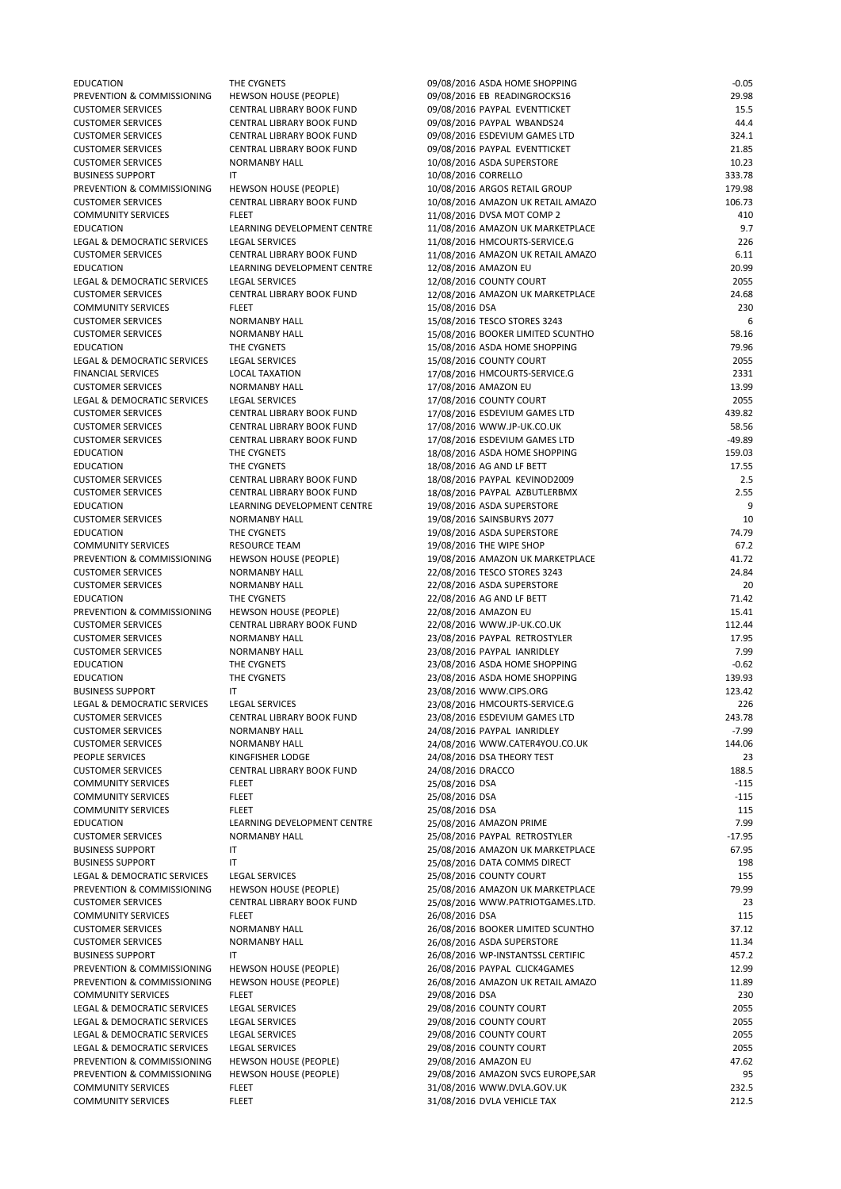| | | | |
|---|---|---|---|
| EDUCATION | THE CYGNETS | 09/08/2016 ASDA HOME SHOPPING | -0.05 |
| PREVENTION & COMMISSIONING | HEWSON HOUSE (PEOPLE) | 09/08/2016 EB READINGROCKS16 | 29.98 |
| CUSTOMER SERVICES | CENTRAL LIBRARY BOOK FUND | 09/08/2016 PAYPAL EVENTTICKET | 15.5 |
| CUSTOMER SERVICES | CENTRAL LIBRARY BOOK FUND | 09/08/2016 PAYPAL WBANDS24 | 44.4 |
| CUSTOMER SERVICES | CENTRAL LIBRARY BOOK FUND | 09/08/2016 ESDEVIUM GAMES LTD | 324.1 |
| CUSTOMER SERVICES | CENTRAL LIBRARY BOOK FUND | 09/08/2016 PAYPAL EVENTTICKET | 21.85 |
| CUSTOMER SERVICES | NORMANBY HALL | 10/08/2016 ASDA SUPERSTORE | 10.23 |
| BUSINESS SUPPORT | IT | 10/08/2016 CORRELLO | 333.78 |
| PREVENTION & COMMISSIONING | HEWSON HOUSE (PEOPLE) | 10/08/2016 ARGOS RETAIL GROUP | 179.98 |
| CUSTOMER SERVICES | CENTRAL LIBRARY BOOK FUND | 10/08/2016 AMAZON UK RETAIL AMAZO | 106.73 |
| COMMUNITY SERVICES | FLEET | 11/08/2016 DVSA MOT COMP 2 | 410 |
| EDUCATION | LEARNING DEVELOPMENT CENTRE | 11/08/2016 AMAZON UK MARKETPLACE | 9.7 |
| LEGAL & DEMOCRATIC SERVICES | LEGAL SERVICES | 11/08/2016 HMCOURTS-SERVICE.G | 226 |
| CUSTOMER SERVICES | CENTRAL LIBRARY BOOK FUND | 11/08/2016 AMAZON UK RETAIL AMAZO | 6.11 |
| EDUCATION | LEARNING DEVELOPMENT CENTRE | 12/08/2016 AMAZON EU | 20.99 |
| LEGAL & DEMOCRATIC SERVICES | LEGAL SERVICES | 12/08/2016 COUNTY COURT | 2055 |
| CUSTOMER SERVICES | CENTRAL LIBRARY BOOK FUND | 12/08/2016 AMAZON UK MARKETPLACE | 24.68 |
| COMMUNITY SERVICES | FLEET | 15/08/2016 DSA | 230 |
| CUSTOMER SERVICES | NORMANBY HALL | 15/08/2016 TESCO STORES 3243 | 6 |
| CUSTOMER SERVICES | NORMANBY HALL | 15/08/2016 BOOKER LIMITED SCUNTHO | 58.16 |
| EDUCATION | THE CYGNETS | 15/08/2016 ASDA HOME SHOPPING | 79.96 |
| LEGAL & DEMOCRATIC SERVICES | LEGAL SERVICES | 15/08/2016 COUNTY COURT | 2055 |
| FINANCIAL SERVICES | LOCAL TAXATION | 17/08/2016 HMCOURTS-SERVICE.G | 2331 |
| CUSTOMER SERVICES | NORMANBY HALL | 17/08/2016 AMAZON EU | 13.99 |
| LEGAL & DEMOCRATIC SERVICES | LEGAL SERVICES | 17/08/2016 COUNTY COURT | 2055 |
| CUSTOMER SERVICES | CENTRAL LIBRARY BOOK FUND | 17/08/2016 ESDEVIUM GAMES LTD | 439.82 |
| CUSTOMER SERVICES | CENTRAL LIBRARY BOOK FUND | 17/08/2016 WWW.JP-UK.CO.UK | 58.56 |
| CUSTOMER SERVICES | CENTRAL LIBRARY BOOK FUND | 17/08/2016 ESDEVIUM GAMES LTD | -49.89 |
| EDUCATION | THE CYGNETS | 18/08/2016 ASDA HOME SHOPPING | 159.03 |
| EDUCATION | THE CYGNETS | 18/08/2016 AG AND LF BETT | 17.55 |
| CUSTOMER SERVICES | CENTRAL LIBRARY BOOK FUND | 18/08/2016 PAYPAL KEVINOD2009 | 2.5 |
| CUSTOMER SERVICES | CENTRAL LIBRARY BOOK FUND | 18/08/2016 PAYPAL AZBUTLERBMX | 2.55 |
| EDUCATION | LEARNING DEVELOPMENT CENTRE | 19/08/2016 ASDA SUPERSTORE | 9 |
| CUSTOMER SERVICES | NORMANBY HALL | 19/08/2016 SAINSBURYS 2077 | 10 |
| EDUCATION | THE CYGNETS | 19/08/2016 ASDA SUPERSTORE | 74.79 |
| COMMUNITY SERVICES | RESOURCE TEAM | 19/08/2016 THE WIPE SHOP | 67.2 |
| PREVENTION & COMMISSIONING | HEWSON HOUSE (PEOPLE) | 19/08/2016 AMAZON UK MARKETPLACE | 41.72 |
| CUSTOMER SERVICES | NORMANBY HALL | 22/08/2016 TESCO STORES 3243 | 24.84 |
| CUSTOMER SERVICES | NORMANBY HALL | 22/08/2016 ASDA SUPERSTORE | 20 |
| EDUCATION | THE CYGNETS | 22/08/2016 AG AND LF BETT | 71.42 |
| PREVENTION & COMMISSIONING | HEWSON HOUSE (PEOPLE) | 22/08/2016 AMAZON EU | 15.41 |
| CUSTOMER SERVICES | CENTRAL LIBRARY BOOK FUND | 22/08/2016 WWW.JP-UK.CO.UK | 112.44 |
| CUSTOMER SERVICES | NORMANBY HALL | 23/08/2016 PAYPAL RETROSTYLER | 17.95 |
| CUSTOMER SERVICES | NORMANBY HALL | 23/08/2016 PAYPAL IANRIDLEY | 7.99 |
| EDUCATION | THE CYGNETS | 23/08/2016 ASDA HOME SHOPPING | -0.62 |
| EDUCATION | THE CYGNETS | 23/08/2016 ASDA HOME SHOPPING | 139.93 |
| BUSINESS SUPPORT | IT | 23/08/2016 WWW.CIPS.ORG | 123.42 |
| LEGAL & DEMOCRATIC SERVICES | LEGAL SERVICES | 23/08/2016 HMCOURTS-SERVICE.G | 226 |
| CUSTOMER SERVICES | CENTRAL LIBRARY BOOK FUND | 23/08/2016 ESDEVIUM GAMES LTD | 243.78 |
| CUSTOMER SERVICES | NORMANBY HALL | 24/08/2016 PAYPAL IANRIDLEY | -7.99 |
| CUSTOMER SERVICES | NORMANBY HALL | 24/08/2016 WWW.CATER4YOU.CO.UK | 144.06 |
| PEOPLE SERVICES | KINGFISHER LODGE | 24/08/2016 DSA THEORY TEST | 23 |
| CUSTOMER SERVICES | CENTRAL LIBRARY BOOK FUND | 24/08/2016 DRACCO | 188.5 |
| COMMUNITY SERVICES | FLEET | 25/08/2016 DSA | -115 |
| COMMUNITY SERVICES | FLEET | 25/08/2016 DSA | -115 |
| COMMUNITY SERVICES | FLEET | 25/08/2016 DSA | 115 |
| EDUCATION | LEARNING DEVELOPMENT CENTRE | 25/08/2016 AMAZON PRIME | 7.99 |
| CUSTOMER SERVICES | NORMANBY HALL | 25/08/2016 PAYPAL RETROSTYLER | -17.95 |
| BUSINESS SUPPORT | IT | 25/08/2016 AMAZON UK MARKETPLACE | 67.95 |
| BUSINESS SUPPORT | IT | 25/08/2016 DATA COMMS DIRECT | 198 |
| LEGAL & DEMOCRATIC SERVICES | LEGAL SERVICES | 25/08/2016 COUNTY COURT | 155 |
| PREVENTION & COMMISSIONING | HEWSON HOUSE (PEOPLE) | 25/08/2016 AMAZON UK MARKETPLACE | 79.99 |
| CUSTOMER SERVICES | CENTRAL LIBRARY BOOK FUND | 25/08/2016 WWW.PATRIOTGAMES.LTD. | 23 |
| COMMUNITY SERVICES | FLEET | 26/08/2016 DSA | 115 |
| CUSTOMER SERVICES | NORMANBY HALL | 26/08/2016 BOOKER LIMITED SCUNTHO | 37.12 |
| CUSTOMER SERVICES | NORMANBY HALL | 26/08/2016 ASDA SUPERSTORE | 11.34 |
| BUSINESS SUPPORT | IT | 26/08/2016 WP-INSTANTSSL CERTIFIC | 457.2 |
| PREVENTION & COMMISSIONING | HEWSON HOUSE (PEOPLE) | 26/08/2016 PAYPAL CLICK4GAMES | 12.99 |
| PREVENTION & COMMISSIONING | HEWSON HOUSE (PEOPLE) | 26/08/2016 AMAZON UK RETAIL AMAZO | 11.89 |
| COMMUNITY SERVICES | FLEET | 29/08/2016 DSA | 230 |
| LEGAL & DEMOCRATIC SERVICES | LEGAL SERVICES | 29/08/2016 COUNTY COURT | 2055 |
| LEGAL & DEMOCRATIC SERVICES | LEGAL SERVICES | 29/08/2016 COUNTY COURT | 2055 |
| LEGAL & DEMOCRATIC SERVICES | LEGAL SERVICES | 29/08/2016 COUNTY COURT | 2055 |
| LEGAL & DEMOCRATIC SERVICES | LEGAL SERVICES | 29/08/2016 COUNTY COURT | 2055 |
| PREVENTION & COMMISSIONING | HEWSON HOUSE (PEOPLE) | 29/08/2016 AMAZON EU | 47.62 |
| PREVENTION & COMMISSIONING | HEWSON HOUSE (PEOPLE) | 29/08/2016 AMAZON SVCS EUROPE,SAR | 95 |
| COMMUNITY SERVICES | FLEET | 31/08/2016 WWW.DVLA.GOV.UK | 232.5 |
| COMMUNITY SERVICES | FLEET | 31/08/2016 DVLA VEHICLE TAX | 212.5 |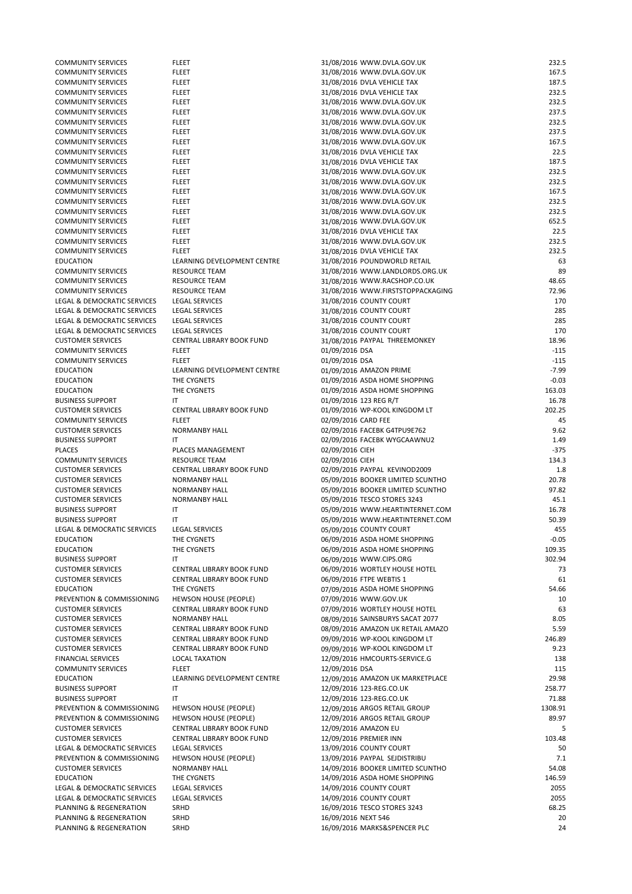| | | | | |
|---|---|---|---|---|
| COMMUNITY SERVICES | FLEET | 31/08/2016 | WWW.DVLA.GOV.UK | 232.5 |
| COMMUNITY SERVICES | FLEET | 31/08/2016 | WWW.DVLA.GOV.UK | 167.5 |
| COMMUNITY SERVICES | FLEET | 31/08/2016 | DVLA VEHICLE TAX | 187.5 |
| COMMUNITY SERVICES | FLEET | 31/08/2016 | DVLA VEHICLE TAX | 232.5 |
| COMMUNITY SERVICES | FLEET | 31/08/2016 | WWW.DVLA.GOV.UK | 232.5 |
| COMMUNITY SERVICES | FLEET | 31/08/2016 | WWW.DVLA.GOV.UK | 237.5 |
| COMMUNITY SERVICES | FLEET | 31/08/2016 | WWW.DVLA.GOV.UK | 232.5 |
| COMMUNITY SERVICES | FLEET | 31/08/2016 | WWW.DVLA.GOV.UK | 237.5 |
| COMMUNITY SERVICES | FLEET | 31/08/2016 | WWW.DVLA.GOV.UK | 167.5 |
| COMMUNITY SERVICES | FLEET | 31/08/2016 | DVLA VEHICLE TAX | 22.5 |
| COMMUNITY SERVICES | FLEET | 31/08/2016 | DVLA VEHICLE TAX | 187.5 |
| COMMUNITY SERVICES | FLEET | 31/08/2016 | WWW.DVLA.GOV.UK | 232.5 |
| COMMUNITY SERVICES | FLEET | 31/08/2016 | WWW.DVLA.GOV.UK | 232.5 |
| COMMUNITY SERVICES | FLEET | 31/08/2016 | WWW.DVLA.GOV.UK | 167.5 |
| COMMUNITY SERVICES | FLEET | 31/08/2016 | WWW.DVLA.GOV.UK | 232.5 |
| COMMUNITY SERVICES | FLEET | 31/08/2016 | WWW.DVLA.GOV.UK | 232.5 |
| COMMUNITY SERVICES | FLEET | 31/08/2016 | WWW.DVLA.GOV.UK | 652.5 |
| COMMUNITY SERVICES | FLEET | 31/08/2016 | DVLA VEHICLE TAX | 22.5 |
| COMMUNITY SERVICES | FLEET | 31/08/2016 | WWW.DVLA.GOV.UK | 232.5 |
| COMMUNITY SERVICES | FLEET | 31/08/2016 | DVLA VEHICLE TAX | 232.5 |
| EDUCATION | LEARNING DEVELOPMENT CENTRE | 31/08/2016 | POUNDWORLD RETAIL | 63 |
| COMMUNITY SERVICES | RESOURCE TEAM | 31/08/2016 | WWW.LANDLORDS.ORG.UK | 89 |
| COMMUNITY SERVICES | RESOURCE TEAM | 31/08/2016 | WWW.RACSHOP.CO.UK | 48.65 |
| COMMUNITY SERVICES | RESOURCE TEAM | 31/08/2016 | WWW.FIRSTSTOPPACKAGING | 72.96 |
| LEGAL & DEMOCRATIC SERVICES | LEGAL SERVICES | 31/08/2016 | COUNTY COURT | 170 |
| LEGAL & DEMOCRATIC SERVICES | LEGAL SERVICES | 31/08/2016 | COUNTY COURT | 285 |
| LEGAL & DEMOCRATIC SERVICES | LEGAL SERVICES | 31/08/2016 | COUNTY COURT | 285 |
| LEGAL & DEMOCRATIC SERVICES | LEGAL SERVICES | 31/08/2016 | COUNTY COURT | 170 |
| CUSTOMER SERVICES | CENTRAL LIBRARY BOOK FUND | 31/08/2016 | PAYPAL THREEMONKEY | 18.96 |
| COMMUNITY SERVICES | FLEET | 01/09/2016 | DSA | -115 |
| COMMUNITY SERVICES | FLEET | 01/09/2016 | DSA | -115 |
| EDUCATION | LEARNING DEVELOPMENT CENTRE | 01/09/2016 | AMAZON PRIME | -7.99 |
| EDUCATION | THE CYGNETS | 01/09/2016 | ASDA HOME SHOPPING | -0.03 |
| EDUCATION | THE CYGNETS | 01/09/2016 | ASDA HOME SHOPPING | 163.03 |
| BUSINESS SUPPORT | IT | 01/09/2016 | 123 REG R/T | 16.78 |
| CUSTOMER SERVICES | CENTRAL LIBRARY BOOK FUND | 01/09/2016 | WP-KOOL KINGDOM LT | 202.25 |
| COMMUNITY SERVICES | FLEET | 02/09/2016 | CARD FEE | 45 |
| CUSTOMER SERVICES | NORMANBY HALL | 02/09/2016 | FACEBK G4TPU9E762 | 9.62 |
| BUSINESS SUPPORT | IT | 02/09/2016 | FACEBK WYGCAAWNU2 | 1.49 |
| PLACES | PLACES MANAGEMENT | 02/09/2016 | CIEH | -375 |
| COMMUNITY SERVICES | RESOURCE TEAM | 02/09/2016 | CIEH | 134.3 |
| CUSTOMER SERVICES | CENTRAL LIBRARY BOOK FUND | 02/09/2016 | PAYPAL KEVINOD2009 | 1.8 |
| CUSTOMER SERVICES | NORMANBY HALL | 05/09/2016 | BOOKER LIMITED SCUNTHO | 20.78 |
| CUSTOMER SERVICES | NORMANBY HALL | 05/09/2016 | BOOKER LIMITED SCUNTHO | 97.82 |
| CUSTOMER SERVICES | NORMANBY HALL | 05/09/2016 | TESCO STORES 3243 | 45.1 |
| BUSINESS SUPPORT | IT | 05/09/2016 | WWW.HEARTINTERNET.COM | 16.78 |
| BUSINESS SUPPORT | IT | 05/09/2016 | WWW.HEARTINTERNET.COM | 50.39 |
| LEGAL & DEMOCRATIC SERVICES | LEGAL SERVICES | 05/09/2016 | COUNTY COURT | 455 |
| EDUCATION | THE CYGNETS | 06/09/2016 | ASDA HOME SHOPPING | -0.05 |
| EDUCATION | THE CYGNETS | 06/09/2016 | ASDA HOME SHOPPING | 109.35 |
| BUSINESS SUPPORT | IT | 06/09/2016 | WWW.CIPS.ORG | 302.94 |
| CUSTOMER SERVICES | CENTRAL LIBRARY BOOK FUND | 06/09/2016 | WORTLEY HOUSE HOTEL | 73 |
| CUSTOMER SERVICES | CENTRAL LIBRARY BOOK FUND | 06/09/2016 | FTPE WEBTIS 1 | 61 |
| EDUCATION | THE CYGNETS | 07/09/2016 | ASDA HOME SHOPPING | 54.66 |
| PREVENTION & COMMISSIONING | HEWSON HOUSE (PEOPLE) | 07/09/2016 | WWW.GOV.UK | 10 |
| CUSTOMER SERVICES | CENTRAL LIBRARY BOOK FUND | 07/09/2016 | WORTLEY HOUSE HOTEL | 63 |
| CUSTOMER SERVICES | NORMANBY HALL | 08/09/2016 | SAINSBURYS SACAT 2077 | 8.05 |
| CUSTOMER SERVICES | CENTRAL LIBRARY BOOK FUND | 08/09/2016 | AMAZON UK RETAIL AMAZO | 5.59 |
| CUSTOMER SERVICES | CENTRAL LIBRARY BOOK FUND | 09/09/2016 | WP-KOOL KINGDOM LT | 246.89 |
| CUSTOMER SERVICES | CENTRAL LIBRARY BOOK FUND | 09/09/2016 | WP-KOOL KINGDOM LT | 9.23 |
| FINANCIAL SERVICES | LOCAL TAXATION | 12/09/2016 | HMCOURTS-SERVICE.G | 138 |
| COMMUNITY SERVICES | FLEET | 12/09/2016 | DSA | 115 |
| EDUCATION | LEARNING DEVELOPMENT CENTRE | 12/09/2016 | AMAZON UK MARKETPLACE | 29.98 |
| BUSINESS SUPPORT | IT | 12/09/2016 | 123-REG.CO.UK | 258.77 |
| BUSINESS SUPPORT | IT | 12/09/2016 | 123-REG.CO.UK | 71.88 |
| PREVENTION & COMMISSIONING | HEWSON HOUSE (PEOPLE) | 12/09/2016 | ARGOS RETAIL GROUP | 1308.91 |
| PREVENTION & COMMISSIONING | HEWSON HOUSE (PEOPLE) | 12/09/2016 | ARGOS RETAIL GROUP | 89.97 |
| CUSTOMER SERVICES | CENTRAL LIBRARY BOOK FUND | 12/09/2016 | AMAZON EU | 5 |
| CUSTOMER SERVICES | CENTRAL LIBRARY BOOK FUND | 12/09/2016 | PREMIER INN | 103.48 |
| LEGAL & DEMOCRATIC SERVICES | LEGAL SERVICES | 13/09/2016 | COUNTY COURT | 50 |
| PREVENTION & COMMISSIONING | HEWSON HOUSE (PEOPLE) | 13/09/2016 | PAYPAL SEJDISTRIBU | 7.1 |
| CUSTOMER SERVICES | NORMANBY HALL | 14/09/2016 | BOOKER LIMITED SCUNTHO | 54.08 |
| EDUCATION | THE CYGNETS | 14/09/2016 | ASDA HOME SHOPPING | 146.59 |
| LEGAL & DEMOCRATIC SERVICES | LEGAL SERVICES | 14/09/2016 | COUNTY COURT | 2055 |
| LEGAL & DEMOCRATIC SERVICES | LEGAL SERVICES | 14/09/2016 | COUNTY COURT | 2055 |
| PLANNING & REGENERATION | SRHD | 16/09/2016 | TESCO STORES 3243 | 68.25 |
| PLANNING & REGENERATION | SRHD | 16/09/2016 | NEXT 546 | 20 |
| PLANNING & REGENERATION | SRHD | 16/09/2016 | MARKS&SPENCER PLC | 24 |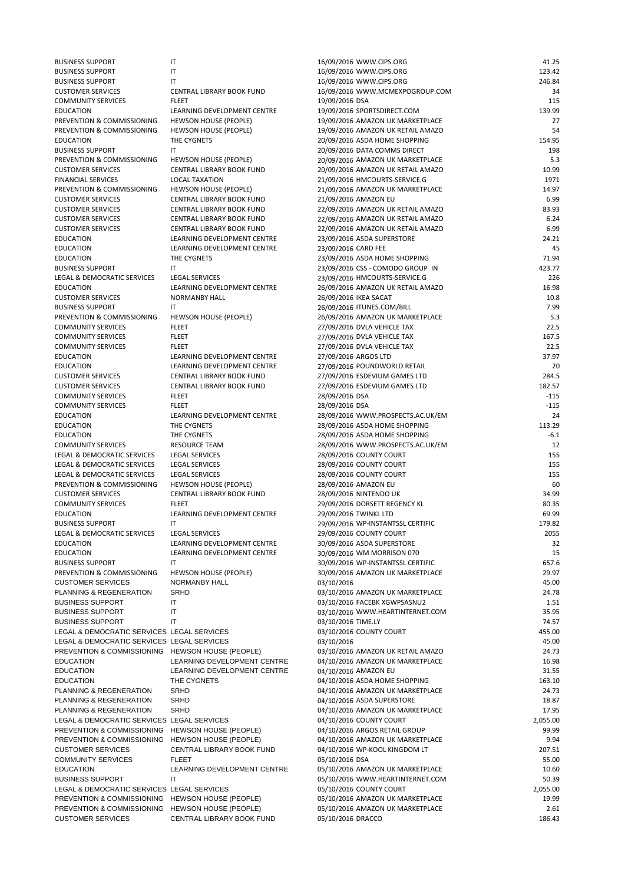| | | | |
|---|---|---|---|
| BUSINESS SUPPORT | IT | 16/09/2016 WWW.CIPS.ORG | 41.25 |
| BUSINESS SUPPORT | IT | 16/09/2016 WWW.CIPS.ORG | 123.42 |
| BUSINESS SUPPORT | IT | 16/09/2016 WWW.CIPS.ORG | 246.84 |
| CUSTOMER SERVICES | CENTRAL LIBRARY BOOK FUND | 16/09/2016 WWW.MCMEXPOGROUP.COM | 34 |
| COMMUNITY SERVICES | FLEET | 19/09/2016 DSA | 115 |
| EDUCATION | LEARNING DEVELOPMENT CENTRE | 19/09/2016 SPORTSDIRECT.COM | 139.99 |
| PREVENTION & COMMISSIONING | HEWSON HOUSE (PEOPLE) | 19/09/2016 AMAZON UK MARKETPLACE | 27 |
| PREVENTION & COMMISSIONING | HEWSON HOUSE (PEOPLE) | 19/09/2016 AMAZON UK RETAIL AMAZO | 54 |
| EDUCATION | THE CYGNETS | 20/09/2016 ASDA HOME SHOPPING | 154.95 |
| BUSINESS SUPPORT | IT | 20/09/2016 DATA COMMS DIRECT | 198 |
| PREVENTION & COMMISSIONING | HEWSON HOUSE (PEOPLE) | 20/09/2016 AMAZON UK MARKETPLACE | 5.3 |
| CUSTOMER SERVICES | CENTRAL LIBRARY BOOK FUND | 20/09/2016 AMAZON UK RETAIL AMAZO | 10.99 |
| FINANCIAL SERVICES | LOCAL TAXATION | 21/09/2016 HMCOURTS-SERVICE.G | 1971 |
| PREVENTION & COMMISSIONING | HEWSON HOUSE (PEOPLE) | 21/09/2016 AMAZON UK MARKETPLACE | 14.97 |
| CUSTOMER SERVICES | CENTRAL LIBRARY BOOK FUND | 21/09/2016 AMAZON EU | 6.99 |
| CUSTOMER SERVICES | CENTRAL LIBRARY BOOK FUND | 22/09/2016 AMAZON UK RETAIL AMAZO | 83.93 |
| CUSTOMER SERVICES | CENTRAL LIBRARY BOOK FUND | 22/09/2016 AMAZON UK RETAIL AMAZO | 6.24 |
| CUSTOMER SERVICES | CENTRAL LIBRARY BOOK FUND | 22/09/2016 AMAZON UK RETAIL AMAZO | 6.99 |
| EDUCATION | LEARNING DEVELOPMENT CENTRE | 23/09/2016 ASDA SUPERSTORE | 24.21 |
| EDUCATION | LEARNING DEVELOPMENT CENTRE | 23/09/2016 CARD FEE | 45 |
| EDUCATION | THE CYGNETS | 23/09/2016 ASDA HOME SHOPPING | 71.94 |
| BUSINESS SUPPORT | IT | 23/09/2016 CSS - COMODO GROUP IN | 423.77 |
| LEGAL & DEMOCRATIC SERVICES | LEGAL SERVICES | 23/09/2016 HMCOURTS-SERVICE.G | 226 |
| EDUCATION | LEARNING DEVELOPMENT CENTRE | 26/09/2016 AMAZON UK RETAIL AMAZO | 16.98 |
| CUSTOMER SERVICES | NORMANBY HALL | 26/09/2016 IKEA SACAT | 10.8 |
| BUSINESS SUPPORT | IT | 26/09/2016 ITUNES.COM/BILL | 7.99 |
| PREVENTION & COMMISSIONING | HEWSON HOUSE (PEOPLE) | 26/09/2016 AMAZON UK MARKETPLACE | 5.3 |
| COMMUNITY SERVICES | FLEET | 27/09/2016 DVLA VEHICLE TAX | 22.5 |
| COMMUNITY SERVICES | FLEET | 27/09/2016 DVLA VEHICLE TAX | 167.5 |
| COMMUNITY SERVICES | FLEET | 27/09/2016 DVLA VEHICLE TAX | 22.5 |
| EDUCATION | LEARNING DEVELOPMENT CENTRE | 27/09/2016 ARGOS LTD | 37.97 |
| EDUCATION | LEARNING DEVELOPMENT CENTRE | 27/09/2016 POUNDWORLD RETAIL | 20 |
| CUSTOMER SERVICES | CENTRAL LIBRARY BOOK FUND | 27/09/2016 ESDEVIUM GAMES LTD | 284.5 |
| CUSTOMER SERVICES | CENTRAL LIBRARY BOOK FUND | 27/09/2016 ESDEVIUM GAMES LTD | 182.57 |
| COMMUNITY SERVICES | FLEET | 28/09/2016 DSA | -115 |
| COMMUNITY SERVICES | FLEET | 28/09/2016 DSA | -115 |
| EDUCATION | LEARNING DEVELOPMENT CENTRE | 28/09/2016 WWW.PROSPECTS.AC.UK/EM | 24 |
| EDUCATION | THE CYGNETS | 28/09/2016 ASDA HOME SHOPPING | 113.29 |
| EDUCATION | THE CYGNETS | 28/09/2016 ASDA HOME SHOPPING | -6.1 |
| COMMUNITY SERVICES | RESOURCE TEAM | 28/09/2016 WWW.PROSPECTS.AC.UK/EM | 12 |
| LEGAL & DEMOCRATIC SERVICES | LEGAL SERVICES | 28/09/2016 COUNTY COURT | 155 |
| LEGAL & DEMOCRATIC SERVICES | LEGAL SERVICES | 28/09/2016 COUNTY COURT | 155 |
| LEGAL & DEMOCRATIC SERVICES | LEGAL SERVICES | 28/09/2016 COUNTY COURT | 155 |
| PREVENTION & COMMISSIONING | HEWSON HOUSE (PEOPLE) | 28/09/2016 AMAZON EU | 60 |
| CUSTOMER SERVICES | CENTRAL LIBRARY BOOK FUND | 28/09/2016 NINTENDO UK | 34.99 |
| COMMUNITY SERVICES | FLEET | 29/09/2016 DORSETT REGENCY KL | 80.35 |
| EDUCATION | LEARNING DEVELOPMENT CENTRE | 29/09/2016 TWINKL LTD | 69.99 |
| BUSINESS SUPPORT | IT | 29/09/2016 WP-INSTANTSSL CERTIFIC | 179.82 |
| LEGAL & DEMOCRATIC SERVICES | LEGAL SERVICES | 29/09/2016 COUNTY COURT | 2055 |
| EDUCATION | LEARNING DEVELOPMENT CENTRE | 30/09/2016 ASDA SUPERSTORE | 32 |
| EDUCATION | LEARNING DEVELOPMENT CENTRE | 30/09/2016 WM MORRISON 070 | 15 |
| BUSINESS SUPPORT | IT | 30/09/2016 WP-INSTANTSSL CERTIFIC | 657.6 |
| PREVENTION & COMMISSIONING | HEWSON HOUSE (PEOPLE) | 30/09/2016 AMAZON UK MARKETPLACE | 29.97 |
| CUSTOMER SERVICES | NORMANBY HALL | 03/10/2016 | 45.00 |
| PLANNING & REGENERATION | SRHD | 03/10/2016 AMAZON UK MARKETPLACE | 24.78 |
| BUSINESS SUPPORT | IT | 03/10/2016 FACEBK XGWPSASNU2 | 1.51 |
| BUSINESS SUPPORT | IT | 03/10/2016 WWW.HEARTINTERNET.COM | 35.95 |
| BUSINESS SUPPORT | IT | 03/10/2016 TIME.LY | 74.57 |
| LEGAL & DEMOCRATIC SERVICES | LEGAL SERVICES | 03/10/2016 COUNTY COURT | 455.00 |
| LEGAL & DEMOCRATIC SERVICES | LEGAL SERVICES | 03/10/2016 | 45.00 |
| PREVENTION & COMMISSIONING | HEWSON HOUSE (PEOPLE) | 03/10/2016 AMAZON UK RETAIL AMAZO | 24.73 |
| EDUCATION | LEARNING DEVELOPMENT CENTRE | 04/10/2016 AMAZON UK MARKETPLACE | 16.98 |
| EDUCATION | LEARNING DEVELOPMENT CENTRE | 04/10/2016 AMAZON EU | 31.55 |
| EDUCATION | THE CYGNETS | 04/10/2016 ASDA HOME SHOPPING | 163.10 |
| PLANNING & REGENERATION | SRHD | 04/10/2016 AMAZON UK MARKETPLACE | 24.73 |
| PLANNING & REGENERATION | SRHD | 04/10/2016 ASDA SUPERSTORE | 18.87 |
| PLANNING & REGENERATION | SRHD | 04/10/2016 AMAZON UK MARKETPLACE | 17.95 |
| LEGAL & DEMOCRATIC SERVICES | LEGAL SERVICES | 04/10/2016 COUNTY COURT | 2,055.00 |
| PREVENTION & COMMISSIONING | HEWSON HOUSE (PEOPLE) | 04/10/2016 ARGOS RETAIL GROUP | 99.99 |
| PREVENTION & COMMISSIONING | HEWSON HOUSE (PEOPLE) | 04/10/2016 AMAZON UK MARKETPLACE | 9.94 |
| CUSTOMER SERVICES | CENTRAL LIBRARY BOOK FUND | 04/10/2016 WP-KOOL KINGDOM LT | 207.51 |
| COMMUNITY SERVICES | FLEET | 05/10/2016 DSA | 55.00 |
| EDUCATION | LEARNING DEVELOPMENT CENTRE | 05/10/2016 AMAZON UK MARKETPLACE | 10.60 |
| BUSINESS SUPPORT | IT | 05/10/2016 WWW.HEARTINTERNET.COM | 50.39 |
| LEGAL & DEMOCRATIC SERVICES | LEGAL SERVICES | 05/10/2016 COUNTY COURT | 2,055.00 |
| PREVENTION & COMMISSIONING | HEWSON HOUSE (PEOPLE) | 05/10/2016 AMAZON UK MARKETPLACE | 19.99 |
| PREVENTION & COMMISSIONING | HEWSON HOUSE (PEOPLE) | 05/10/2016 AMAZON UK MARKETPLACE | 2.61 |
| CUSTOMER SERVICES | CENTRAL LIBRARY BOOK FUND | 05/10/2016 DRACCO | 186.43 |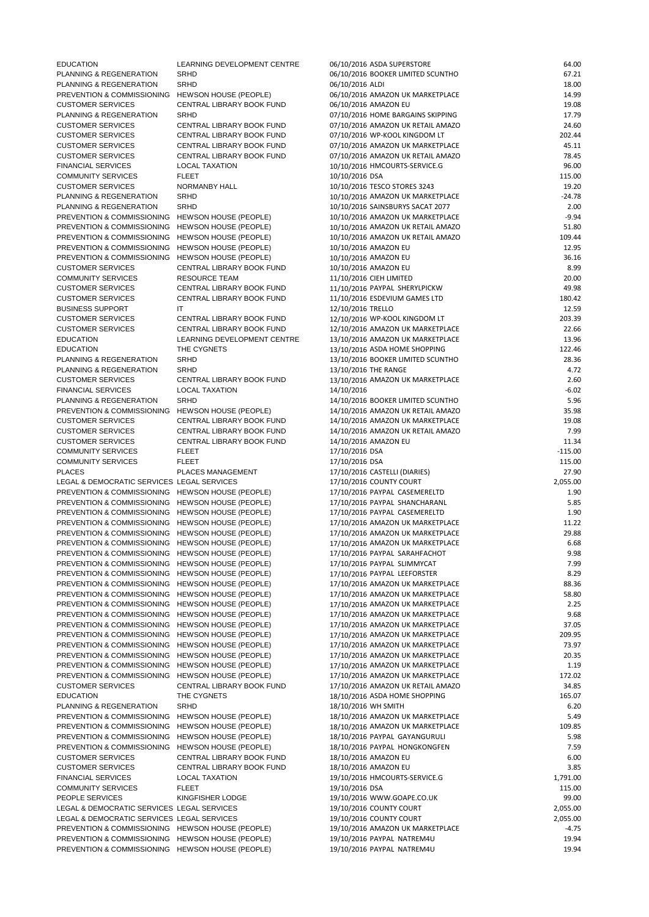| | | | | |
|---|---|---|---|---|
| EDUCATION | LEARNING DEVELOPMENT CENTRE | 06/10/2016 | ASDA SUPERSTORE | 64.00 |
| PLANNING & REGENERATION | SRHD | 06/10/2016 | BOOKER LIMITED SCUNTHO | 67.21 |
| PLANNING & REGENERATION | SRHD | 06/10/2016 | ALDI | 18.00 |
| PREVENTION & COMMISSIONING | HEWSON HOUSE (PEOPLE) | 06/10/2016 | AMAZON UK MARKETPLACE | 14.99 |
| CUSTOMER SERVICES | CENTRAL LIBRARY BOOK FUND | 06/10/2016 | AMAZON EU | 19.08 |
| PLANNING & REGENERATION | SRHD | 07/10/2016 | HOME BARGAINS SKIPPING | 17.79 |
| CUSTOMER SERVICES | CENTRAL LIBRARY BOOK FUND | 07/10/2016 | AMAZON UK RETAIL AMAZO | 24.60 |
| CUSTOMER SERVICES | CENTRAL LIBRARY BOOK FUND | 07/10/2016 | WP-KOOL KINGDOM LT | 202.44 |
| CUSTOMER SERVICES | CENTRAL LIBRARY BOOK FUND | 07/10/2016 | AMAZON UK MARKETPLACE | 45.11 |
| CUSTOMER SERVICES | CENTRAL LIBRARY BOOK FUND | 07/10/2016 | AMAZON UK RETAIL AMAZO | 78.45 |
| FINANCIAL SERVICES | LOCAL TAXATION | 10/10/2016 | HMCOURTS-SERVICE.G | 96.00 |
| COMMUNITY SERVICES | FLEET | 10/10/2016 | DSA | 115.00 |
| CUSTOMER SERVICES | NORMANBY HALL | 10/10/2016 | TESCO STORES 3243 | 19.20 |
| PLANNING & REGENERATION | SRHD | 10/10/2016 | AMAZON UK MARKETPLACE | -24.78 |
| PLANNING & REGENERATION | SRHD | 10/10/2016 | SAINSBURYS SACAT 2077 | 2.00 |
| PREVENTION & COMMISSIONING | HEWSON HOUSE (PEOPLE) | 10/10/2016 | AMAZON UK MARKETPLACE | -9.94 |
| PREVENTION & COMMISSIONING | HEWSON HOUSE (PEOPLE) | 10/10/2016 | AMAZON UK RETAIL AMAZO | 51.80 |
| PREVENTION & COMMISSIONING | HEWSON HOUSE (PEOPLE) | 10/10/2016 | AMAZON UK RETAIL AMAZO | 109.44 |
| PREVENTION & COMMISSIONING | HEWSON HOUSE (PEOPLE) | 10/10/2016 | AMAZON EU | 12.95 |
| PREVENTION & COMMISSIONING | HEWSON HOUSE (PEOPLE) | 10/10/2016 | AMAZON EU | 36.16 |
| CUSTOMER SERVICES | CENTRAL LIBRARY BOOK FUND | 10/10/2016 | AMAZON EU | 8.99 |
| COMMUNITY SERVICES | RESOURCE TEAM | 11/10/2016 | CIEH LIMITED | 20.00 |
| CUSTOMER SERVICES | CENTRAL LIBRARY BOOK FUND | 11/10/2016 | PAYPAL SHERYLPICKW | 49.98 |
| CUSTOMER SERVICES | CENTRAL LIBRARY BOOK FUND | 11/10/2016 | ESDEVIUM GAMES LTD | 180.42 |
| BUSINESS SUPPORT | IT | 12/10/2016 | TRELLO | 12.59 |
| CUSTOMER SERVICES | CENTRAL LIBRARY BOOK FUND | 12/10/2016 | WP-KOOL KINGDOM LT | 203.39 |
| CUSTOMER SERVICES | CENTRAL LIBRARY BOOK FUND | 12/10/2016 | AMAZON UK MARKETPLACE | 22.66 |
| EDUCATION | LEARNING DEVELOPMENT CENTRE | 13/10/2016 | AMAZON UK MARKETPLACE | 13.96 |
| EDUCATION | THE CYGNETS | 13/10/2016 | ASDA HOME SHOPPING | 122.46 |
| PLANNING & REGENERATION | SRHD | 13/10/2016 | BOOKER LIMITED SCUNTHO | 28.36 |
| PLANNING & REGENERATION | SRHD | 13/10/2016 | THE RANGE | 4.72 |
| CUSTOMER SERVICES | CENTRAL LIBRARY BOOK FUND | 13/10/2016 | AMAZON UK MARKETPLACE | 2.60 |
| FINANCIAL SERVICES | LOCAL TAXATION | 14/10/2016 | | -6.02 |
| PLANNING & REGENERATION | SRHD | 14/10/2016 | BOOKER LIMITED SCUNTHO | 5.96 |
| PREVENTION & COMMISSIONING | HEWSON HOUSE (PEOPLE) | 14/10/2016 | AMAZON UK RETAIL AMAZO | 35.98 |
| CUSTOMER SERVICES | CENTRAL LIBRARY BOOK FUND | 14/10/2016 | AMAZON UK MARKETPLACE | 19.08 |
| CUSTOMER SERVICES | CENTRAL LIBRARY BOOK FUND | 14/10/2016 | AMAZON UK RETAIL AMAZO | 7.99 |
| CUSTOMER SERVICES | CENTRAL LIBRARY BOOK FUND | 14/10/2016 | AMAZON EU | 11.34 |
| COMMUNITY SERVICES | FLEET | 17/10/2016 | DSA | -115.00 |
| COMMUNITY SERVICES | FLEET | 17/10/2016 | DSA | 115.00 |
| PLACES | PLACES MANAGEMENT | 17/10/2016 | CASTELLI (DIARIES) | 27.90 |
| LEGAL & DEMOCRATIC SERVICES | LEGAL SERVICES | 17/10/2016 | COUNTY COURT | 2,055.00 |
| PREVENTION & COMMISSIONING | HEWSON HOUSE (PEOPLE) | 17/10/2016 | PAYPAL CASEMERELTD | 1.90 |
| PREVENTION & COMMISSIONING | HEWSON HOUSE (PEOPLE) | 17/10/2016 | PAYPAL SHANCHARANL | 5.85 |
| PREVENTION & COMMISSIONING | HEWSON HOUSE (PEOPLE) | 17/10/2016 | PAYPAL CASEMERELTD | 1.90 |
| PREVENTION & COMMISSIONING | HEWSON HOUSE (PEOPLE) | 17/10/2016 | AMAZON UK MARKETPLACE | 11.22 |
| PREVENTION & COMMISSIONING | HEWSON HOUSE (PEOPLE) | 17/10/2016 | AMAZON UK MARKETPLACE | 29.88 |
| PREVENTION & COMMISSIONING | HEWSON HOUSE (PEOPLE) | 17/10/2016 | AMAZON UK MARKETPLACE | 6.68 |
| PREVENTION & COMMISSIONING | HEWSON HOUSE (PEOPLE) | 17/10/2016 | PAYPAL SARAHFACHOT | 9.98 |
| PREVENTION & COMMISSIONING | HEWSON HOUSE (PEOPLE) | 17/10/2016 | PAYPAL SLIMMYCAT | 7.99 |
| PREVENTION & COMMISSIONING | HEWSON HOUSE (PEOPLE) | 17/10/2016 | PAYPAL LEEFORSTER | 8.29 |
| PREVENTION & COMMISSIONING | HEWSON HOUSE (PEOPLE) | 17/10/2016 | AMAZON UK MARKETPLACE | 88.36 |
| PREVENTION & COMMISSIONING | HEWSON HOUSE (PEOPLE) | 17/10/2016 | AMAZON UK MARKETPLACE | 58.80 |
| PREVENTION & COMMISSIONING | HEWSON HOUSE (PEOPLE) | 17/10/2016 | AMAZON UK MARKETPLACE | 2.25 |
| PREVENTION & COMMISSIONING | HEWSON HOUSE (PEOPLE) | 17/10/2016 | AMAZON UK MARKETPLACE | 9.68 |
| PREVENTION & COMMISSIONING | HEWSON HOUSE (PEOPLE) | 17/10/2016 | AMAZON UK MARKETPLACE | 37.05 |
| PREVENTION & COMMISSIONING | HEWSON HOUSE (PEOPLE) | 17/10/2016 | AMAZON UK MARKETPLACE | 209.95 |
| PREVENTION & COMMISSIONING | HEWSON HOUSE (PEOPLE) | 17/10/2016 | AMAZON UK MARKETPLACE | 73.97 |
| PREVENTION & COMMISSIONING | HEWSON HOUSE (PEOPLE) | 17/10/2016 | AMAZON UK MARKETPLACE | 20.35 |
| PREVENTION & COMMISSIONING | HEWSON HOUSE (PEOPLE) | 17/10/2016 | AMAZON UK MARKETPLACE | 1.19 |
| PREVENTION & COMMISSIONING | HEWSON HOUSE (PEOPLE) | 17/10/2016 | AMAZON UK MARKETPLACE | 172.02 |
| CUSTOMER SERVICES | CENTRAL LIBRARY BOOK FUND | 17/10/2016 | AMAZON UK RETAIL AMAZO | 34.85 |
| EDUCATION | THE CYGNETS | 18/10/2016 | ASDA HOME SHOPPING | 165.07 |
| PLANNING & REGENERATION | SRHD | 18/10/2016 | WH SMITH | 6.20 |
| PREVENTION & COMMISSIONING | HEWSON HOUSE (PEOPLE) | 18/10/2016 | AMAZON UK MARKETPLACE | 5.49 |
| PREVENTION & COMMISSIONING | HEWSON HOUSE (PEOPLE) | 18/10/2016 | AMAZON UK MARKETPLACE | 109.85 |
| PREVENTION & COMMISSIONING | HEWSON HOUSE (PEOPLE) | 18/10/2016 | PAYPAL GAYANGURULI | 5.98 |
| PREVENTION & COMMISSIONING | HEWSON HOUSE (PEOPLE) | 18/10/2016 | PAYPAL HONGKONGFEN | 7.59 |
| CUSTOMER SERVICES | CENTRAL LIBRARY BOOK FUND | 18/10/2016 | AMAZON EU | 6.00 |
| CUSTOMER SERVICES | CENTRAL LIBRARY BOOK FUND | 18/10/2016 | AMAZON EU | 3.85 |
| FINANCIAL SERVICES | LOCAL TAXATION | 19/10/2016 | HMCOURTS-SERVICE.G | 1,791.00 |
| COMMUNITY SERVICES | FLEET | 19/10/2016 | DSA | 115.00 |
| PEOPLE SERVICES | KINGFISHER LODGE | 19/10/2016 | WWW.GOAPE.CO.UK | 99.00 |
| LEGAL & DEMOCRATIC SERVICES | LEGAL SERVICES | 19/10/2016 | COUNTY COURT | 2,055.00 |
| LEGAL & DEMOCRATIC SERVICES | LEGAL SERVICES | 19/10/2016 | COUNTY COURT | 2,055.00 |
| PREVENTION & COMMISSIONING | HEWSON HOUSE (PEOPLE) | 19/10/2016 | AMAZON UK MARKETPLACE | -4.75 |
| PREVENTION & COMMISSIONING | HEWSON HOUSE (PEOPLE) | 19/10/2016 | PAYPAL NATREM4U | 19.94 |
| PREVENTION & COMMISSIONING | HEWSON HOUSE (PEOPLE) | 19/10/2016 | PAYPAL NATREM4U | 19.94 |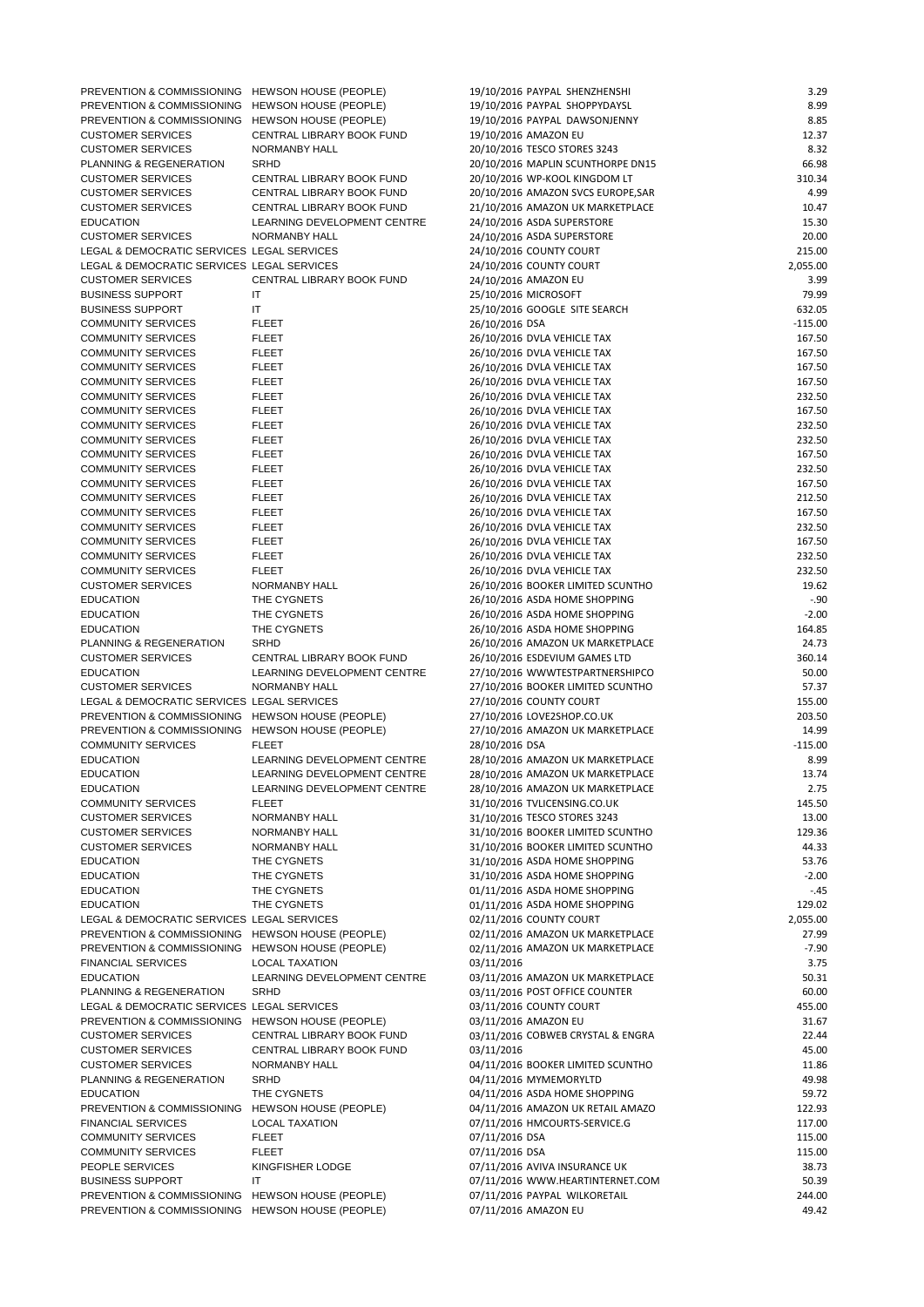| | | | | |
|---|---|---|---|---|
| PREVENTION & COMMISSIONING | HEWSON HOUSE (PEOPLE) | 19/10/2016 | PAYPAL SHENZHENSHI | 3.29 |
| PREVENTION & COMMISSIONING | HEWSON HOUSE (PEOPLE) | 19/10/2016 | PAYPAL SHOPPYDAYSL | 8.99 |
| PREVENTION & COMMISSIONING | HEWSON HOUSE (PEOPLE) | 19/10/2016 | PAYPAL DAWSONJENNY | 8.85 |
| CUSTOMER SERVICES | CENTRAL LIBRARY BOOK FUND | 19/10/2016 | AMAZON EU | 12.37 |
| CUSTOMER SERVICES | NORMANBY HALL | 20/10/2016 | TESCO STORES 3243 | 8.32 |
| PLANNING & REGENERATION | SRHD | 20/10/2016 | MAPLIN SCUNTHORPE DN15 | 66.98 |
| CUSTOMER SERVICES | CENTRAL LIBRARY BOOK FUND | 20/10/2016 | WP-KOOL KINGDOM LT | 310.34 |
| CUSTOMER SERVICES | CENTRAL LIBRARY BOOK FUND | 20/10/2016 | AMAZON SVCS EUROPE,SAR | 4.99 |
| CUSTOMER SERVICES | CENTRAL LIBRARY BOOK FUND | 21/10/2016 | AMAZON UK MARKETPLACE | 10.47 |
| EDUCATION | LEARNING DEVELOPMENT CENTRE | 24/10/2016 | ASDA SUPERSTORE | 15.30 |
| CUSTOMER SERVICES | NORMANBY HALL | 24/10/2016 | ASDA SUPERSTORE | 20.00 |
| LEGAL & DEMOCRATIC SERVICES | LEGAL SERVICES | 24/10/2016 | COUNTY COURT | 215.00 |
| LEGAL & DEMOCRATIC SERVICES | LEGAL SERVICES | 24/10/2016 | COUNTY COURT | 2,055.00 |
| CUSTOMER SERVICES | CENTRAL LIBRARY BOOK FUND | 24/10/2016 | AMAZON EU | 3.99 |
| BUSINESS SUPPORT | IT | 25/10/2016 | MICROSOFT | 79.99 |
| BUSINESS SUPPORT | IT | 25/10/2016 | GOOGLE SITE SEARCH | 632.05 |
| COMMUNITY SERVICES | FLEET | 26/10/2016 | DSA | -115.00 |
| COMMUNITY SERVICES | FLEET | 26/10/2016 | DVLA VEHICLE TAX | 167.50 |
| COMMUNITY SERVICES | FLEET | 26/10/2016 | DVLA VEHICLE TAX | 167.50 |
| COMMUNITY SERVICES | FLEET | 26/10/2016 | DVLA VEHICLE TAX | 167.50 |
| COMMUNITY SERVICES | FLEET | 26/10/2016 | DVLA VEHICLE TAX | 167.50 |
| COMMUNITY SERVICES | FLEET | 26/10/2016 | DVLA VEHICLE TAX | 232.50 |
| COMMUNITY SERVICES | FLEET | 26/10/2016 | DVLA VEHICLE TAX | 167.50 |
| COMMUNITY SERVICES | FLEET | 26/10/2016 | DVLA VEHICLE TAX | 232.50 |
| COMMUNITY SERVICES | FLEET | 26/10/2016 | DVLA VEHICLE TAX | 232.50 |
| COMMUNITY SERVICES | FLEET | 26/10/2016 | DVLA VEHICLE TAX | 167.50 |
| COMMUNITY SERVICES | FLEET | 26/10/2016 | DVLA VEHICLE TAX | 232.50 |
| COMMUNITY SERVICES | FLEET | 26/10/2016 | DVLA VEHICLE TAX | 167.50 |
| COMMUNITY SERVICES | FLEET | 26/10/2016 | DVLA VEHICLE TAX | 212.50 |
| COMMUNITY SERVICES | FLEET | 26/10/2016 | DVLA VEHICLE TAX | 167.50 |
| COMMUNITY SERVICES | FLEET | 26/10/2016 | DVLA VEHICLE TAX | 232.50 |
| COMMUNITY SERVICES | FLEET | 26/10/2016 | DVLA VEHICLE TAX | 167.50 |
| COMMUNITY SERVICES | FLEET | 26/10/2016 | DVLA VEHICLE TAX | 232.50 |
| COMMUNITY SERVICES | FLEET | 26/10/2016 | DVLA VEHICLE TAX | 232.50 |
| CUSTOMER SERVICES | NORMANBY HALL | 26/10/2016 | BOOKER LIMITED SCUNTHO | 19.62 |
| EDUCATION | THE CYGNETS | 26/10/2016 | ASDA HOME SHOPPING | -.90 |
| EDUCATION | THE CYGNETS | 26/10/2016 | ASDA HOME SHOPPING | -2.00 |
| EDUCATION | THE CYGNETS | 26/10/2016 | ASDA HOME SHOPPING | 164.85 |
| PLANNING & REGENERATION | SRHD | 26/10/2016 | AMAZON UK MARKETPLACE | 24.73 |
| CUSTOMER SERVICES | CENTRAL LIBRARY BOOK FUND | 26/10/2016 | ESDEVIUM GAMES LTD | 360.14 |
| EDUCATION | LEARNING DEVELOPMENT CENTRE | 27/10/2016 | WWWTESTPARTNERSHIPCO | 50.00 |
| CUSTOMER SERVICES | NORMANBY HALL | 27/10/2016 | BOOKER LIMITED SCUNTHO | 57.37 |
| LEGAL & DEMOCRATIC SERVICES | LEGAL SERVICES | 27/10/2016 | COUNTY COURT | 155.00 |
| PREVENTION & COMMISSIONING | HEWSON HOUSE (PEOPLE) | 27/10/2016 | LOVE2SHOP.CO.UK | 203.50 |
| PREVENTION & COMMISSIONING | HEWSON HOUSE (PEOPLE) | 27/10/2016 | AMAZON UK MARKETPLACE | 14.99 |
| COMMUNITY SERVICES | FLEET | 28/10/2016 | DSA | -115.00 |
| EDUCATION | LEARNING DEVELOPMENT CENTRE | 28/10/2016 | AMAZON UK MARKETPLACE | 8.99 |
| EDUCATION | LEARNING DEVELOPMENT CENTRE | 28/10/2016 | AMAZON UK MARKETPLACE | 13.74 |
| EDUCATION | LEARNING DEVELOPMENT CENTRE | 28/10/2016 | AMAZON UK MARKETPLACE | 2.75 |
| COMMUNITY SERVICES | FLEET | 31/10/2016 | TVLICENSING.CO.UK | 145.50 |
| CUSTOMER SERVICES | NORMANBY HALL | 31/10/2016 | TESCO STORES 3243 | 13.00 |
| CUSTOMER SERVICES | NORMANBY HALL | 31/10/2016 | BOOKER LIMITED SCUNTHO | 129.36 |
| CUSTOMER SERVICES | NORMANBY HALL | 31/10/2016 | BOOKER LIMITED SCUNTHO | 44.33 |
| EDUCATION | THE CYGNETS | 31/10/2016 | ASDA HOME SHOPPING | 53.76 |
| EDUCATION | THE CYGNETS | 31/10/2016 | ASDA HOME SHOPPING | -2.00 |
| EDUCATION | THE CYGNETS | 01/11/2016 | ASDA HOME SHOPPING | -.45 |
| EDUCATION | THE CYGNETS | 01/11/2016 | ASDA HOME SHOPPING | 129.02 |
| LEGAL & DEMOCRATIC SERVICES | LEGAL SERVICES | 02/11/2016 | COUNTY COURT | 2,055.00 |
| PREVENTION & COMMISSIONING | HEWSON HOUSE (PEOPLE) | 02/11/2016 | AMAZON UK MARKETPLACE | 27.99 |
| PREVENTION & COMMISSIONING | HEWSON HOUSE (PEOPLE) | 02/11/2016 | AMAZON UK MARKETPLACE | -7.90 |
| FINANCIAL SERVICES | LOCAL TAXATION | 03/11/2016 | | 3.75 |
| EDUCATION | LEARNING DEVELOPMENT CENTRE | 03/11/2016 | AMAZON UK MARKETPLACE | 50.31 |
| PLANNING & REGENERATION | SRHD | 03/11/2016 | POST OFFICE COUNTER | 60.00 |
| LEGAL & DEMOCRATIC SERVICES | LEGAL SERVICES | 03/11/2016 | COUNTY COURT | 455.00 |
| PREVENTION & COMMISSIONING | HEWSON HOUSE (PEOPLE) | 03/11/2016 | AMAZON EU | 31.67 |
| CUSTOMER SERVICES | CENTRAL LIBRARY BOOK FUND | 03/11/2016 | COBWEB CRYSTAL & ENGRA | 22.44 |
| CUSTOMER SERVICES | CENTRAL LIBRARY BOOK FUND | 03/11/2016 | | 45.00 |
| CUSTOMER SERVICES | NORMANBY HALL | 04/11/2016 | BOOKER LIMITED SCUNTHO | 11.86 |
| PLANNING & REGENERATION | SRHD | 04/11/2016 | MYMEMORYLTD | 49.98 |
| EDUCATION | THE CYGNETS | 04/11/2016 | ASDA HOME SHOPPING | 59.72 |
| PREVENTION & COMMISSIONING | HEWSON HOUSE (PEOPLE) | 04/11/2016 | AMAZON UK RETAIL AMAZO | 122.93 |
| FINANCIAL SERVICES | LOCAL TAXATION | 07/11/2016 | HMCOURTS-SERVICE.G | 117.00 |
| COMMUNITY SERVICES | FLEET | 07/11/2016 | DSA | 115.00 |
| COMMUNITY SERVICES | FLEET | 07/11/2016 | DSA | 115.00 |
| PEOPLE SERVICES | KINGFISHER LODGE | 07/11/2016 | AVIVA INSURANCE UK | 38.73 |
| BUSINESS SUPPORT | IT | 07/11/2016 | WWW.HEARTINTERNET.COM | 50.39 |
| PREVENTION & COMMISSIONING | HEWSON HOUSE (PEOPLE) | 07/11/2016 | PAYPAL WILKORETAIL | 244.00 |
| PREVENTION & COMMISSIONING | HEWSON HOUSE (PEOPLE) | 07/11/2016 | AMAZON EU | 49.42 |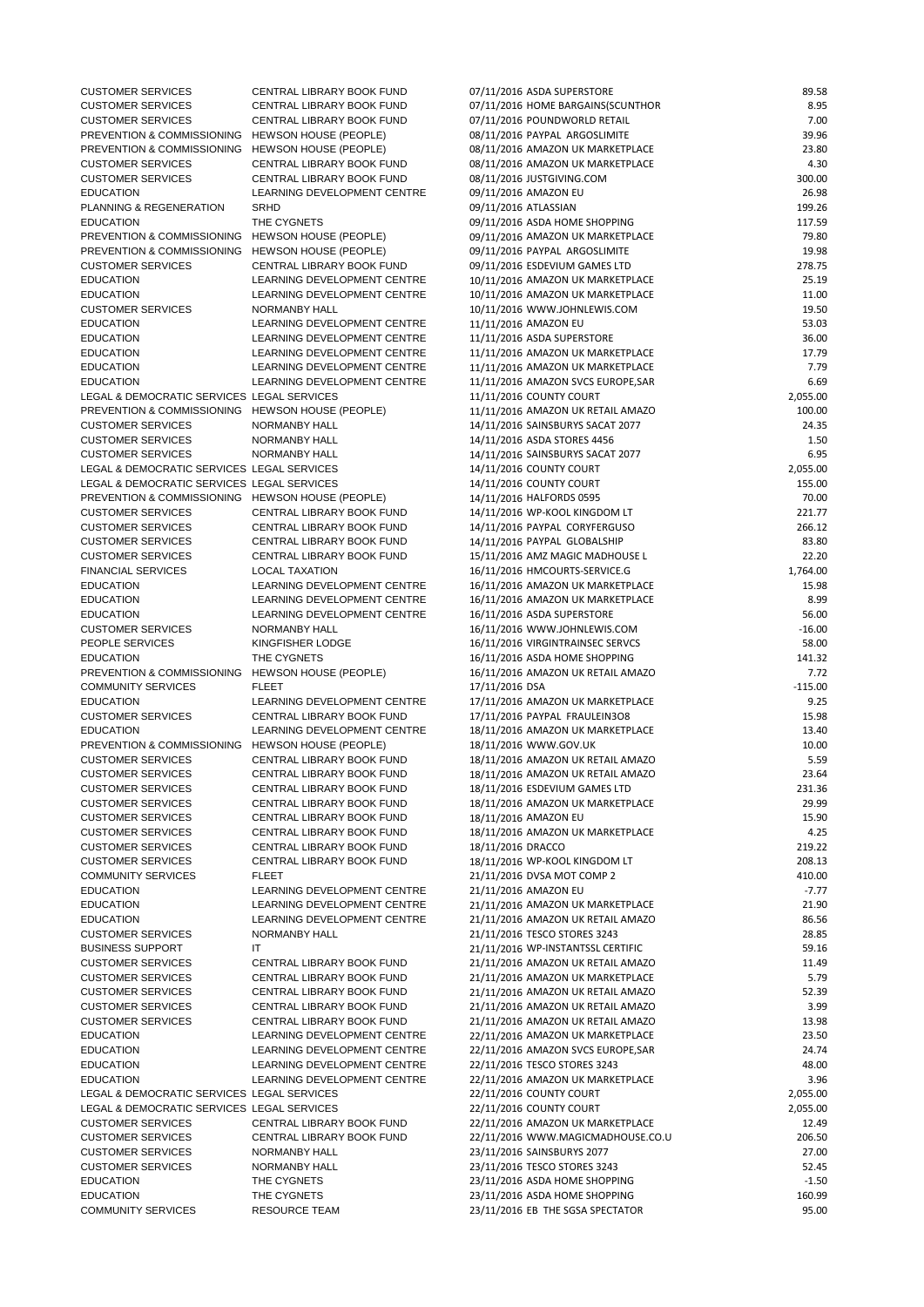| | | | | |
|---|---|---|---|---|
| CUSTOMER SERVICES | CENTRAL LIBRARY BOOK FUND | 07/11/2016 | ASDA SUPERSTORE | 89.58 |
| CUSTOMER SERVICES | CENTRAL LIBRARY BOOK FUND | 07/11/2016 | HOME BARGAINS(SCUNTHOR | 8.95 |
| CUSTOMER SERVICES | CENTRAL LIBRARY BOOK FUND | 07/11/2016 | POUNDWORLD RETAIL | 7.00 |
| PREVENTION & COMMISSIONING | HEWSON HOUSE (PEOPLE) | 08/11/2016 | PAYPAL ARGOSLIMITE | 39.96 |
| PREVENTION & COMMISSIONING | HEWSON HOUSE (PEOPLE) | 08/11/2016 | AMAZON UK MARKETPLACE | 23.80 |
| CUSTOMER SERVICES | CENTRAL LIBRARY BOOK FUND | 08/11/2016 | AMAZON UK MARKETPLACE | 4.30 |
| CUSTOMER SERVICES | CENTRAL LIBRARY BOOK FUND | 08/11/2016 | JUSTGIVING.COM | 300.00 |
| EDUCATION | LEARNING DEVELOPMENT CENTRE | 09/11/2016 | AMAZON EU | 26.98 |
| PLANNING & REGENERATION | SRHD | 09/11/2016 | ATLASSIAN | 199.26 |
| EDUCATION | THE CYGNETS | 09/11/2016 | ASDA HOME SHOPPING | 117.59 |
| PREVENTION & COMMISSIONING | HEWSON HOUSE (PEOPLE) | 09/11/2016 | AMAZON UK MARKETPLACE | 79.80 |
| PREVENTION & COMMISSIONING | HEWSON HOUSE (PEOPLE) | 09/11/2016 | PAYPAL ARGOSLIMITE | 19.98 |
| CUSTOMER SERVICES | CENTRAL LIBRARY BOOK FUND | 09/11/2016 | ESDEVIUM GAMES LTD | 278.75 |
| EDUCATION | LEARNING DEVELOPMENT CENTRE | 10/11/2016 | AMAZON UK MARKETPLACE | 25.19 |
| EDUCATION | LEARNING DEVELOPMENT CENTRE | 10/11/2016 | AMAZON UK MARKETPLACE | 11.00 |
| CUSTOMER SERVICES | NORMANBY HALL | 10/11/2016 | WWW.JOHNLEWIS.COM | 19.50 |
| EDUCATION | LEARNING DEVELOPMENT CENTRE | 11/11/2016 | AMAZON EU | 53.03 |
| EDUCATION | LEARNING DEVELOPMENT CENTRE | 11/11/2016 | ASDA SUPERSTORE | 36.00 |
| EDUCATION | LEARNING DEVELOPMENT CENTRE | 11/11/2016 | AMAZON UK MARKETPLACE | 17.79 |
| EDUCATION | LEARNING DEVELOPMENT CENTRE | 11/11/2016 | AMAZON UK MARKETPLACE | 7.79 |
| EDUCATION | LEARNING DEVELOPMENT CENTRE | 11/11/2016 | AMAZON SVCS EUROPE,SAR | 6.69 |
| LEGAL & DEMOCRATIC SERVICES | LEGAL SERVICES | 11/11/2016 | COUNTY COURT | 2,055.00 |
| PREVENTION & COMMISSIONING | HEWSON HOUSE (PEOPLE) | 11/11/2016 | AMAZON UK RETAIL AMAZO | 100.00 |
| CUSTOMER SERVICES | NORMANBY HALL | 14/11/2016 | SAINSBURYS SACAT 2077 | 24.35 |
| CUSTOMER SERVICES | NORMANBY HALL | 14/11/2016 | ASDA STORES 4456 | 1.50 |
| CUSTOMER SERVICES | NORMANBY HALL | 14/11/2016 | SAINSBURYS SACAT 2077 | 6.95 |
| LEGAL & DEMOCRATIC SERVICES | LEGAL SERVICES | 14/11/2016 | COUNTY COURT | 2,055.00 |
| LEGAL & DEMOCRATIC SERVICES | LEGAL SERVICES | 14/11/2016 | COUNTY COURT | 155.00 |
| PREVENTION & COMMISSIONING | HEWSON HOUSE (PEOPLE) | 14/11/2016 | HALFORDS 0595 | 70.00 |
| CUSTOMER SERVICES | CENTRAL LIBRARY BOOK FUND | 14/11/2016 | WP-KOOL KINGDOM LT | 221.77 |
| CUSTOMER SERVICES | CENTRAL LIBRARY BOOK FUND | 14/11/2016 | PAYPAL CORYFERGUSO | 266.12 |
| CUSTOMER SERVICES | CENTRAL LIBRARY BOOK FUND | 14/11/2016 | PAYPAL GLOBALSHIP | 83.80 |
| CUSTOMER SERVICES | CENTRAL LIBRARY BOOK FUND | 15/11/2016 | AMZ MAGIC MADHOUSE L | 22.20 |
| FINANCIAL SERVICES | LOCAL TAXATION | 16/11/2016 | HMCOURTS-SERVICE.G | 1,764.00 |
| EDUCATION | LEARNING DEVELOPMENT CENTRE | 16/11/2016 | AMAZON UK MARKETPLACE | 15.98 |
| EDUCATION | LEARNING DEVELOPMENT CENTRE | 16/11/2016 | AMAZON UK MARKETPLACE | 8.99 |
| EDUCATION | LEARNING DEVELOPMENT CENTRE | 16/11/2016 | ASDA SUPERSTORE | 56.00 |
| CUSTOMER SERVICES | NORMANBY HALL | 16/11/2016 | WWW.JOHNLEWIS.COM | -16.00 |
| PEOPLE SERVICES | KINGFISHER LODGE | 16/11/2016 | VIRGINTRAINSEC SERVCS | 58.00 |
| EDUCATION | THE CYGNETS | 16/11/2016 | ASDA HOME SHOPPING | 141.32 |
| PREVENTION & COMMISSIONING | HEWSON HOUSE (PEOPLE) | 16/11/2016 | AMAZON UK RETAIL AMAZO | 7.72 |
| COMMUNITY SERVICES | FLEET | 17/11/2016 | DSA | -115.00 |
| EDUCATION | LEARNING DEVELOPMENT CENTRE | 17/11/2016 | AMAZON UK MARKETPLACE | 9.25 |
| CUSTOMER SERVICES | CENTRAL LIBRARY BOOK FUND | 17/11/2016 | PAYPAL FRAULEIN3O8 | 15.98 |
| EDUCATION | LEARNING DEVELOPMENT CENTRE | 18/11/2016 | AMAZON UK MARKETPLACE | 13.40 |
| PREVENTION & COMMISSIONING | HEWSON HOUSE (PEOPLE) | 18/11/2016 | WWW.GOV.UK | 10.00 |
| CUSTOMER SERVICES | CENTRAL LIBRARY BOOK FUND | 18/11/2016 | AMAZON UK RETAIL AMAZO | 5.59 |
| CUSTOMER SERVICES | CENTRAL LIBRARY BOOK FUND | 18/11/2016 | AMAZON UK RETAIL AMAZO | 23.64 |
| CUSTOMER SERVICES | CENTRAL LIBRARY BOOK FUND | 18/11/2016 | ESDEVIUM GAMES LTD | 231.36 |
| CUSTOMER SERVICES | CENTRAL LIBRARY BOOK FUND | 18/11/2016 | AMAZON UK MARKETPLACE | 29.99 |
| CUSTOMER SERVICES | CENTRAL LIBRARY BOOK FUND | 18/11/2016 | AMAZON EU | 15.90 |
| CUSTOMER SERVICES | CENTRAL LIBRARY BOOK FUND | 18/11/2016 | AMAZON UK MARKETPLACE | 4.25 |
| CUSTOMER SERVICES | CENTRAL LIBRARY BOOK FUND | 18/11/2016 | DRACCO | 219.22 |
| CUSTOMER SERVICES | CENTRAL LIBRARY BOOK FUND | 18/11/2016 | WP-KOOL KINGDOM LT | 208.13 |
| COMMUNITY SERVICES | FLEET | 21/11/2016 | DVSA MOT COMP 2 | 410.00 |
| EDUCATION | LEARNING DEVELOPMENT CENTRE | 21/11/2016 | AMAZON EU | -7.77 |
| EDUCATION | LEARNING DEVELOPMENT CENTRE | 21/11/2016 | AMAZON UK MARKETPLACE | 21.90 |
| EDUCATION | LEARNING DEVELOPMENT CENTRE | 21/11/2016 | AMAZON UK RETAIL AMAZO | 86.56 |
| CUSTOMER SERVICES | NORMANBY HALL | 21/11/2016 | TESCO STORES 3243 | 28.85 |
| BUSINESS SUPPORT | IT | 21/11/2016 | WP-INSTANTSSL CERTIFIC | 59.16 |
| CUSTOMER SERVICES | CENTRAL LIBRARY BOOK FUND | 21/11/2016 | AMAZON UK RETAIL AMAZO | 11.49 |
| CUSTOMER SERVICES | CENTRAL LIBRARY BOOK FUND | 21/11/2016 | AMAZON UK MARKETPLACE | 5.79 |
| CUSTOMER SERVICES | CENTRAL LIBRARY BOOK FUND | 21/11/2016 | AMAZON UK RETAIL AMAZO | 52.39 |
| CUSTOMER SERVICES | CENTRAL LIBRARY BOOK FUND | 21/11/2016 | AMAZON UK RETAIL AMAZO | 3.99 |
| CUSTOMER SERVICES | CENTRAL LIBRARY BOOK FUND | 21/11/2016 | AMAZON UK RETAIL AMAZO | 13.98 |
| EDUCATION | LEARNING DEVELOPMENT CENTRE | 22/11/2016 | AMAZON UK MARKETPLACE | 23.50 |
| EDUCATION | LEARNING DEVELOPMENT CENTRE | 22/11/2016 | AMAZON SVCS EUROPE,SAR | 24.74 |
| EDUCATION | LEARNING DEVELOPMENT CENTRE | 22/11/2016 | TESCO STORES 3243 | 48.00 |
| EDUCATION | LEARNING DEVELOPMENT CENTRE | 22/11/2016 | AMAZON UK MARKETPLACE | 3.96 |
| LEGAL & DEMOCRATIC SERVICES | LEGAL SERVICES | 22/11/2016 | COUNTY COURT | 2,055.00 |
| LEGAL & DEMOCRATIC SERVICES | LEGAL SERVICES | 22/11/2016 | COUNTY COURT | 2,055.00 |
| CUSTOMER SERVICES | CENTRAL LIBRARY BOOK FUND | 22/11/2016 | AMAZON UK MARKETPLACE | 12.49 |
| CUSTOMER SERVICES | CENTRAL LIBRARY BOOK FUND | 22/11/2016 | WWW.MAGICMADHOUSE.CO.U | 206.50 |
| CUSTOMER SERVICES | NORMANBY HALL | 23/11/2016 | SAINSBURYS 2077 | 27.00 |
| CUSTOMER SERVICES | NORMANBY HALL | 23/11/2016 | TESCO STORES 3243 | 52.45 |
| EDUCATION | THE CYGNETS | 23/11/2016 | ASDA HOME SHOPPING | -1.50 |
| EDUCATION | THE CYGNETS | 23/11/2016 | ASDA HOME SHOPPING | 160.99 |
| COMMUNITY SERVICES | RESOURCE TEAM | 23/11/2016 | EB THE SGSA SPECTATOR | 95.00 |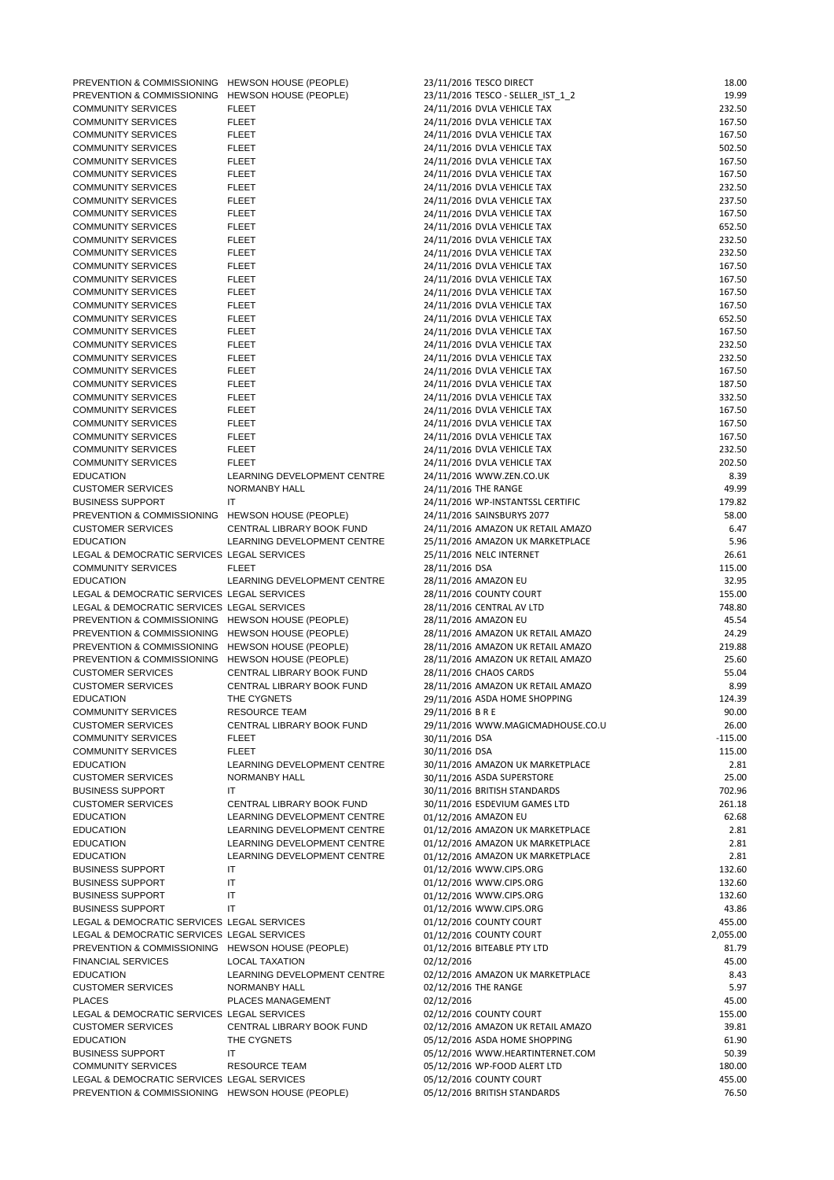| | | | | |
|---|---|---|---|---|
| PREVENTION & COMMISSIONING | HEWSON HOUSE (PEOPLE) | 23/11/2016 | TESCO DIRECT | 18.00 |
| PREVENTION & COMMISSIONING | HEWSON HOUSE (PEOPLE) | 23/11/2016 | TESCO - SELLER_IST_1_2 | 19.99 |
| COMMUNITY SERVICES | FLEET | 24/11/2016 | DVLA VEHICLE TAX | 232.50 |
| COMMUNITY SERVICES | FLEET | 24/11/2016 | DVLA VEHICLE TAX | 167.50 |
| COMMUNITY SERVICES | FLEET | 24/11/2016 | DVLA VEHICLE TAX | 167.50 |
| COMMUNITY SERVICES | FLEET | 24/11/2016 | DVLA VEHICLE TAX | 502.50 |
| COMMUNITY SERVICES | FLEET | 24/11/2016 | DVLA VEHICLE TAX | 167.50 |
| COMMUNITY SERVICES | FLEET | 24/11/2016 | DVLA VEHICLE TAX | 167.50 |
| COMMUNITY SERVICES | FLEET | 24/11/2016 | DVLA VEHICLE TAX | 232.50 |
| COMMUNITY SERVICES | FLEET | 24/11/2016 | DVLA VEHICLE TAX | 237.50 |
| COMMUNITY SERVICES | FLEET | 24/11/2016 | DVLA VEHICLE TAX | 167.50 |
| COMMUNITY SERVICES | FLEET | 24/11/2016 | DVLA VEHICLE TAX | 652.50 |
| COMMUNITY SERVICES | FLEET | 24/11/2016 | DVLA VEHICLE TAX | 232.50 |
| COMMUNITY SERVICES | FLEET | 24/11/2016 | DVLA VEHICLE TAX | 232.50 |
| COMMUNITY SERVICES | FLEET | 24/11/2016 | DVLA VEHICLE TAX | 167.50 |
| COMMUNITY SERVICES | FLEET | 24/11/2016 | DVLA VEHICLE TAX | 167.50 |
| COMMUNITY SERVICES | FLEET | 24/11/2016 | DVLA VEHICLE TAX | 167.50 |
| COMMUNITY SERVICES | FLEET | 24/11/2016 | DVLA VEHICLE TAX | 167.50 |
| COMMUNITY SERVICES | FLEET | 24/11/2016 | DVLA VEHICLE TAX | 652.50 |
| COMMUNITY SERVICES | FLEET | 24/11/2016 | DVLA VEHICLE TAX | 167.50 |
| COMMUNITY SERVICES | FLEET | 24/11/2016 | DVLA VEHICLE TAX | 232.50 |
| COMMUNITY SERVICES | FLEET | 24/11/2016 | DVLA VEHICLE TAX | 232.50 |
| COMMUNITY SERVICES | FLEET | 24/11/2016 | DVLA VEHICLE TAX | 167.50 |
| COMMUNITY SERVICES | FLEET | 24/11/2016 | DVLA VEHICLE TAX | 187.50 |
| COMMUNITY SERVICES | FLEET | 24/11/2016 | DVLA VEHICLE TAX | 332.50 |
| COMMUNITY SERVICES | FLEET | 24/11/2016 | DVLA VEHICLE TAX | 167.50 |
| COMMUNITY SERVICES | FLEET | 24/11/2016 | DVLA VEHICLE TAX | 167.50 |
| COMMUNITY SERVICES | FLEET | 24/11/2016 | DVLA VEHICLE TAX | 167.50 |
| COMMUNITY SERVICES | FLEET | 24/11/2016 | DVLA VEHICLE TAX | 232.50 |
| COMMUNITY SERVICES | FLEET | 24/11/2016 | DVLA VEHICLE TAX | 202.50 |
| EDUCATION | LEARNING DEVELOPMENT CENTRE | 24/11/2016 | WWW.ZEN.CO.UK | 8.39 |
| CUSTOMER SERVICES | NORMANBY HALL | 24/11/2016 | THE RANGE | 49.99 |
| BUSINESS SUPPORT | IT | 24/11/2016 | WP-INSTANTSSL CERTIFIC | 179.82 |
| PREVENTION & COMMISSIONING | HEWSON HOUSE (PEOPLE) | 24/11/2016 | SAINSBURYS 2077 | 58.00 |
| CUSTOMER SERVICES | CENTRAL LIBRARY BOOK FUND | 24/11/2016 | AMAZON UK RETAIL AMAZO | 6.47 |
| EDUCATION | LEARNING DEVELOPMENT CENTRE | 25/11/2016 | AMAZON UK MARKETPLACE | 5.96 |
| LEGAL & DEMOCRATIC SERVICES | LEGAL SERVICES | 25/11/2016 | NELC INTERNET | 26.61 |
| COMMUNITY SERVICES | FLEET | 28/11/2016 | DSA | 115.00 |
| EDUCATION | LEARNING DEVELOPMENT CENTRE | 28/11/2016 | AMAZON EU | 32.95 |
| LEGAL & DEMOCRATIC SERVICES | LEGAL SERVICES | 28/11/2016 | COUNTY COURT | 155.00 |
| LEGAL & DEMOCRATIC SERVICES | LEGAL SERVICES | 28/11/2016 | CENTRAL AV LTD | 748.80 |
| PREVENTION & COMMISSIONING | HEWSON HOUSE (PEOPLE) | 28/11/2016 | AMAZON EU | 45.54 |
| PREVENTION & COMMISSIONING | HEWSON HOUSE (PEOPLE) | 28/11/2016 | AMAZON UK RETAIL AMAZO | 24.29 |
| PREVENTION & COMMISSIONING | HEWSON HOUSE (PEOPLE) | 28/11/2016 | AMAZON UK RETAIL AMAZO | 219.88 |
| PREVENTION & COMMISSIONING | HEWSON HOUSE (PEOPLE) | 28/11/2016 | AMAZON UK RETAIL AMAZO | 25.60 |
| CUSTOMER SERVICES | CENTRAL LIBRARY BOOK FUND | 28/11/2016 | CHAOS CARDS | 55.04 |
| CUSTOMER SERVICES | CENTRAL LIBRARY BOOK FUND | 28/11/2016 | AMAZON UK RETAIL AMAZO | 8.99 |
| EDUCATION | THE CYGNETS | 29/11/2016 | ASDA HOME SHOPPING | 124.39 |
| COMMUNITY SERVICES | RESOURCE TEAM | 29/11/2016 | B R E | 90.00 |
| CUSTOMER SERVICES | CENTRAL LIBRARY BOOK FUND | 29/11/2016 | WWW.MAGICMADHOUSE.CO.U | 26.00 |
| COMMUNITY SERVICES | FLEET | 30/11/2016 | DSA | -115.00 |
| COMMUNITY SERVICES | FLEET | 30/11/2016 | DSA | 115.00 |
| EDUCATION | LEARNING DEVELOPMENT CENTRE | 30/11/2016 | AMAZON UK MARKETPLACE | 2.81 |
| CUSTOMER SERVICES | NORMANBY HALL | 30/11/2016 | ASDA SUPERSTORE | 25.00 |
| BUSINESS SUPPORT | IT | 30/11/2016 | BRITISH STANDARDS | 702.96 |
| CUSTOMER SERVICES | CENTRAL LIBRARY BOOK FUND | 30/11/2016 | ESDEVIUM GAMES LTD | 261.18 |
| EDUCATION | LEARNING DEVELOPMENT CENTRE | 01/12/2016 | AMAZON EU | 62.68 |
| EDUCATION | LEARNING DEVELOPMENT CENTRE | 01/12/2016 | AMAZON UK MARKETPLACE | 2.81 |
| EDUCATION | LEARNING DEVELOPMENT CENTRE | 01/12/2016 | AMAZON UK MARKETPLACE | 2.81 |
| EDUCATION | LEARNING DEVELOPMENT CENTRE | 01/12/2016 | AMAZON UK MARKETPLACE | 2.81 |
| BUSINESS SUPPORT | IT | 01/12/2016 | WWW.CIPS.ORG | 132.60 |
| BUSINESS SUPPORT | IT | 01/12/2016 | WWW.CIPS.ORG | 132.60 |
| BUSINESS SUPPORT | IT | 01/12/2016 | WWW.CIPS.ORG | 132.60 |
| BUSINESS SUPPORT | IT | 01/12/2016 | WWW.CIPS.ORG | 43.86 |
| LEGAL & DEMOCRATIC SERVICES | LEGAL SERVICES | 01/12/2016 | COUNTY COURT | 455.00 |
| LEGAL & DEMOCRATIC SERVICES | LEGAL SERVICES | 01/12/2016 | COUNTY COURT | 2,055.00 |
| PREVENTION & COMMISSIONING | HEWSON HOUSE (PEOPLE) | 01/12/2016 | BITEABLE PTY LTD | 81.79 |
| FINANCIAL SERVICES | LOCAL TAXATION | 02/12/2016 | | 45.00 |
| EDUCATION | LEARNING DEVELOPMENT CENTRE | 02/12/2016 | AMAZON UK MARKETPLACE | 8.43 |
| CUSTOMER SERVICES | NORMANBY HALL | 02/12/2016 | THE RANGE | 5.97 |
| PLACES | PLACES MANAGEMENT | 02/12/2016 | | 45.00 |
| LEGAL & DEMOCRATIC SERVICES | LEGAL SERVICES | 02/12/2016 | COUNTY COURT | 155.00 |
| CUSTOMER SERVICES | CENTRAL LIBRARY BOOK FUND | 02/12/2016 | AMAZON UK RETAIL AMAZO | 39.81 |
| EDUCATION | THE CYGNETS | 05/12/2016 | ASDA HOME SHOPPING | 61.90 |
| BUSINESS SUPPORT | IT | 05/12/2016 | WWW.HEARTINTERNET.COM | 50.39 |
| COMMUNITY SERVICES | RESOURCE TEAM | 05/12/2016 | WP-FOOD ALERT LTD | 180.00 |
| LEGAL & DEMOCRATIC SERVICES | LEGAL SERVICES | 05/12/2016 | COUNTY COURT | 455.00 |
| PREVENTION & COMMISSIONING | HEWSON HOUSE (PEOPLE) | 05/12/2016 | BRITISH STANDARDS | 76.50 |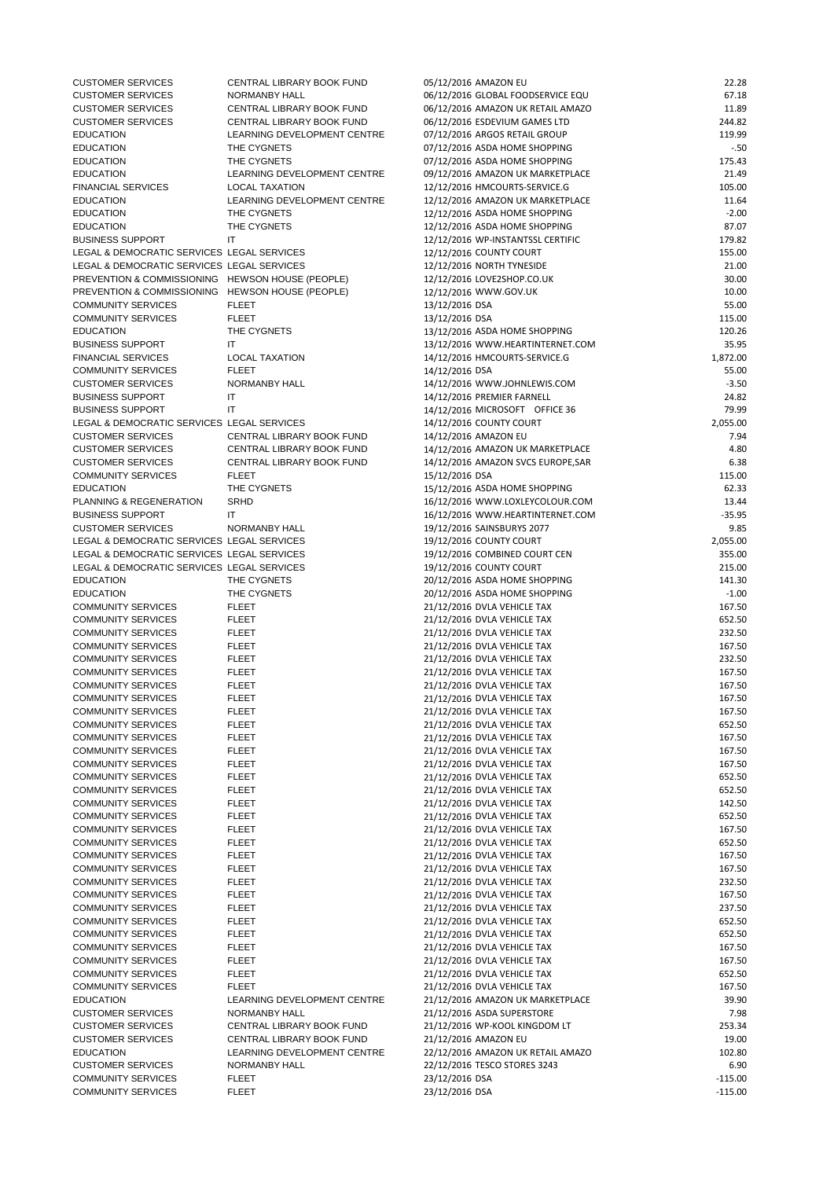| | | | | |
|---|---|---|---|---|
| CUSTOMER SERVICES | CENTRAL LIBRARY BOOK FUND | 05/12/2016 | AMAZON EU | 22.28 |
| CUSTOMER SERVICES | NORMANBY HALL | 06/12/2016 | GLOBAL FOODSERVICE EQU | 67.18 |
| CUSTOMER SERVICES | CENTRAL LIBRARY BOOK FUND | 06/12/2016 | AMAZON UK RETAIL AMAZO | 11.89 |
| CUSTOMER SERVICES | CENTRAL LIBRARY BOOK FUND | 06/12/2016 | ESDEVIUM GAMES LTD | 244.82 |
| EDUCATION | LEARNING DEVELOPMENT CENTRE | 07/12/2016 | ARGOS RETAIL GROUP | 119.99 |
| EDUCATION | THE CYGNETS | 07/12/2016 | ASDA HOME SHOPPING | -.50 |
| EDUCATION | THE CYGNETS | 07/12/2016 | ASDA HOME SHOPPING | 175.43 |
| EDUCATION | LEARNING DEVELOPMENT CENTRE | 09/12/2016 | AMAZON UK MARKETPLACE | 21.49 |
| FINANCIAL SERVICES | LOCAL TAXATION | 12/12/2016 | HMCOURTS-SERVICE.G | 105.00 |
| EDUCATION | LEARNING DEVELOPMENT CENTRE | 12/12/2016 | AMAZON UK MARKETPLACE | 11.64 |
| EDUCATION | THE CYGNETS | 12/12/2016 | ASDA HOME SHOPPING | -2.00 |
| EDUCATION | THE CYGNETS | 12/12/2016 | ASDA HOME SHOPPING | 87.07 |
| BUSINESS SUPPORT | IT | 12/12/2016 | WP-INSTANTSSL CERTIFIC | 179.82 |
| LEGAL & DEMOCRATIC SERVICES | LEGAL SERVICES | 12/12/2016 | COUNTY COURT | 155.00 |
| LEGAL & DEMOCRATIC SERVICES | LEGAL SERVICES | 12/12/2016 | NORTH TYNESIDE | 21.00 |
| PREVENTION & COMMISSIONING | HEWSON HOUSE (PEOPLE) | 12/12/2016 | LOVE2SHOP.CO.UK | 30.00 |
| PREVENTION & COMMISSIONING | HEWSON HOUSE (PEOPLE) | 12/12/2016 | WWW.GOV.UK | 10.00 |
| COMMUNITY SERVICES | FLEET | 13/12/2016 | DSA | 55.00 |
| COMMUNITY SERVICES | FLEET | 13/12/2016 | DSA | 115.00 |
| EDUCATION | THE CYGNETS | 13/12/2016 | ASDA HOME SHOPPING | 120.26 |
| BUSINESS SUPPORT | IT | 13/12/2016 | WWW.HEARTINTERNET.COM | 35.95 |
| FINANCIAL SERVICES | LOCAL TAXATION | 14/12/2016 | HMCOURTS-SERVICE.G | 1,872.00 |
| COMMUNITY SERVICES | FLEET | 14/12/2016 | DSA | 55.00 |
| CUSTOMER SERVICES | NORMANBY HALL | 14/12/2016 | WWW.JOHNLEWIS.COM | -3.50 |
| BUSINESS SUPPORT | IT | 14/12/2016 | PREMIER FARNELL | 24.82 |
| BUSINESS SUPPORT | IT | 14/12/2016 | MICROSOFT OFFICE 36 | 79.99 |
| LEGAL & DEMOCRATIC SERVICES | LEGAL SERVICES | 14/12/2016 | COUNTY COURT | 2,055.00 |
| CUSTOMER SERVICES | CENTRAL LIBRARY BOOK FUND | 14/12/2016 | AMAZON EU | 7.94 |
| CUSTOMER SERVICES | CENTRAL LIBRARY BOOK FUND | 14/12/2016 | AMAZON UK MARKETPLACE | 4.80 |
| CUSTOMER SERVICES | CENTRAL LIBRARY BOOK FUND | 14/12/2016 | AMAZON SVCS EUROPE,SAR | 6.38 |
| COMMUNITY SERVICES | FLEET | 15/12/2016 | DSA | 115.00 |
| EDUCATION | THE CYGNETS | 15/12/2016 | ASDA HOME SHOPPING | 62.33 |
| PLANNING & REGENERATION | SRHD | 16/12/2016 | WWW.LOXLEYCOLOUR.COM | 13.44 |
| BUSINESS SUPPORT | IT | 16/12/2016 | WWW.HEARTINTERNET.COM | -35.95 |
| CUSTOMER SERVICES | NORMANBY HALL | 19/12/2016 | SAINSBURYS 2077 | 9.85 |
| LEGAL & DEMOCRATIC SERVICES | LEGAL SERVICES | 19/12/2016 | COUNTY COURT | 2,055.00 |
| LEGAL & DEMOCRATIC SERVICES | LEGAL SERVICES | 19/12/2016 | COMBINED COURT CEN | 355.00 |
| LEGAL & DEMOCRATIC SERVICES | LEGAL SERVICES | 19/12/2016 | COUNTY COURT | 215.00 |
| EDUCATION | THE CYGNETS | 20/12/2016 | ASDA HOME SHOPPING | 141.30 |
| EDUCATION | THE CYGNETS | 20/12/2016 | ASDA HOME SHOPPING | -1.00 |
| COMMUNITY SERVICES | FLEET | 21/12/2016 | DVLA VEHICLE TAX | 167.50 |
| COMMUNITY SERVICES | FLEET | 21/12/2016 | DVLA VEHICLE TAX | 652.50 |
| COMMUNITY SERVICES | FLEET | 21/12/2016 | DVLA VEHICLE TAX | 232.50 |
| COMMUNITY SERVICES | FLEET | 21/12/2016 | DVLA VEHICLE TAX | 167.50 |
| COMMUNITY SERVICES | FLEET | 21/12/2016 | DVLA VEHICLE TAX | 232.50 |
| COMMUNITY SERVICES | FLEET | 21/12/2016 | DVLA VEHICLE TAX | 167.50 |
| COMMUNITY SERVICES | FLEET | 21/12/2016 | DVLA VEHICLE TAX | 167.50 |
| COMMUNITY SERVICES | FLEET | 21/12/2016 | DVLA VEHICLE TAX | 167.50 |
| COMMUNITY SERVICES | FLEET | 21/12/2016 | DVLA VEHICLE TAX | 167.50 |
| COMMUNITY SERVICES | FLEET | 21/12/2016 | DVLA VEHICLE TAX | 652.50 |
| COMMUNITY SERVICES | FLEET | 21/12/2016 | DVLA VEHICLE TAX | 167.50 |
| COMMUNITY SERVICES | FLEET | 21/12/2016 | DVLA VEHICLE TAX | 167.50 |
| COMMUNITY SERVICES | FLEET | 21/12/2016 | DVLA VEHICLE TAX | 167.50 |
| COMMUNITY SERVICES | FLEET | 21/12/2016 | DVLA VEHICLE TAX | 652.50 |
| COMMUNITY SERVICES | FLEET | 21/12/2016 | DVLA VEHICLE TAX | 652.50 |
| COMMUNITY SERVICES | FLEET | 21/12/2016 | DVLA VEHICLE TAX | 142.50 |
| COMMUNITY SERVICES | FLEET | 21/12/2016 | DVLA VEHICLE TAX | 652.50 |
| COMMUNITY SERVICES | FLEET | 21/12/2016 | DVLA VEHICLE TAX | 167.50 |
| COMMUNITY SERVICES | FLEET | 21/12/2016 | DVLA VEHICLE TAX | 652.50 |
| COMMUNITY SERVICES | FLEET | 21/12/2016 | DVLA VEHICLE TAX | 167.50 |
| COMMUNITY SERVICES | FLEET | 21/12/2016 | DVLA VEHICLE TAX | 167.50 |
| COMMUNITY SERVICES | FLEET | 21/12/2016 | DVLA VEHICLE TAX | 232.50 |
| COMMUNITY SERVICES | FLEET | 21/12/2016 | DVLA VEHICLE TAX | 167.50 |
| COMMUNITY SERVICES | FLEET | 21/12/2016 | DVLA VEHICLE TAX | 237.50 |
| COMMUNITY SERVICES | FLEET | 21/12/2016 | DVLA VEHICLE TAX | 652.50 |
| COMMUNITY SERVICES | FLEET | 21/12/2016 | DVLA VEHICLE TAX | 652.50 |
| COMMUNITY SERVICES | FLEET | 21/12/2016 | DVLA VEHICLE TAX | 167.50 |
| COMMUNITY SERVICES | FLEET | 21/12/2016 | DVLA VEHICLE TAX | 167.50 |
| COMMUNITY SERVICES | FLEET | 21/12/2016 | DVLA VEHICLE TAX | 652.50 |
| COMMUNITY SERVICES | FLEET | 21/12/2016 | DVLA VEHICLE TAX | 167.50 |
| EDUCATION | LEARNING DEVELOPMENT CENTRE | 21/12/2016 | AMAZON UK MARKETPLACE | 39.90 |
| CUSTOMER SERVICES | NORMANBY HALL | 21/12/2016 | ASDA SUPERSTORE | 7.98 |
| CUSTOMER SERVICES | CENTRAL LIBRARY BOOK FUND | 21/12/2016 | WP-KOOL KINGDOM LT | 253.34 |
| CUSTOMER SERVICES | CENTRAL LIBRARY BOOK FUND | 21/12/2016 | AMAZON EU | 19.00 |
| EDUCATION | LEARNING DEVELOPMENT CENTRE | 22/12/2016 | AMAZON UK RETAIL AMAZO | 102.80 |
| CUSTOMER SERVICES | NORMANBY HALL | 22/12/2016 | TESCO STORES 3243 | 6.90 |
| COMMUNITY SERVICES | FLEET | 23/12/2016 | DSA | -115.00 |
| COMMUNITY SERVICES | FLEET | 23/12/2016 | DSA | -115.00 |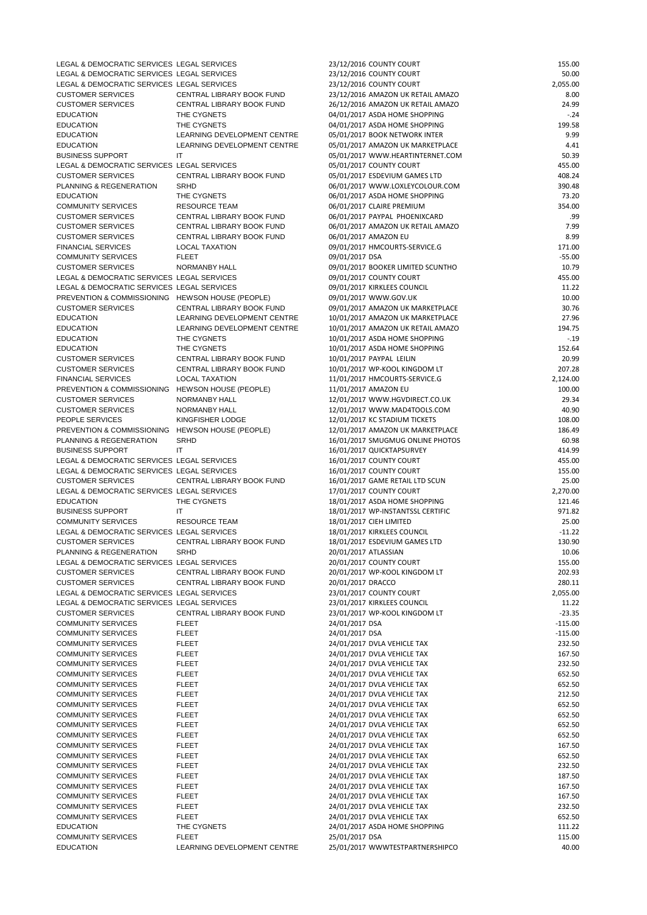| | | | | |
|---|---|---|---|---|
| LEGAL & DEMOCRATIC SERVICES | LEGAL SERVICES | 23/12/2016 | COUNTY COURT | 155.00 |
| LEGAL & DEMOCRATIC SERVICES | LEGAL SERVICES | 23/12/2016 | COUNTY COURT | 50.00 |
| LEGAL & DEMOCRATIC SERVICES | LEGAL SERVICES | 23/12/2016 | COUNTY COURT | 2,055.00 |
| CUSTOMER SERVICES | CENTRAL LIBRARY BOOK FUND | 23/12/2016 | AMAZON UK RETAIL AMAZO | 8.00 |
| CUSTOMER SERVICES | CENTRAL LIBRARY BOOK FUND | 26/12/2016 | AMAZON UK RETAIL AMAZO | 24.99 |
| EDUCATION | THE CYGNETS | 04/01/2017 | ASDA HOME SHOPPING | -.24 |
| EDUCATION | THE CYGNETS | 04/01/2017 | ASDA HOME SHOPPING | 199.58 |
| EDUCATION | LEARNING DEVELOPMENT CENTRE | 05/01/2017 | BOOK NETWORK INTER | 9.99 |
| EDUCATION | LEARNING DEVELOPMENT CENTRE | 05/01/2017 | AMAZON UK MARKETPLACE | 4.41 |
| BUSINESS SUPPORT | IT | 05/01/2017 | WWW.HEARTINTERNET.COM | 50.39 |
| LEGAL & DEMOCRATIC SERVICES | LEGAL SERVICES | 05/01/2017 | COUNTY COURT | 455.00 |
| CUSTOMER SERVICES | CENTRAL LIBRARY BOOK FUND | 05/01/2017 | ESDEVIUM GAMES LTD | 408.24 |
| PLANNING & REGENERATION | SRHD | 06/01/2017 | WWW.LOXLEYCOLOUR.COM | 390.48 |
| EDUCATION | THE CYGNETS | 06/01/2017 | ASDA HOME SHOPPING | 73.20 |
| COMMUNITY SERVICES | RESOURCE TEAM | 06/01/2017 | CLAIRE PREMIUM | 354.00 |
| CUSTOMER SERVICES | CENTRAL LIBRARY BOOK FUND | 06/01/2017 | PAYPAL PHOENIXCARD | .99 |
| CUSTOMER SERVICES | CENTRAL LIBRARY BOOK FUND | 06/01/2017 | AMAZON UK RETAIL AMAZO | 7.99 |
| CUSTOMER SERVICES | CENTRAL LIBRARY BOOK FUND | 06/01/2017 | AMAZON EU | 8.99 |
| FINANCIAL SERVICES | LOCAL TAXATION | 09/01/2017 | HMCOURTS-SERVICE.G | 171.00 |
| COMMUNITY SERVICES | FLEET | 09/01/2017 | DSA | -55.00 |
| CUSTOMER SERVICES | NORMANBY HALL | 09/01/2017 | BOOKER LIMITED SCUNTHO | 10.79 |
| LEGAL & DEMOCRATIC SERVICES | LEGAL SERVICES | 09/01/2017 | COUNTY COURT | 455.00 |
| LEGAL & DEMOCRATIC SERVICES | LEGAL SERVICES | 09/01/2017 | KIRKLEES COUNCIL | 11.22 |
| PREVENTION & COMMISSIONING | HEWSON HOUSE (PEOPLE) | 09/01/2017 | WWW.GOV.UK | 10.00 |
| CUSTOMER SERVICES | CENTRAL LIBRARY BOOK FUND | 09/01/2017 | AMAZON UK MARKETPLACE | 30.76 |
| EDUCATION | LEARNING DEVELOPMENT CENTRE | 10/01/2017 | AMAZON UK MARKETPLACE | 27.96 |
| EDUCATION | LEARNING DEVELOPMENT CENTRE | 10/01/2017 | AMAZON UK RETAIL AMAZO | 194.75 |
| EDUCATION | THE CYGNETS | 10/01/2017 | ASDA HOME SHOPPING | -.19 |
| EDUCATION | THE CYGNETS | 10/01/2017 | ASDA HOME SHOPPING | 152.64 |
| CUSTOMER SERVICES | CENTRAL LIBRARY BOOK FUND | 10/01/2017 | PAYPAL LEILIN | 20.99 |
| CUSTOMER SERVICES | CENTRAL LIBRARY BOOK FUND | 10/01/2017 | WP-KOOL KINGDOM LT | 207.28 |
| FINANCIAL SERVICES | LOCAL TAXATION | 11/01/2017 | HMCOURTS-SERVICE.G | 2,124.00 |
| PREVENTION & COMMISSIONING | HEWSON HOUSE (PEOPLE) | 11/01/2017 | AMAZON EU | 100.00 |
| CUSTOMER SERVICES | NORMANBY HALL | 12/01/2017 | WWW.HGVDIRECT.CO.UK | 29.34 |
| CUSTOMER SERVICES | NORMANBY HALL | 12/01/2017 | WWW.MAD4TOOLS.COM | 40.90 |
| PEOPLE SERVICES | KINGFISHER LODGE | 12/01/2017 | KC STADIUM TICKETS | 108.00 |
| PREVENTION & COMMISSIONING | HEWSON HOUSE (PEOPLE) | 12/01/2017 | AMAZON UK MARKETPLACE | 186.49 |
| PLANNING & REGENERATION | SRHD | 16/01/2017 | SMUGMUG ONLINE PHOTOS | 60.98 |
| BUSINESS SUPPORT | IT | 16/01/2017 | QUICKTAPSURVEY | 414.99 |
| LEGAL & DEMOCRATIC SERVICES | LEGAL SERVICES | 16/01/2017 | COUNTY COURT | 455.00 |
| LEGAL & DEMOCRATIC SERVICES | LEGAL SERVICES | 16/01/2017 | COUNTY COURT | 155.00 |
| CUSTOMER SERVICES | CENTRAL LIBRARY BOOK FUND | 16/01/2017 | GAME RETAIL LTD SCUN | 25.00 |
| LEGAL & DEMOCRATIC SERVICES | LEGAL SERVICES | 17/01/2017 | COUNTY COURT | 2,270.00 |
| EDUCATION | THE CYGNETS | 18/01/2017 | ASDA HOME SHOPPING | 121.46 |
| BUSINESS SUPPORT | IT | 18/01/2017 | WP-INSTANTSSL CERTIFIC | 971.82 |
| COMMUNITY SERVICES | RESOURCE TEAM | 18/01/2017 | CIEH LIMITED | 25.00 |
| LEGAL & DEMOCRATIC SERVICES | LEGAL SERVICES | 18/01/2017 | KIRKLEES COUNCIL | -11.22 |
| CUSTOMER SERVICES | CENTRAL LIBRARY BOOK FUND | 18/01/2017 | ESDEVIUM GAMES LTD | 130.90 |
| PLANNING & REGENERATION | SRHD | 20/01/2017 | ATLASSIAN | 10.06 |
| LEGAL & DEMOCRATIC SERVICES | LEGAL SERVICES | 20/01/2017 | COUNTY COURT | 155.00 |
| CUSTOMER SERVICES | CENTRAL LIBRARY BOOK FUND | 20/01/2017 | WP-KOOL KINGDOM LT | 202.93 |
| CUSTOMER SERVICES | CENTRAL LIBRARY BOOK FUND | 20/01/2017 | DRACCO | 280.11 |
| LEGAL & DEMOCRATIC SERVICES | LEGAL SERVICES | 23/01/2017 | COUNTY COURT | 2,055.00 |
| LEGAL & DEMOCRATIC SERVICES | LEGAL SERVICES | 23/01/2017 | KIRKLEES COUNCIL | 11.22 |
| CUSTOMER SERVICES | CENTRAL LIBRARY BOOK FUND | 23/01/2017 | WP-KOOL KINGDOM LT | -23.35 |
| COMMUNITY SERVICES | FLEET | 24/01/2017 | DSA | -115.00 |
| COMMUNITY SERVICES | FLEET | 24/01/2017 | DSA | -115.00 |
| COMMUNITY SERVICES | FLEET | 24/01/2017 | DVLA VEHICLE TAX | 232.50 |
| COMMUNITY SERVICES | FLEET | 24/01/2017 | DVLA VEHICLE TAX | 167.50 |
| COMMUNITY SERVICES | FLEET | 24/01/2017 | DVLA VEHICLE TAX | 232.50 |
| COMMUNITY SERVICES | FLEET | 24/01/2017 | DVLA VEHICLE TAX | 652.50 |
| COMMUNITY SERVICES | FLEET | 24/01/2017 | DVLA VEHICLE TAX | 652.50 |
| COMMUNITY SERVICES | FLEET | 24/01/2017 | DVLA VEHICLE TAX | 212.50 |
| COMMUNITY SERVICES | FLEET | 24/01/2017 | DVLA VEHICLE TAX | 652.50 |
| COMMUNITY SERVICES | FLEET | 24/01/2017 | DVLA VEHICLE TAX | 652.50 |
| COMMUNITY SERVICES | FLEET | 24/01/2017 | DVLA VEHICLE TAX | 652.50 |
| COMMUNITY SERVICES | FLEET | 24/01/2017 | DVLA VEHICLE TAX | 652.50 |
| COMMUNITY SERVICES | FLEET | 24/01/2017 | DVLA VEHICLE TAX | 167.50 |
| COMMUNITY SERVICES | FLEET | 24/01/2017 | DVLA VEHICLE TAX | 652.50 |
| COMMUNITY SERVICES | FLEET | 24/01/2017 | DVLA VEHICLE TAX | 232.50 |
| COMMUNITY SERVICES | FLEET | 24/01/2017 | DVLA VEHICLE TAX | 187.50 |
| COMMUNITY SERVICES | FLEET | 24/01/2017 | DVLA VEHICLE TAX | 167.50 |
| COMMUNITY SERVICES | FLEET | 24/01/2017 | DVLA VEHICLE TAX | 167.50 |
| COMMUNITY SERVICES | FLEET | 24/01/2017 | DVLA VEHICLE TAX | 232.50 |
| COMMUNITY SERVICES | FLEET | 24/01/2017 | DVLA VEHICLE TAX | 652.50 |
| EDUCATION | THE CYGNETS | 24/01/2017 | ASDA HOME SHOPPING | 111.22 |
| COMMUNITY SERVICES | FLEET | 25/01/2017 | DSA | 115.00 |
| EDUCATION | LEARNING DEVELOPMENT CENTRE | 25/01/2017 | WWWTESTPARTNERSHIPCO | 40.00 |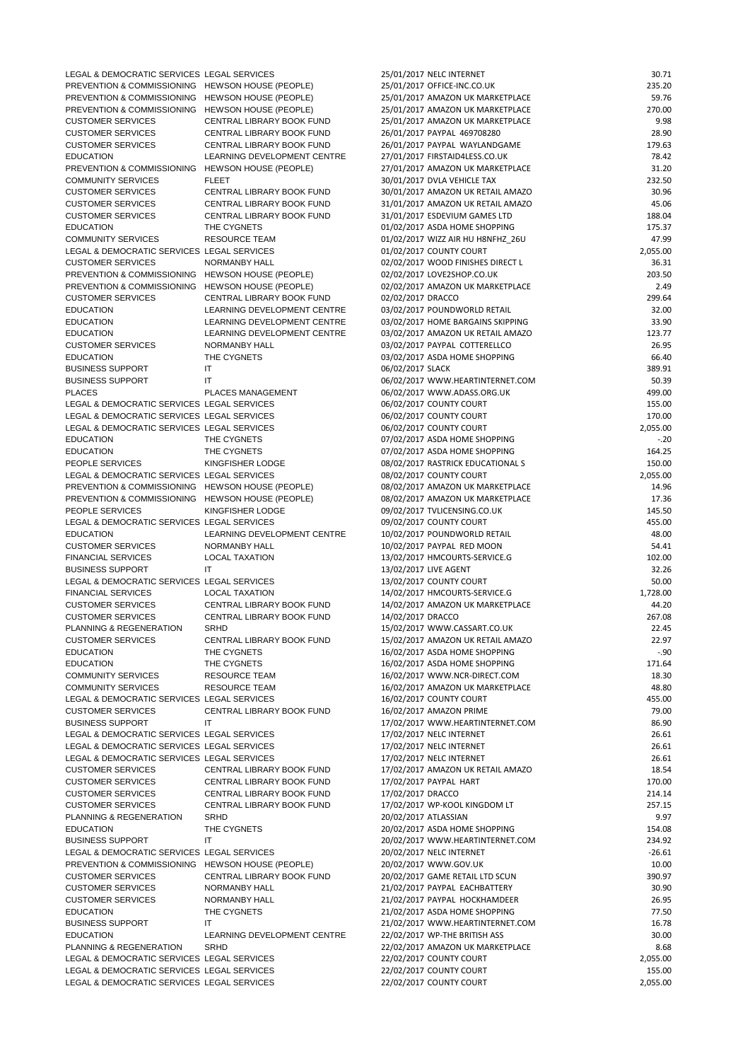| | | | | |
|---|---|---|---|---|
| LEGAL & DEMOCRATIC SERVICES | LEGAL SERVICES | 25/01/2017 | NELC INTERNET | 30.71 |
| PREVENTION & COMMISSIONING | HEWSON HOUSE (PEOPLE) | 25/01/2017 | OFFICE-INC.CO.UK | 235.20 |
| PREVENTION & COMMISSIONING | HEWSON HOUSE (PEOPLE) | 25/01/2017 | AMAZON UK MARKETPLACE | 59.76 |
| PREVENTION & COMMISSIONING | HEWSON HOUSE (PEOPLE) | 25/01/2017 | AMAZON UK MARKETPLACE | 270.00 |
| CUSTOMER SERVICES | CENTRAL LIBRARY BOOK FUND | 25/01/2017 | AMAZON UK MARKETPLACE | 9.98 |
| CUSTOMER SERVICES | CENTRAL LIBRARY BOOK FUND | 26/01/2017 | PAYPAL 469708280 | 28.90 |
| CUSTOMER SERVICES | CENTRAL LIBRARY BOOK FUND | 26/01/2017 | PAYPAL WAYLANDGAME | 179.63 |
| EDUCATION | LEARNING DEVELOPMENT CENTRE | 27/01/2017 | FIRSTAID4LESS.CO.UK | 78.42 |
| PREVENTION & COMMISSIONING | HEWSON HOUSE (PEOPLE) | 27/01/2017 | AMAZON UK MARKETPLACE | 31.20 |
| COMMUNITY SERVICES | FLEET | 30/01/2017 | DVLA VEHICLE TAX | 232.50 |
| CUSTOMER SERVICES | CENTRAL LIBRARY BOOK FUND | 30/01/2017 | AMAZON UK RETAIL AMAZO | 30.96 |
| CUSTOMER SERVICES | CENTRAL LIBRARY BOOK FUND | 31/01/2017 | AMAZON UK RETAIL AMAZO | 45.06 |
| CUSTOMER SERVICES | CENTRAL LIBRARY BOOK FUND | 31/01/2017 | ESDEVIUM GAMES LTD | 188.04 |
| EDUCATION | THE CYGNETS | 01/02/2017 | ASDA HOME SHOPPING | 175.37 |
| COMMUNITY SERVICES | RESOURCE TEAM | 01/02/2017 | WIZZ AIR HU H8NFHZ_26U | 47.99 |
| LEGAL & DEMOCRATIC SERVICES | LEGAL SERVICES | 01/02/2017 | COUNTY COURT | 2,055.00 |
| CUSTOMER SERVICES | NORMANBY HALL | 02/02/2017 | WOOD FINISHES DIRECT L | 36.31 |
| PREVENTION & COMMISSIONING | HEWSON HOUSE (PEOPLE) | 02/02/2017 | LOVE2SHOP.CO.UK | 203.50 |
| PREVENTION & COMMISSIONING | HEWSON HOUSE (PEOPLE) | 02/02/2017 | AMAZON UK MARKETPLACE | 2.49 |
| CUSTOMER SERVICES | CENTRAL LIBRARY BOOK FUND | 02/02/2017 | DRACCO | 299.64 |
| EDUCATION | LEARNING DEVELOPMENT CENTRE | 03/02/2017 | POUNDWORLD RETAIL | 32.00 |
| EDUCATION | LEARNING DEVELOPMENT CENTRE | 03/02/2017 | HOME BARGAINS SKIPPING | 33.90 |
| EDUCATION | LEARNING DEVELOPMENT CENTRE | 03/02/2017 | AMAZON UK RETAIL AMAZO | 123.77 |
| CUSTOMER SERVICES | NORMANBY HALL | 03/02/2017 | PAYPAL COTTERELLCO | 26.95 |
| EDUCATION | THE CYGNETS | 03/02/2017 | ASDA HOME SHOPPING | 66.40 |
| BUSINESS SUPPORT | IT | 06/02/2017 | SLACK | 389.91 |
| BUSINESS SUPPORT | IT | 06/02/2017 | WWW.HEARTINTERNET.COM | 50.39 |
| PLACES | PLACES MANAGEMENT | 06/02/2017 | WWW.ADASS.ORG.UK | 499.00 |
| LEGAL & DEMOCRATIC SERVICES | LEGAL SERVICES | 06/02/2017 | COUNTY COURT | 155.00 |
| LEGAL & DEMOCRATIC SERVICES | LEGAL SERVICES | 06/02/2017 | COUNTY COURT | 170.00 |
| LEGAL & DEMOCRATIC SERVICES | LEGAL SERVICES | 06/02/2017 | COUNTY COURT | 2,055.00 |
| EDUCATION | THE CYGNETS | 07/02/2017 | ASDA HOME SHOPPING | -.20 |
| EDUCATION | THE CYGNETS | 07/02/2017 | ASDA HOME SHOPPING | 164.25 |
| PEOPLE SERVICES | KINGFISHER LODGE | 08/02/2017 | RASTRICK EDUCATIONAL S | 150.00 |
| LEGAL & DEMOCRATIC SERVICES | LEGAL SERVICES | 08/02/2017 | COUNTY COURT | 2,055.00 |
| PREVENTION & COMMISSIONING | HEWSON HOUSE (PEOPLE) | 08/02/2017 | AMAZON UK MARKETPLACE | 14.96 |
| PREVENTION & COMMISSIONING | HEWSON HOUSE (PEOPLE) | 08/02/2017 | AMAZON UK MARKETPLACE | 17.36 |
| PEOPLE SERVICES | KINGFISHER LODGE | 09/02/2017 | TVLICENSING.CO.UK | 145.50 |
| LEGAL & DEMOCRATIC SERVICES | LEGAL SERVICES | 09/02/2017 | COUNTY COURT | 455.00 |
| EDUCATION | LEARNING DEVELOPMENT CENTRE | 10/02/2017 | POUNDWORLD RETAIL | 48.00 |
| CUSTOMER SERVICES | NORMANBY HALL | 10/02/2017 | PAYPAL RED MOON | 54.41 |
| FINANCIAL SERVICES | LOCAL TAXATION | 13/02/2017 | HMCOURTS-SERVICE.G | 102.00 |
| BUSINESS SUPPORT | IT | 13/02/2017 | LIVE AGENT | 32.26 |
| LEGAL & DEMOCRATIC SERVICES | LEGAL SERVICES | 13/02/2017 | COUNTY COURT | 50.00 |
| FINANCIAL SERVICES | LOCAL TAXATION | 14/02/2017 | HMCOURTS-SERVICE.G | 1,728.00 |
| CUSTOMER SERVICES | CENTRAL LIBRARY BOOK FUND | 14/02/2017 | AMAZON UK MARKETPLACE | 44.20 |
| CUSTOMER SERVICES | CENTRAL LIBRARY BOOK FUND | 14/02/2017 | DRACCO | 267.08 |
| PLANNING & REGENERATION | SRHD | 15/02/2017 | WWW.CASSART.CO.UK | 22.45 |
| CUSTOMER SERVICES | CENTRAL LIBRARY BOOK FUND | 15/02/2017 | AMAZON UK RETAIL AMAZO | 22.97 |
| EDUCATION | THE CYGNETS | 16/02/2017 | ASDA HOME SHOPPING | -.90 |
| EDUCATION | THE CYGNETS | 16/02/2017 | ASDA HOME SHOPPING | 171.64 |
| COMMUNITY SERVICES | RESOURCE TEAM | 16/02/2017 | WWW.NCR-DIRECT.COM | 18.30 |
| COMMUNITY SERVICES | RESOURCE TEAM | 16/02/2017 | AMAZON UK MARKETPLACE | 48.80 |
| LEGAL & DEMOCRATIC SERVICES | LEGAL SERVICES | 16/02/2017 | COUNTY COURT | 455.00 |
| CUSTOMER SERVICES | CENTRAL LIBRARY BOOK FUND | 16/02/2017 | AMAZON PRIME | 79.00 |
| BUSINESS SUPPORT | IT | 17/02/2017 | WWW.HEARTINTERNET.COM | 86.90 |
| LEGAL & DEMOCRATIC SERVICES | LEGAL SERVICES | 17/02/2017 | NELC INTERNET | 26.61 |
| LEGAL & DEMOCRATIC SERVICES | LEGAL SERVICES | 17/02/2017 | NELC INTERNET | 26.61 |
| LEGAL & DEMOCRATIC SERVICES | LEGAL SERVICES | 17/02/2017 | NELC INTERNET | 26.61 |
| CUSTOMER SERVICES | CENTRAL LIBRARY BOOK FUND | 17/02/2017 | AMAZON UK RETAIL AMAZO | 18.54 |
| CUSTOMER SERVICES | CENTRAL LIBRARY BOOK FUND | 17/02/2017 | PAYPAL HART | 170.00 |
| CUSTOMER SERVICES | CENTRAL LIBRARY BOOK FUND | 17/02/2017 | DRACCO | 214.14 |
| CUSTOMER SERVICES | CENTRAL LIBRARY BOOK FUND | 17/02/2017 | WP-KOOL KINGDOM LT | 257.15 |
| PLANNING & REGENERATION | SRHD | 20/02/2017 | ATLASSIAN | 9.97 |
| EDUCATION | THE CYGNETS | 20/02/2017 | ASDA HOME SHOPPING | 154.08 |
| BUSINESS SUPPORT | IT | 20/02/2017 | WWW.HEARTINTERNET.COM | 234.92 |
| LEGAL & DEMOCRATIC SERVICES | LEGAL SERVICES | 20/02/2017 | NELC INTERNET | -26.61 |
| PREVENTION & COMMISSIONING | HEWSON HOUSE (PEOPLE) | 20/02/2017 | WWW.GOV.UK | 10.00 |
| CUSTOMER SERVICES | CENTRAL LIBRARY BOOK FUND | 20/02/2017 | GAME RETAIL LTD SCUN | 390.97 |
| CUSTOMER SERVICES | NORMANBY HALL | 21/02/2017 | PAYPAL EACHBATTERY | 30.90 |
| CUSTOMER SERVICES | NORMANBY HALL | 21/02/2017 | PAYPAL HOCKHAMDEER | 26.95 |
| EDUCATION | THE CYGNETS | 21/02/2017 | ASDA HOME SHOPPING | 77.50 |
| BUSINESS SUPPORT | IT | 21/02/2017 | WWW.HEARTINTERNET.COM | 16.78 |
| EDUCATION | LEARNING DEVELOPMENT CENTRE | 22/02/2017 | WP-THE BRITISH ASS | 30.00 |
| PLANNING & REGENERATION | SRHD | 22/02/2017 | AMAZON UK MARKETPLACE | 8.68 |
| LEGAL & DEMOCRATIC SERVICES | LEGAL SERVICES | 22/02/2017 | COUNTY COURT | 2,055.00 |
| LEGAL & DEMOCRATIC SERVICES | LEGAL SERVICES | 22/02/2017 | COUNTY COURT | 155.00 |
| LEGAL & DEMOCRATIC SERVICES | LEGAL SERVICES | 22/02/2017 | COUNTY COURT | 2,055.00 |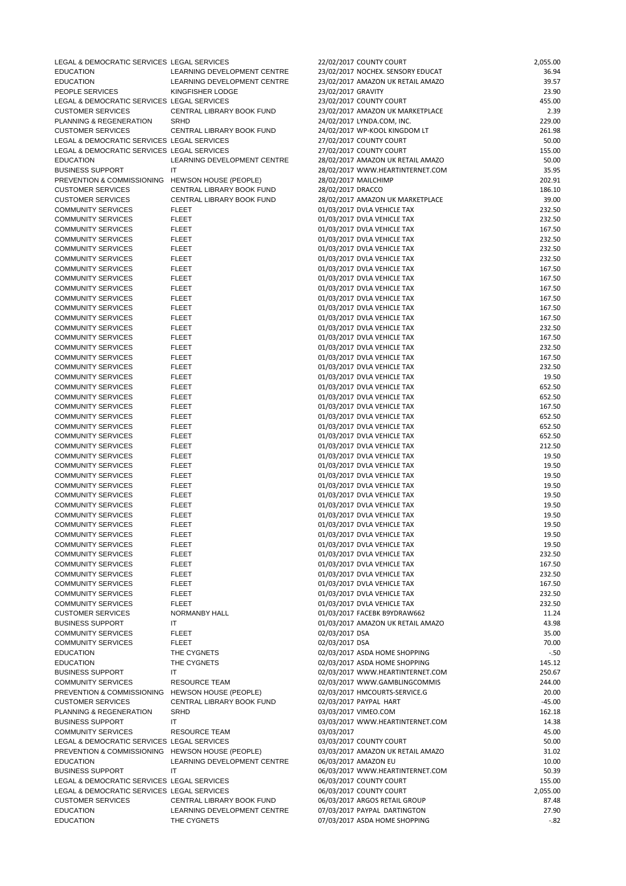| | | | | |
|---|---|---|---|---|
| LEGAL & DEMOCRATIC SERVICES | LEGAL SERVICES | 22/02/2017 | COUNTY COURT | 2,055.00 |
| EDUCATION | LEARNING DEVELOPMENT CENTRE | 23/02/2017 | NOCHEX. SENSORY EDUCAT | 36.94 |
| EDUCATION | LEARNING DEVELOPMENT CENTRE | 23/02/2017 | AMAZON UK RETAIL AMAZO | 39.57 |
| PEOPLE SERVICES | KINGFISHER LODGE | 23/02/2017 | GRAVITY | 23.90 |
| LEGAL & DEMOCRATIC SERVICES | LEGAL SERVICES | 23/02/2017 | COUNTY COURT | 455.00 |
| CUSTOMER SERVICES | CENTRAL LIBRARY BOOK FUND | 23/02/2017 | AMAZON UK MARKETPLACE | 2.39 |
| PLANNING & REGENERATION | SRHD | 24/02/2017 | LYNDA.COM, INC. | 229.00 |
| CUSTOMER SERVICES | CENTRAL LIBRARY BOOK FUND | 24/02/2017 | WP-KOOL KINGDOM LT | 261.98 |
| LEGAL & DEMOCRATIC SERVICES | LEGAL SERVICES | 27/02/2017 | COUNTY COURT | 50.00 |
| LEGAL & DEMOCRATIC SERVICES | LEGAL SERVICES | 27/02/2017 | COUNTY COURT | 155.00 |
| EDUCATION | LEARNING DEVELOPMENT CENTRE | 28/02/2017 | AMAZON UK RETAIL AMAZO | 50.00 |
| BUSINESS SUPPORT | IT | 28/02/2017 | WWW.HEARTINTERNET.COM | 35.95 |
| PREVENTION & COMMISSIONING | HEWSON HOUSE (PEOPLE) | 28/02/2017 | MAILCHIMP | 202.91 |
| CUSTOMER SERVICES | CENTRAL LIBRARY BOOK FUND | 28/02/2017 | DRACCO | 186.10 |
| CUSTOMER SERVICES | CENTRAL LIBRARY BOOK FUND | 28/02/2017 | AMAZON UK MARKETPLACE | 39.00 |
| COMMUNITY SERVICES | FLEET | 01/03/2017 | DVLA VEHICLE TAX | 232.50 |
| COMMUNITY SERVICES | FLEET | 01/03/2017 | DVLA VEHICLE TAX | 232.50 |
| COMMUNITY SERVICES | FLEET | 01/03/2017 | DVLA VEHICLE TAX | 167.50 |
| COMMUNITY SERVICES | FLEET | 01/03/2017 | DVLA VEHICLE TAX | 232.50 |
| COMMUNITY SERVICES | FLEET | 01/03/2017 | DVLA VEHICLE TAX | 232.50 |
| COMMUNITY SERVICES | FLEET | 01/03/2017 | DVLA VEHICLE TAX | 232.50 |
| COMMUNITY SERVICES | FLEET | 01/03/2017 | DVLA VEHICLE TAX | 167.50 |
| COMMUNITY SERVICES | FLEET | 01/03/2017 | DVLA VEHICLE TAX | 167.50 |
| COMMUNITY SERVICES | FLEET | 01/03/2017 | DVLA VEHICLE TAX | 167.50 |
| COMMUNITY SERVICES | FLEET | 01/03/2017 | DVLA VEHICLE TAX | 167.50 |
| COMMUNITY SERVICES | FLEET | 01/03/2017 | DVLA VEHICLE TAX | 167.50 |
| COMMUNITY SERVICES | FLEET | 01/03/2017 | DVLA VEHICLE TAX | 167.50 |
| COMMUNITY SERVICES | FLEET | 01/03/2017 | DVLA VEHICLE TAX | 232.50 |
| COMMUNITY SERVICES | FLEET | 01/03/2017 | DVLA VEHICLE TAX | 167.50 |
| COMMUNITY SERVICES | FLEET | 01/03/2017 | DVLA VEHICLE TAX | 232.50 |
| COMMUNITY SERVICES | FLEET | 01/03/2017 | DVLA VEHICLE TAX | 167.50 |
| COMMUNITY SERVICES | FLEET | 01/03/2017 | DVLA VEHICLE TAX | 232.50 |
| COMMUNITY SERVICES | FLEET | 01/03/2017 | DVLA VEHICLE TAX | 19.50 |
| COMMUNITY SERVICES | FLEET | 01/03/2017 | DVLA VEHICLE TAX | 652.50 |
| COMMUNITY SERVICES | FLEET | 01/03/2017 | DVLA VEHICLE TAX | 652.50 |
| COMMUNITY SERVICES | FLEET | 01/03/2017 | DVLA VEHICLE TAX | 167.50 |
| COMMUNITY SERVICES | FLEET | 01/03/2017 | DVLA VEHICLE TAX | 652.50 |
| COMMUNITY SERVICES | FLEET | 01/03/2017 | DVLA VEHICLE TAX | 652.50 |
| COMMUNITY SERVICES | FLEET | 01/03/2017 | DVLA VEHICLE TAX | 652.50 |
| COMMUNITY SERVICES | FLEET | 01/03/2017 | DVLA VEHICLE TAX | 212.50 |
| COMMUNITY SERVICES | FLEET | 01/03/2017 | DVLA VEHICLE TAX | 19.50 |
| COMMUNITY SERVICES | FLEET | 01/03/2017 | DVLA VEHICLE TAX | 19.50 |
| COMMUNITY SERVICES | FLEET | 01/03/2017 | DVLA VEHICLE TAX | 19.50 |
| COMMUNITY SERVICES | FLEET | 01/03/2017 | DVLA VEHICLE TAX | 19.50 |
| COMMUNITY SERVICES | FLEET | 01/03/2017 | DVLA VEHICLE TAX | 19.50 |
| COMMUNITY SERVICES | FLEET | 01/03/2017 | DVLA VEHICLE TAX | 19.50 |
| COMMUNITY SERVICES | FLEET | 01/03/2017 | DVLA VEHICLE TAX | 19.50 |
| COMMUNITY SERVICES | FLEET | 01/03/2017 | DVLA VEHICLE TAX | 19.50 |
| COMMUNITY SERVICES | FLEET | 01/03/2017 | DVLA VEHICLE TAX | 19.50 |
| COMMUNITY SERVICES | FLEET | 01/03/2017 | DVLA VEHICLE TAX | 19.50 |
| COMMUNITY SERVICES | FLEET | 01/03/2017 | DVLA VEHICLE TAX | 232.50 |
| COMMUNITY SERVICES | FLEET | 01/03/2017 | DVLA VEHICLE TAX | 167.50 |
| COMMUNITY SERVICES | FLEET | 01/03/2017 | DVLA VEHICLE TAX | 232.50 |
| COMMUNITY SERVICES | FLEET | 01/03/2017 | DVLA VEHICLE TAX | 167.50 |
| COMMUNITY SERVICES | FLEET | 01/03/2017 | DVLA VEHICLE TAX | 232.50 |
| COMMUNITY SERVICES | FLEET | 01/03/2017 | DVLA VEHICLE TAX | 232.50 |
| CUSTOMER SERVICES | NORMANBY HALL | 01/03/2017 | FACEBK B9YDRAW662 | 11.24 |
| BUSINESS SUPPORT | IT | 01/03/2017 | AMAZON UK RETAIL AMAZO | 43.98 |
| COMMUNITY SERVICES | FLEET | 02/03/2017 | DSA | 35.00 |
| COMMUNITY SERVICES | FLEET | 02/03/2017 | DSA | 70.00 |
| EDUCATION | THE CYGNETS | 02/03/2017 | ASDA HOME SHOPPING | -.50 |
| EDUCATION | THE CYGNETS | 02/03/2017 | ASDA HOME SHOPPING | 145.12 |
| BUSINESS SUPPORT | IT | 02/03/2017 | WWW.HEARTINTERNET.COM | 250.67 |
| COMMUNITY SERVICES | RESOURCE TEAM | 02/03/2017 | WWW.GAMBLINGCOMMIS | 244.00 |
| PREVENTION & COMMISSIONING | HEWSON HOUSE (PEOPLE) | 02/03/2017 | HMCOURTS-SERVICE.G | 20.00 |
| CUSTOMER SERVICES | CENTRAL LIBRARY BOOK FUND | 02/03/2017 | PAYPAL HART | -45.00 |
| PLANNING & REGENERATION | SRHD | 03/03/2017 | VIMEO.COM | 162.18 |
| BUSINESS SUPPORT | IT | 03/03/2017 | WWW.HEARTINTERNET.COM | 14.38 |
| COMMUNITY SERVICES | RESOURCE TEAM | 03/03/2017 | | 45.00 |
| LEGAL & DEMOCRATIC SERVICES | LEGAL SERVICES | 03/03/2017 | COUNTY COURT | 50.00 |
| PREVENTION & COMMISSIONING | HEWSON HOUSE (PEOPLE) | 03/03/2017 | AMAZON UK RETAIL AMAZO | 31.02 |
| EDUCATION | LEARNING DEVELOPMENT CENTRE | 06/03/2017 | AMAZON EU | 10.00 |
| BUSINESS SUPPORT | IT | 06/03/2017 | WWW.HEARTINTERNET.COM | 50.39 |
| LEGAL & DEMOCRATIC SERVICES | LEGAL SERVICES | 06/03/2017 | COUNTY COURT | 155.00 |
| LEGAL & DEMOCRATIC SERVICES | LEGAL SERVICES | 06/03/2017 | COUNTY COURT | 2,055.00 |
| CUSTOMER SERVICES | CENTRAL LIBRARY BOOK FUND | 06/03/2017 | ARGOS RETAIL GROUP | 87.48 |
| EDUCATION | LEARNING DEVELOPMENT CENTRE | 07/03/2017 | PAYPAL DARTINGTON | 27.90 |
| EDUCATION | THE CYGNETS | 07/03/2017 | ASDA HOME SHOPPING | -.82 |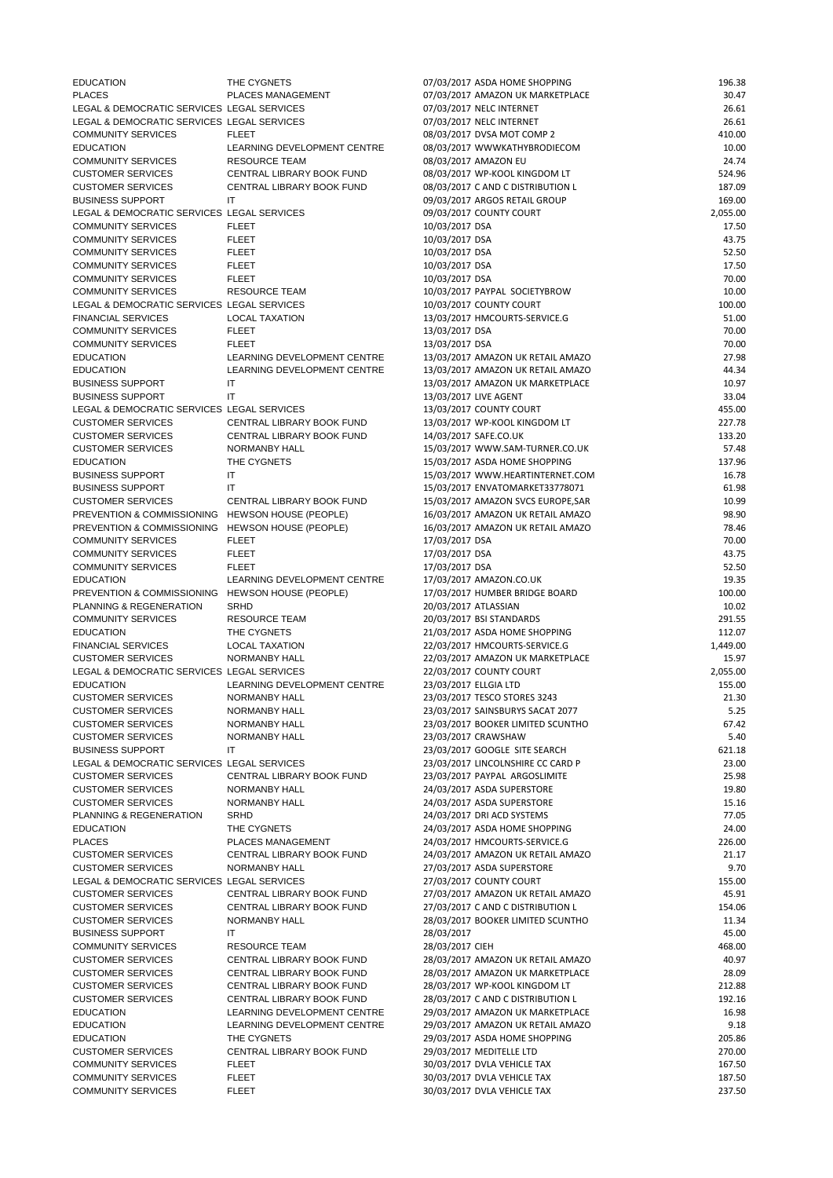| | | | | |
|---|---|---|---|---|
| EDUCATION | THE CYGNETS | 07/03/2017 | ASDA HOME SHOPPING | 196.38 |
| PLACES | PLACES MANAGEMENT | 07/03/2017 | AMAZON UK MARKETPLACE | 30.47 |
| LEGAL & DEMOCRATIC SERVICES | LEGAL SERVICES | 07/03/2017 | NELC INTERNET | 26.61 |
| LEGAL & DEMOCRATIC SERVICES | LEGAL SERVICES | 07/03/2017 | NELC INTERNET | 26.61 |
| COMMUNITY SERVICES | FLEET | 08/03/2017 | DVSA MOT COMP 2 | 410.00 |
| EDUCATION | LEARNING DEVELOPMENT CENTRE | 08/03/2017 | WWWKATHYBRODIECOM | 10.00 |
| COMMUNITY SERVICES | RESOURCE TEAM | 08/03/2017 | AMAZON EU | 24.74 |
| CUSTOMER SERVICES | CENTRAL LIBRARY BOOK FUND | 08/03/2017 | WP-KOOL KINGDOM LT | 524.96 |
| CUSTOMER SERVICES | CENTRAL LIBRARY BOOK FUND | 08/03/2017 | C AND C DISTRIBUTION L | 187.09 |
| BUSINESS SUPPORT | IT | 09/03/2017 | ARGOS RETAIL GROUP | 169.00 |
| LEGAL & DEMOCRATIC SERVICES | LEGAL SERVICES | 09/03/2017 | COUNTY COURT | 2,055.00 |
| COMMUNITY SERVICES | FLEET | 10/03/2017 | DSA | 17.50 |
| COMMUNITY SERVICES | FLEET | 10/03/2017 | DSA | 43.75 |
| COMMUNITY SERVICES | FLEET | 10/03/2017 | DSA | 52.50 |
| COMMUNITY SERVICES | FLEET | 10/03/2017 | DSA | 17.50 |
| COMMUNITY SERVICES | FLEET | 10/03/2017 | DSA | 70.00 |
| COMMUNITY SERVICES | RESOURCE TEAM | 10/03/2017 | PAYPAL SOCIETYBROW | 10.00 |
| LEGAL & DEMOCRATIC SERVICES | LEGAL SERVICES | 10/03/2017 | COUNTY COURT | 100.00 |
| FINANCIAL SERVICES | LOCAL TAXATION | 13/03/2017 | HMCOURTS-SERVICE.G | 51.00 |
| COMMUNITY SERVICES | FLEET | 13/03/2017 | DSA | 70.00 |
| COMMUNITY SERVICES | FLEET | 13/03/2017 | DSA | 70.00 |
| EDUCATION | LEARNING DEVELOPMENT CENTRE | 13/03/2017 | AMAZON UK RETAIL AMAZO | 27.98 |
| EDUCATION | LEARNING DEVELOPMENT CENTRE | 13/03/2017 | AMAZON UK RETAIL AMAZO | 44.34 |
| BUSINESS SUPPORT | IT | 13/03/2017 | AMAZON UK MARKETPLACE | 10.97 |
| BUSINESS SUPPORT | IT | 13/03/2017 | LIVE AGENT | 33.04 |
| LEGAL & DEMOCRATIC SERVICES | LEGAL SERVICES | 13/03/2017 | COUNTY COURT | 455.00 |
| CUSTOMER SERVICES | CENTRAL LIBRARY BOOK FUND | 13/03/2017 | WP-KOOL KINGDOM LT | 227.78 |
| CUSTOMER SERVICES | CENTRAL LIBRARY BOOK FUND | 14/03/2017 | SAFE.CO.UK | 133.20 |
| CUSTOMER SERVICES | NORMANBY HALL | 15/03/2017 | WWW.SAM-TURNER.CO.UK | 57.48 |
| EDUCATION | THE CYGNETS | 15/03/2017 | ASDA HOME SHOPPING | 137.96 |
| BUSINESS SUPPORT | IT | 15/03/2017 | WWW.HEARTINTERNET.COM | 16.78 |
| BUSINESS SUPPORT | IT | 15/03/2017 | ENVATOMARKET33778071 | 61.98 |
| CUSTOMER SERVICES | CENTRAL LIBRARY BOOK FUND | 15/03/2017 | AMAZON SVCS EUROPE,SAR | 10.99 |
| PREVENTION & COMMISSIONING | HEWSON HOUSE (PEOPLE) | 16/03/2017 | AMAZON UK RETAIL AMAZO | 98.90 |
| PREVENTION & COMMISSIONING | HEWSON HOUSE (PEOPLE) | 16/03/2017 | AMAZON UK RETAIL AMAZO | 78.46 |
| COMMUNITY SERVICES | FLEET | 17/03/2017 | DSA | 70.00 |
| COMMUNITY SERVICES | FLEET | 17/03/2017 | DSA | 43.75 |
| COMMUNITY SERVICES | FLEET | 17/03/2017 | DSA | 52.50 |
| EDUCATION | LEARNING DEVELOPMENT CENTRE | 17/03/2017 | AMAZON.CO.UK | 19.35 |
| PREVENTION & COMMISSIONING | HEWSON HOUSE (PEOPLE) | 17/03/2017 | HUMBER BRIDGE BOARD | 100.00 |
| PLANNING & REGENERATION | SRHD | 20/03/2017 | ATLASSIAN | 10.02 |
| COMMUNITY SERVICES | RESOURCE TEAM | 20/03/2017 | BSI STANDARDS | 291.55 |
| EDUCATION | THE CYGNETS | 21/03/2017 | ASDA HOME SHOPPING | 112.07 |
| FINANCIAL SERVICES | LOCAL TAXATION | 22/03/2017 | HMCOURTS-SERVICE.G | 1,449.00 |
| CUSTOMER SERVICES | NORMANBY HALL | 22/03/2017 | AMAZON UK MARKETPLACE | 15.97 |
| LEGAL & DEMOCRATIC SERVICES | LEGAL SERVICES | 22/03/2017 | COUNTY COURT | 2,055.00 |
| EDUCATION | LEARNING DEVELOPMENT CENTRE | 23/03/2017 | ELLGIA LTD | 155.00 |
| CUSTOMER SERVICES | NORMANBY HALL | 23/03/2017 | TESCO STORES 3243 | 21.30 |
| CUSTOMER SERVICES | NORMANBY HALL | 23/03/2017 | SAINSBURYS SACAT 2077 | 5.25 |
| CUSTOMER SERVICES | NORMANBY HALL | 23/03/2017 | BOOKER LIMITED SCUNTHO | 67.42 |
| CUSTOMER SERVICES | NORMANBY HALL | 23/03/2017 | CRAWSHAW | 5.40 |
| BUSINESS SUPPORT | IT | 23/03/2017 | GOOGLE SITE SEARCH | 621.18 |
| LEGAL & DEMOCRATIC SERVICES | LEGAL SERVICES | 23/03/2017 | LINCOLNSHIRE CC CARD P | 23.00 |
| CUSTOMER SERVICES | CENTRAL LIBRARY BOOK FUND | 23/03/2017 | PAYPAL ARGOSLIMITE | 25.98 |
| CUSTOMER SERVICES | NORMANBY HALL | 24/03/2017 | ASDA SUPERSTORE | 19.80 |
| CUSTOMER SERVICES | NORMANBY HALL | 24/03/2017 | ASDA SUPERSTORE | 15.16 |
| PLANNING & REGENERATION | SRHD | 24/03/2017 | DRI ACD SYSTEMS | 77.05 |
| EDUCATION | THE CYGNETS | 24/03/2017 | ASDA HOME SHOPPING | 24.00 |
| PLACES | PLACES MANAGEMENT | 24/03/2017 | HMCOURTS-SERVICE.G | 226.00 |
| CUSTOMER SERVICES | CENTRAL LIBRARY BOOK FUND | 24/03/2017 | AMAZON UK RETAIL AMAZO | 21.17 |
| CUSTOMER SERVICES | NORMANBY HALL | 27/03/2017 | ASDA SUPERSTORE | 9.70 |
| LEGAL & DEMOCRATIC SERVICES | LEGAL SERVICES | 27/03/2017 | COUNTY COURT | 155.00 |
| CUSTOMER SERVICES | CENTRAL LIBRARY BOOK FUND | 27/03/2017 | AMAZON UK RETAIL AMAZO | 45.91 |
| CUSTOMER SERVICES | CENTRAL LIBRARY BOOK FUND | 27/03/2017 | C AND C DISTRIBUTION L | 154.06 |
| CUSTOMER SERVICES | NORMANBY HALL | 28/03/2017 | BOOKER LIMITED SCUNTHO | 11.34 |
| BUSINESS SUPPORT | IT | 28/03/2017 | | 45.00 |
| COMMUNITY SERVICES | RESOURCE TEAM | 28/03/2017 | CIEH | 468.00 |
| CUSTOMER SERVICES | CENTRAL LIBRARY BOOK FUND | 28/03/2017 | AMAZON UK RETAIL AMAZO | 40.97 |
| CUSTOMER SERVICES | CENTRAL LIBRARY BOOK FUND | 28/03/2017 | AMAZON UK MARKETPLACE | 28.09 |
| CUSTOMER SERVICES | CENTRAL LIBRARY BOOK FUND | 28/03/2017 | WP-KOOL KINGDOM LT | 212.88 |
| CUSTOMER SERVICES | CENTRAL LIBRARY BOOK FUND | 28/03/2017 | C AND C DISTRIBUTION L | 192.16 |
| EDUCATION | LEARNING DEVELOPMENT CENTRE | 29/03/2017 | AMAZON UK MARKETPLACE | 16.98 |
| EDUCATION | LEARNING DEVELOPMENT CENTRE | 29/03/2017 | AMAZON UK RETAIL AMAZO | 9.18 |
| EDUCATION | THE CYGNETS | 29/03/2017 | ASDA HOME SHOPPING | 205.86 |
| CUSTOMER SERVICES | CENTRAL LIBRARY BOOK FUND | 29/03/2017 | MEDITELLE LTD | 270.00 |
| COMMUNITY SERVICES | FLEET | 30/03/2017 | DVLA VEHICLE TAX | 167.50 |
| COMMUNITY SERVICES | FLEET | 30/03/2017 | DVLA VEHICLE TAX | 187.50 |
| COMMUNITY SERVICES | FLEET | 30/03/2017 | DVLA VEHICLE TAX | 237.50 |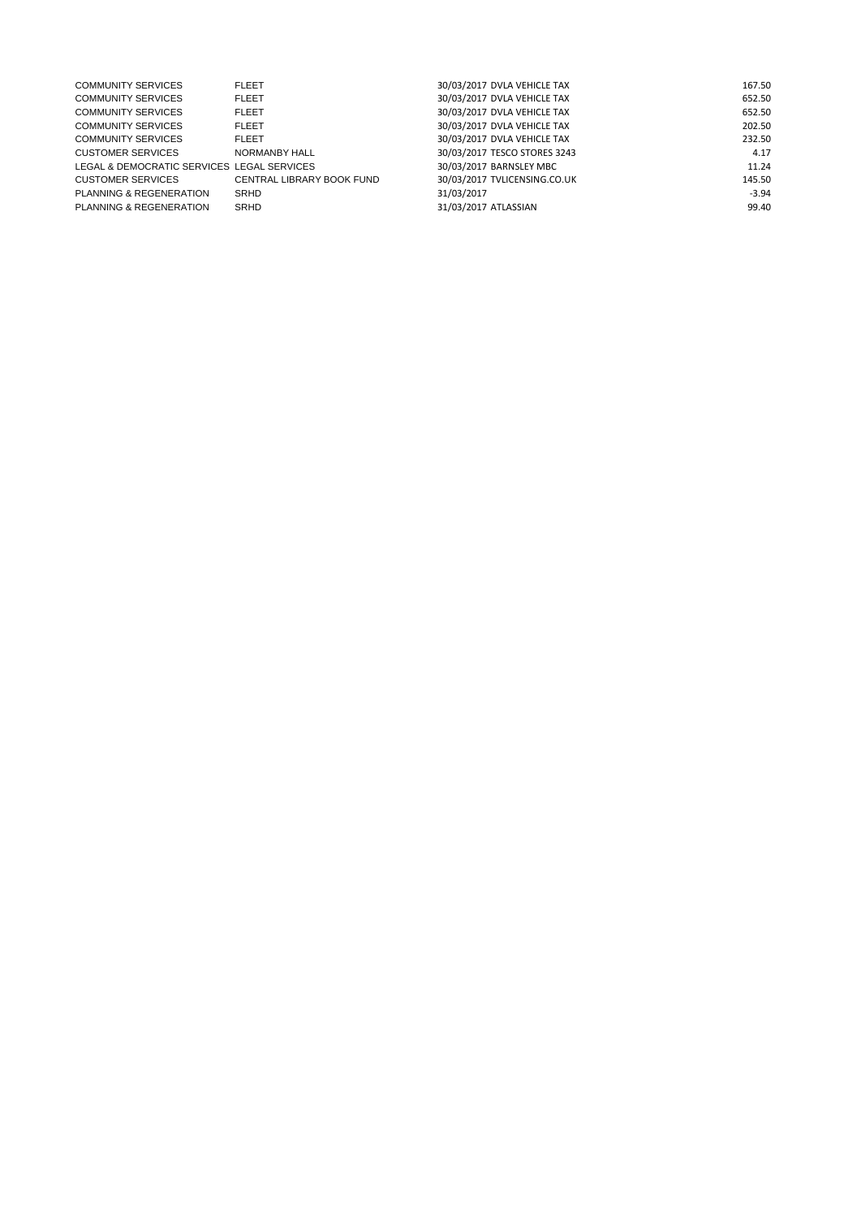| | | | | |
|---|---|---|---|---|
| COMMUNITY SERVICES | FLEET | 30/03/2017 | DVLA VEHICLE TAX | 167.50 |
| COMMUNITY SERVICES | FLEET | 30/03/2017 | DVLA VEHICLE TAX | 652.50 |
| COMMUNITY SERVICES | FLEET | 30/03/2017 | DVLA VEHICLE TAX | 652.50 |
| COMMUNITY SERVICES | FLEET | 30/03/2017 | DVLA VEHICLE TAX | 202.50 |
| COMMUNITY SERVICES | FLEET | 30/03/2017 | DVLA VEHICLE TAX | 232.50 |
| CUSTOMER SERVICES | NORMANBY HALL | 30/03/2017 | TESCO STORES 3243 | 4.17 |
| LEGAL & DEMOCRATIC SERVICES | LEGAL SERVICES | 30/03/2017 | BARNSLEY MBC | 11.24 |
| CUSTOMER SERVICES | CENTRAL LIBRARY BOOK FUND | 30/03/2017 | TVLICENSING.CO.UK | 145.50 |
| PLANNING & REGENERATION | SRHD | 31/03/2017 | | -3.94 |
| PLANNING & REGENERATION | SRHD | 31/03/2017 | ATLASSIAN | 99.40 |